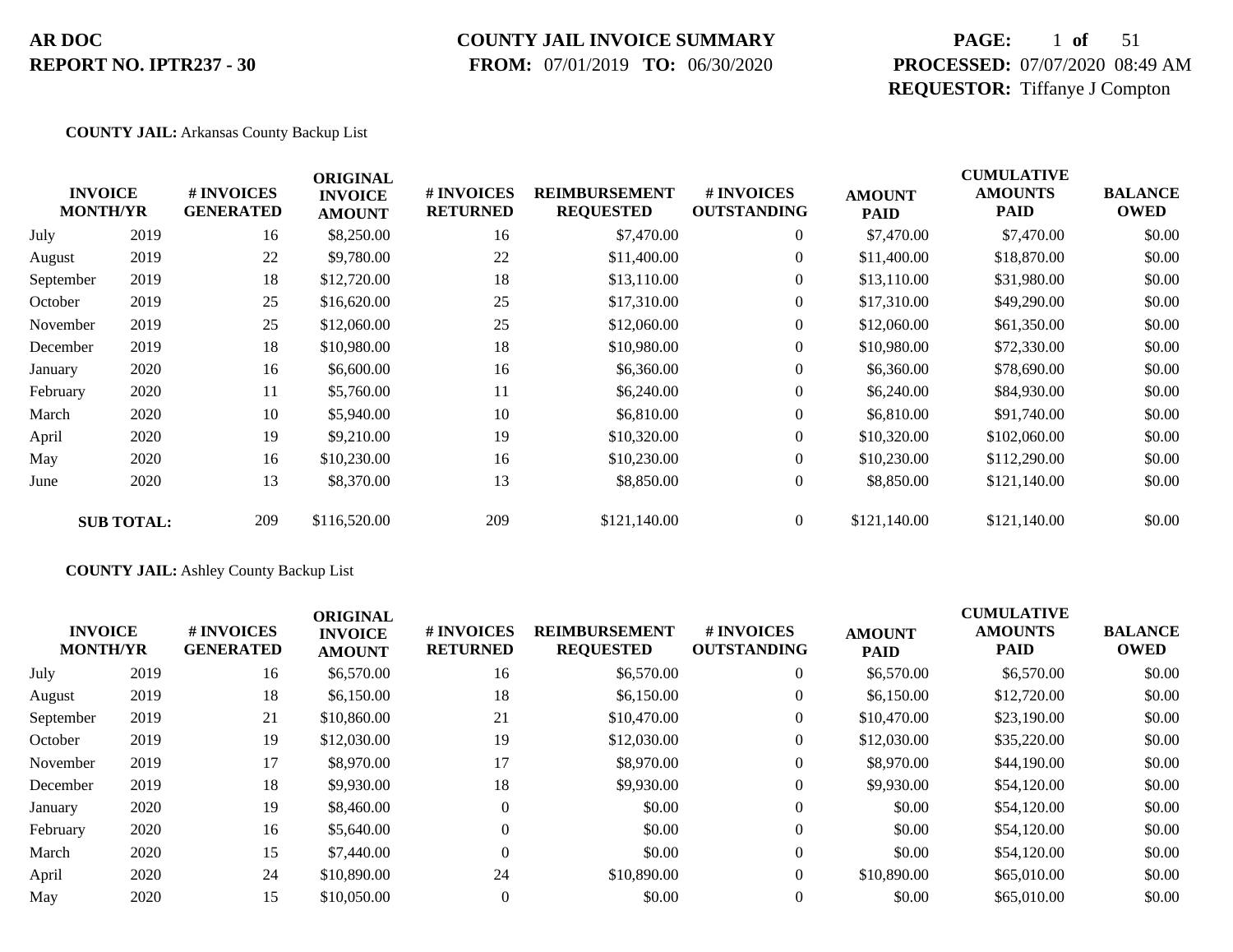**AR DOC**
**REPORT NO. IPTR237 - 30**

**COUNTY JAIL INVOICE SUMMARY**
**FROM:** 07/01/2019 **TO:** 06/30/2020

**PROCESSED:** 07/07/2020 08:49 AM
**REQUESTOR:** Tiffanye J Compton

**COUNTY JAIL:** Arkansas County Backup List

| INVOICE MONTH | YR | # INVOICES GENERATED | ORIGINAL INVOICE AMOUNT | # INVOICES RETURNED | REIMBURSEMENT REQUESTED | # INVOICES OUTSTANDING | AMOUNT PAID | CUMULATIVE AMOUNTS PAID | BALANCE OWED |
|---|---|---|---|---|---|---|---|---|---|
| July | 2019 | 16 | $8,250.00 | 16 | $7,470.00 | 0 | $7,470.00 | $7,470.00 | $0.00 |
| August | 2019 | 22 | $9,780.00 | 22 | $11,400.00 | 0 | $11,400.00 | $18,870.00 | $0.00 |
| September | 2019 | 18 | $12,720.00 | 18 | $13,110.00 | 0 | $13,110.00 | $31,980.00 | $0.00 |
| October | 2019 | 25 | $16,620.00 | 25 | $17,310.00 | 0 | $17,310.00 | $49,290.00 | $0.00 |
| November | 2019 | 25 | $12,060.00 | 25 | $12,060.00 | 0 | $12,060.00 | $61,350.00 | $0.00 |
| December | 2019 | 18 | $10,980.00 | 18 | $10,980.00 | 0 | $10,980.00 | $72,330.00 | $0.00 |
| January | 2020 | 16 | $6,600.00 | 16 | $6,360.00 | 0 | $6,360.00 | $78,690.00 | $0.00 |
| February | 2020 | 11 | $5,760.00 | 11 | $6,240.00 | 0 | $6,240.00 | $84,930.00 | $0.00 |
| March | 2020 | 10 | $5,940.00 | 10 | $6,810.00 | 0 | $6,810.00 | $91,740.00 | $0.00 |
| April | 2020 | 19 | $9,210.00 | 19 | $10,320.00 | 0 | $10,320.00 | $102,060.00 | $0.00 |
| May | 2020 | 16 | $10,230.00 | 16 | $10,230.00 | 0 | $10,230.00 | $112,290.00 | $0.00 |
| June | 2020 | 13 | $8,370.00 | 13 | $8,850.00 | 0 | $8,850.00 | $121,140.00 | $0.00 |
| **SUB TOTAL:** | | 209 | $116,520.00 | 209 | $121,140.00 | 0 | $121,140.00 | $121,140.00 | $0.00 |

**COUNTY JAIL:** Ashley County Backup List

| INVOICE MONTH | YR | # INVOICES GENERATED | ORIGINAL INVOICE AMOUNT | # INVOICES RETURNED | REIMBURSEMENT REQUESTED | # INVOICES OUTSTANDING | AMOUNT PAID | CUMULATIVE AMOUNTS PAID | BALANCE OWED |
|---|---|---|---|---|---|---|---|---|---|
| July | 2019 | 16 | $6,570.00 | 16 | $6,570.00 | 0 | $6,570.00 | $6,570.00 | $0.00 |
| August | 2019 | 18 | $6,150.00 | 18 | $6,150.00 | 0 | $6,150.00 | $12,720.00 | $0.00 |
| September | 2019 | 21 | $10,860.00 | 21 | $10,470.00 | 0 | $10,470.00 | $23,190.00 | $0.00 |
| October | 2019 | 19 | $12,030.00 | 19 | $12,030.00 | 0 | $12,030.00 | $35,220.00 | $0.00 |
| November | 2019 | 17 | $8,970.00 | 17 | $8,970.00 | 0 | $8,970.00 | $44,190.00 | $0.00 |
| December | 2019 | 18 | $9,930.00 | 18 | $9,930.00 | 0 | $9,930.00 | $54,120.00 | $0.00 |
| January | 2020 | 19 | $8,460.00 | 0 | $0.00 | 0 | $0.00 | $54,120.00 | $0.00 |
| February | 2020 | 16 | $5,640.00 | 0 | $0.00 | 0 | $0.00 | $54,120.00 | $0.00 |
| March | 2020 | 15 | $7,440.00 | 0 | $0.00 | 0 | $0.00 | $54,120.00 | $0.00 |
| April | 2020 | 24 | $10,890.00 | 24 | $10,890.00 | 0 | $10,890.00 | $65,010.00 | $0.00 |
| May | 2020 | 15 | $10,050.00 | 0 | $0.00 | 0 | $0.00 | $65,010.00 | $0.00 |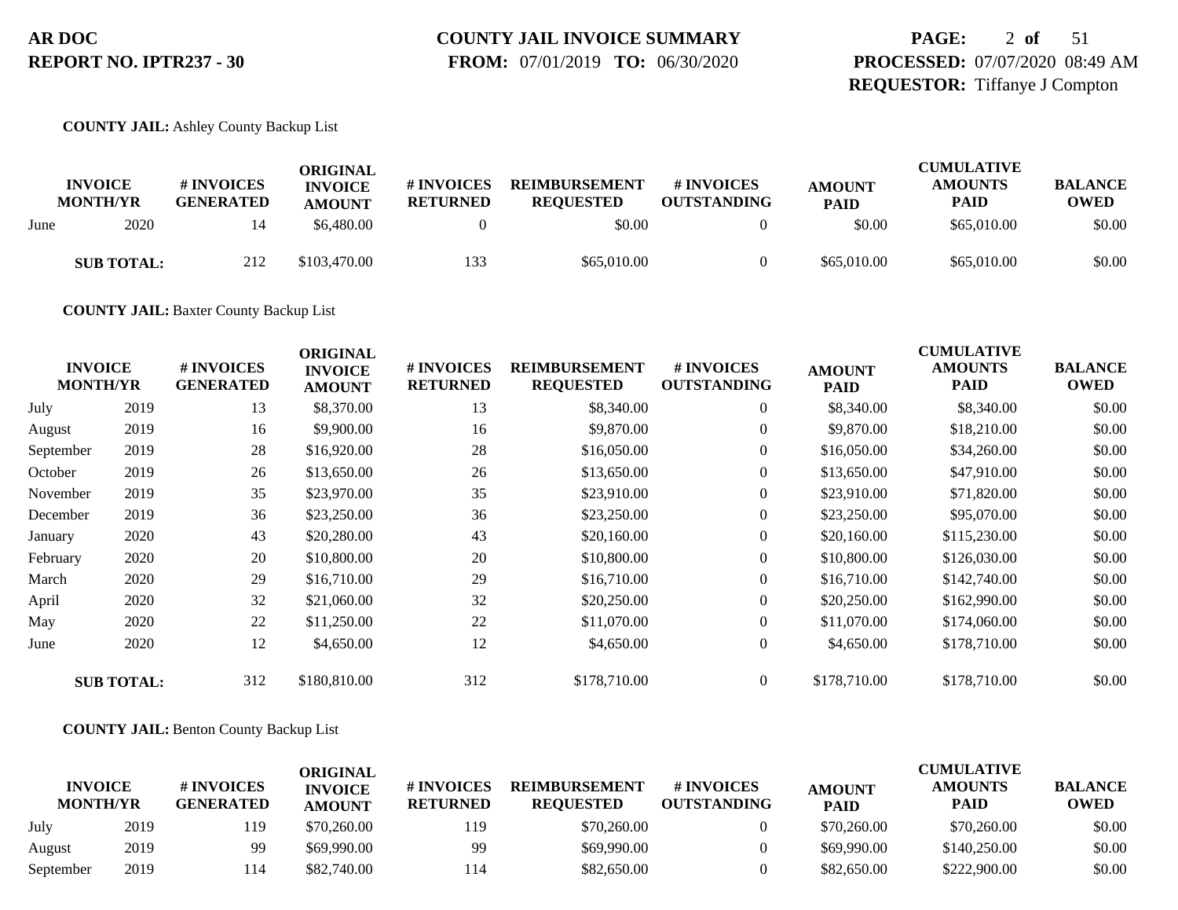**COUNTY JAIL:** Ashley County Backup List

| INVOICE MONTH/YR | | # INVOICES GENERATED | ORIGINAL INVOICE AMOUNT | # INVOICES RETURNED | REIMBURSEMENT REQUESTED | # INVOICES OUTSTANDING | AMOUNT PAID | CUMULATIVE AMOUNTS PAID | BALANCE OWED |
|---|---|---|---|---|---|---|---|---|---|
| June | 2020 | 14 | $6,480.00 | 0 | $0.00 | 0 | $0.00 | $65,010.00 | $0.00 |
| **SUB TOTAL:** | | 212 | $103,470.00 | 133 | $65,010.00 | 0 | $65,010.00 | $65,010.00 | $0.00 |

**COUNTY JAIL:** Baxter County Backup List

| INVOICE MONTH/YR | | # INVOICES GENERATED | ORIGINAL INVOICE AMOUNT | # INVOICES RETURNED | REIMBURSEMENT REQUESTED | # INVOICES OUTSTANDING | AMOUNT PAID | CUMULATIVE AMOUNTS PAID | BALANCE OWED |
|---|---|---|---|---|---|---|---|---|---|
| July | 2019 | 13 | $8,370.00 | 13 | $8,340.00 | 0 | $8,340.00 | $8,340.00 | $0.00 |
| August | 2019 | 16 | $9,900.00 | 16 | $9,870.00 | 0 | $9,870.00 | $18,210.00 | $0.00 |
| September | 2019 | 28 | $16,920.00 | 28 | $16,050.00 | 0 | $16,050.00 | $34,260.00 | $0.00 |
| October | 2019 | 26 | $13,650.00 | 26 | $13,650.00 | 0 | $13,650.00 | $47,910.00 | $0.00 |
| November | 2019 | 35 | $23,970.00 | 35 | $23,910.00 | 0 | $23,910.00 | $71,820.00 | $0.00 |
| December | 2019 | 36 | $23,250.00 | 36 | $23,250.00 | 0 | $23,250.00 | $95,070.00 | $0.00 |
| January | 2020 | 43 | $20,280.00 | 43 | $20,160.00 | 0 | $20,160.00 | $115,230.00 | $0.00 |
| February | 2020 | 20 | $10,800.00 | 20 | $10,800.00 | 0 | $10,800.00 | $126,030.00 | $0.00 |
| March | 2020 | 29 | $16,710.00 | 29 | $16,710.00 | 0 | $16,710.00 | $142,740.00 | $0.00 |
| April | 2020 | 32 | $21,060.00 | 32 | $20,250.00 | 0 | $20,250.00 | $162,990.00 | $0.00 |
| May | 2020 | 22 | $11,250.00 | 22 | $11,070.00 | 0 | $11,070.00 | $174,060.00 | $0.00 |
| June | 2020 | 12 | $4,650.00 | 12 | $4,650.00 | 0 | $4,650.00 | $178,710.00 | $0.00 |
| **SUB TOTAL:** | | 312 | $180,810.00 | 312 | $178,710.00 | 0 | $178,710.00 | $178,710.00 | $0.00 |

**COUNTY JAIL:** Benton County Backup List

| INVOICE MONTH/YR | | # INVOICES GENERATED | ORIGINAL INVOICE AMOUNT | # INVOICES RETURNED | REIMBURSEMENT REQUESTED | # INVOICES OUTSTANDING | AMOUNT PAID | CUMULATIVE AMOUNTS PAID | BALANCE OWED |
|---|---|---|---|---|---|---|---|---|---|
| July | 2019 | 119 | $70,260.00 | 119 | $70,260.00 | 0 | $70,260.00 | $70,260.00 | $0.00 |
| August | 2019 | 99 | $69,990.00 | 99 | $69,990.00 | 0 | $69,990.00 | $140,250.00 | $0.00 |
| September | 2019 | 114 | $82,740.00 | 114 | $82,650.00 | 0 | $82,650.00 | $222,900.00 | $0.00 |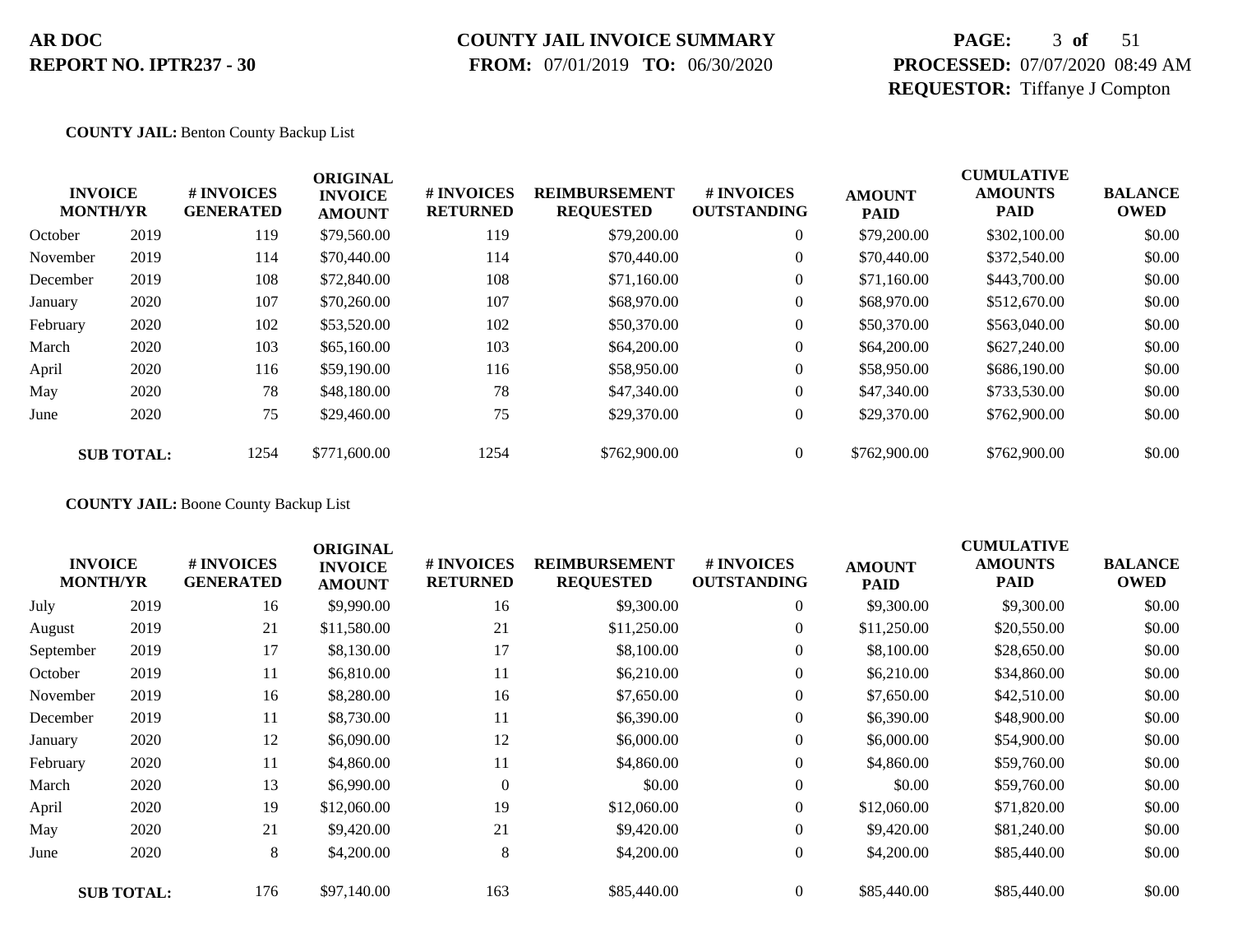**AR DOC**
**REPORT NO. IPTR237 - 30**

**COUNTY JAIL INVOICE SUMMARY**
**FROM:** 07/01/2019 **TO:** 06/30/2020

**PROCESSED:** 07/07/2020 08:49 AM
**REQUESTOR:** Tiffanye J Compton

**COUNTY JAIL:** Benton County Backup List

| INVOICE MONTH/YR | | # INVOICES GENERATED | ORIGINAL INVOICE AMOUNT | # INVOICES RETURNED | REIMBURSEMENT REQUESTED | # INVOICES OUTSTANDING | AMOUNT PAID | CUMULATIVE AMOUNTS PAID | BALANCE OWED |
|---|---|---|---|---|---|---|---|---|---|
| October | 2019 | 119 | $79,560.00 | 119 | $79,200.00 | 0 | $79,200.00 | $302,100.00 | $0.00 |
| November | 2019 | 114 | $70,440.00 | 114 | $70,440.00 | 0 | $70,440.00 | $372,540.00 | $0.00 |
| December | 2019 | 108 | $72,840.00 | 108 | $71,160.00 | 0 | $71,160.00 | $443,700.00 | $0.00 |
| January | 2020 | 107 | $70,260.00 | 107 | $68,970.00 | 0 | $68,970.00 | $512,670.00 | $0.00 |
| February | 2020 | 102 | $53,520.00 | 102 | $50,370.00 | 0 | $50,370.00 | $563,040.00 | $0.00 |
| March | 2020 | 103 | $65,160.00 | 103 | $64,200.00 | 0 | $64,200.00 | $627,240.00 | $0.00 |
| April | 2020 | 116 | $59,190.00 | 116 | $58,950.00 | 0 | $58,950.00 | $686,190.00 | $0.00 |
| May | 2020 | 78 | $48,180.00 | 78 | $47,340.00 | 0 | $47,340.00 | $733,530.00 | $0.00 |
| June | 2020 | 75 | $29,460.00 | 75 | $29,370.00 | 0 | $29,370.00 | $762,900.00 | $0.00 |
| **SUB TOTAL:** | | 1254 | $771,600.00 | 1254 | $762,900.00 | 0 | $762,900.00 | $762,900.00 | $0.00 |

**COUNTY JAIL:** Boone County Backup List

| INVOICE MONTH/YR | | # INVOICES GENERATED | ORIGINAL INVOICE AMOUNT | # INVOICES RETURNED | REIMBURSEMENT REQUESTED | # INVOICES OUTSTANDING | AMOUNT PAID | CUMULATIVE AMOUNTS PAID | BALANCE OWED |
|---|---|---|---|---|---|---|---|---|---|
| July | 2019 | 16 | $9,990.00 | 16 | $9,300.00 | 0 | $9,300.00 | $9,300.00 | $0.00 |
| August | 2019 | 21 | $11,580.00 | 21 | $11,250.00 | 0 | $11,250.00 | $20,550.00 | $0.00 |
| September | 2019 | 17 | $8,130.00 | 17 | $8,100.00 | 0 | $8,100.00 | $28,650.00 | $0.00 |
| October | 2019 | 11 | $6,810.00 | 11 | $6,210.00 | 0 | $6,210.00 | $34,860.00 | $0.00 |
| November | 2019 | 16 | $8,280.00 | 16 | $7,650.00 | 0 | $7,650.00 | $42,510.00 | $0.00 |
| December | 2019 | 11 | $8,730.00 | 11 | $6,390.00 | 0 | $6,390.00 | $48,900.00 | $0.00 |
| January | 2020 | 12 | $6,090.00 | 12 | $6,000.00 | 0 | $6,000.00 | $54,900.00 | $0.00 |
| February | 2020 | 11 | $4,860.00 | 11 | $4,860.00 | 0 | $4,860.00 | $59,760.00 | $0.00 |
| March | 2020 | 13 | $6,990.00 | 0 | $0.00 | 0 | $0.00 | $59,760.00 | $0.00 |
| April | 2020 | 19 | $12,060.00 | 19 | $12,060.00 | 0 | $12,060.00 | $71,820.00 | $0.00 |
| May | 2020 | 21 | $9,420.00 | 21 | $9,420.00 | 0 | $9,420.00 | $81,240.00 | $0.00 |
| June | 2020 | 8 | $4,200.00 | 8 | $4,200.00 | 0 | $4,200.00 | $85,440.00 | $0.00 |
| **SUB TOTAL:** | | 176 | $97,140.00 | 163 | $85,440.00 | 0 | $85,440.00 | $85,440.00 | $0.00 |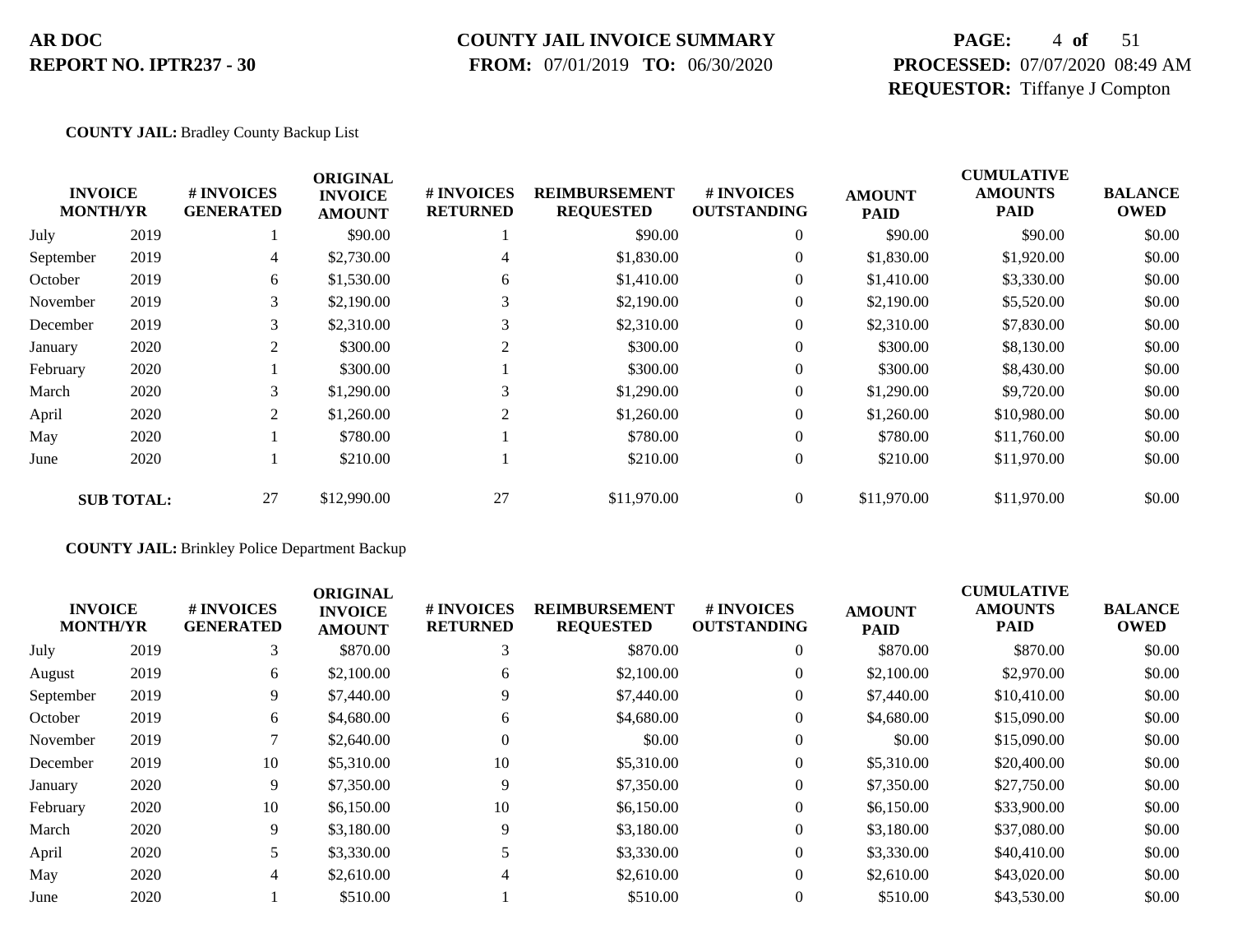**COUNTY JAIL:** Bradley County Backup List

| INVOICE MONTH/YR | | # INVOICES GENERATED | ORIGINAL INVOICE AMOUNT | # INVOICES RETURNED | REIMBURSEMENT REQUESTED | # INVOICES OUTSTANDING | AMOUNT PAID | CUMULATIVE AMOUNTS PAID | BALANCE OWED |
|---|---|---|---|---|---|---|---|---|---|
| July | 2019 | 1 | $90.00 | 1 | $90.00 | 0 | $90.00 | $90.00 | $0.00 |
| September | 2019 | 4 | $2,730.00 | 4 | $1,830.00 | 0 | $1,830.00 | $1,920.00 | $0.00 |
| October | 2019 | 6 | $1,530.00 | 6 | $1,410.00 | 0 | $1,410.00 | $3,330.00 | $0.00 |
| November | 2019 | 3 | $2,190.00 | 3 | $2,190.00 | 0 | $2,190.00 | $5,520.00 | $0.00 |
| December | 2019 | 3 | $2,310.00 | 3 | $2,310.00 | 0 | $2,310.00 | $7,830.00 | $0.00 |
| January | 2020 | 2 | $300.00 | 2 | $300.00 | 0 | $300.00 | $8,130.00 | $0.00 |
| February | 2020 | 1 | $300.00 | 1 | $300.00 | 0 | $300.00 | $8,430.00 | $0.00 |
| March | 2020 | 3 | $1,290.00 | 3 | $1,290.00 | 0 | $1,290.00 | $9,720.00 | $0.00 |
| April | 2020 | 2 | $1,260.00 | 2 | $1,260.00 | 0 | $1,260.00 | $10,980.00 | $0.00 |
| May | 2020 | 1 | $780.00 | 1 | $780.00 | 0 | $780.00 | $11,760.00 | $0.00 |
| June | 2020 | 1 | $210.00 | 1 | $210.00 | 0 | $210.00 | $11,970.00 | $0.00 |
| **SUB TOTAL:** | | 27 | $12,990.00 | 27 | $11,970.00 | 0 | $11,970.00 | $11,970.00 | $0.00 |

**COUNTY JAIL:** Brinkley Police Department Backup

| INVOICE MONTH/YR | | # INVOICES GENERATED | ORIGINAL INVOICE AMOUNT | # INVOICES RETURNED | REIMBURSEMENT REQUESTED | # INVOICES OUTSTANDING | AMOUNT PAID | CUMULATIVE AMOUNTS PAID | BALANCE OWED |
|---|---|---|---|---|---|---|---|---|---|
| July | 2019 | 3 | $870.00 | 3 | $870.00 | 0 | $870.00 | $870.00 | $0.00 |
| August | 2019 | 6 | $2,100.00 | 6 | $2,100.00 | 0 | $2,100.00 | $2,970.00 | $0.00 |
| September | 2019 | 9 | $7,440.00 | 9 | $7,440.00 | 0 | $7,440.00 | $10,410.00 | $0.00 |
| October | 2019 | 6 | $4,680.00 | 6 | $4,680.00 | 0 | $4,680.00 | $15,090.00 | $0.00 |
| November | 2019 | 7 | $2,640.00 | 0 | $0.00 | 0 | $0.00 | $15,090.00 | $0.00 |
| December | 2019 | 10 | $5,310.00 | 10 | $5,310.00 | 0 | $5,310.00 | $20,400.00 | $0.00 |
| January | 2020 | 9 | $7,350.00 | 9 | $7,350.00 | 0 | $7,350.00 | $27,750.00 | $0.00 |
| February | 2020 | 10 | $6,150.00 | 10 | $6,150.00 | 0 | $6,150.00 | $33,900.00 | $0.00 |
| March | 2020 | 9 | $3,180.00 | 9 | $3,180.00 | 0 | $3,180.00 | $37,080.00 | $0.00 |
| April | 2020 | 5 | $3,330.00 | 5 | $3,330.00 | 0 | $3,330.00 | $40,410.00 | $0.00 |
| May | 2020 | 4 | $2,610.00 | 4 | $2,610.00 | 0 | $2,610.00 | $43,020.00 | $0.00 |
| June | 2020 | 1 | $510.00 | 1 | $510.00 | 0 | $510.00 | $43,530.00 | $0.00 |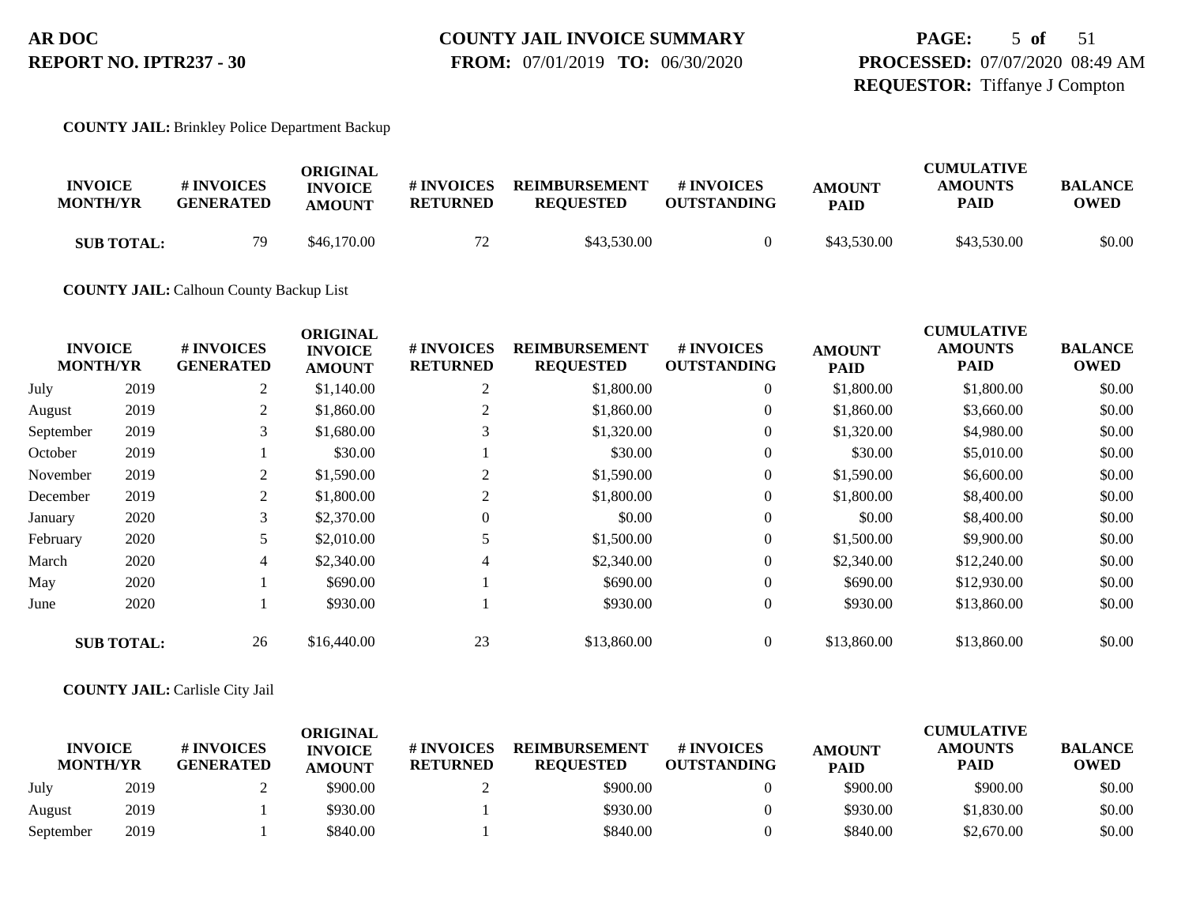**COUNTY JAIL:** Brinkley Police Department Backup

| INVOICE MONTH/YR | | # INVOICES GENERATED | ORIGINAL INVOICE AMOUNT | # INVOICES RETURNED | REIMBURSEMENT REQUESTED | # INVOICES OUTSTANDING | AMOUNT PAID | CUMULATIVE AMOUNTS PAID | BALANCE OWED |
|---|---|---|---|---|---|---|---|---|---|
| **SUB TOTAL:** | | 79 | $46,170.00 | 72 | $43,530.00 | 0 | $43,530.00 | $43,530.00 | $0.00 |

**COUNTY JAIL:** Calhoun County Backup List

| INVOICE MONTH/YR | | # INVOICES GENERATED | ORIGINAL INVOICE AMOUNT | # INVOICES RETURNED | REIMBURSEMENT REQUESTED | # INVOICES OUTSTANDING | AMOUNT PAID | CUMULATIVE AMOUNTS PAID | BALANCE OWED |
|---|---|---|---|---|---|---|---|---|---|
| July | 2019 | 2 | $1,140.00 | 2 | $1,800.00 | 0 | $1,800.00 | $1,800.00 | $0.00 |
| August | 2019 | 2 | $1,860.00 | 2 | $1,860.00 | 0 | $1,860.00 | $3,660.00 | $0.00 |
| September | 2019 | 3 | $1,680.00 | 3 | $1,320.00 | 0 | $1,320.00 | $4,980.00 | $0.00 |
| October | 2019 | 1 | $30.00 | 1 | $30.00 | 0 | $30.00 | $5,010.00 | $0.00 |
| November | 2019 | 2 | $1,590.00 | 2 | $1,590.00 | 0 | $1,590.00 | $6,600.00 | $0.00 |
| December | 2019 | 2 | $1,800.00 | 2 | $1,800.00 | 0 | $1,800.00 | $8,400.00 | $0.00 |
| January | 2020 | 3 | $2,370.00 | 0 | $0.00 | 0 | $0.00 | $8,400.00 | $0.00 |
| February | 2020 | 5 | $2,010.00 | 5 | $1,500.00 | 0 | $1,500.00 | $9,900.00 | $0.00 |
| March | 2020 | 4 | $2,340.00 | 4 | $2,340.00 | 0 | $2,340.00 | $12,240.00 | $0.00 |
| May | 2020 | 1 | $690.00 | 1 | $690.00 | 0 | $690.00 | $12,930.00 | $0.00 |
| June | 2020 | 1 | $930.00 | 1 | $930.00 | 0 | $930.00 | $13,860.00 | $0.00 |
| **SUB TOTAL:** | | 26 | $16,440.00 | 23 | $13,860.00 | 0 | $13,860.00 | $13,860.00 | $0.00 |

**COUNTY JAIL:** Carlisle City Jail

| INVOICE MONTH/YR | | # INVOICES GENERATED | ORIGINAL INVOICE AMOUNT | # INVOICES RETURNED | REIMBURSEMENT REQUESTED | # INVOICES OUTSTANDING | AMOUNT PAID | CUMULATIVE AMOUNTS PAID | BALANCE OWED |
|---|---|---|---|---|---|---|---|---|---|
| July | 2019 | 2 | $900.00 | 2 | $900.00 | 0 | $900.00 | $900.00 | $0.00 |
| August | 2019 | 1 | $930.00 | 1 | $930.00 | 0 | $930.00 | $1,830.00 | $0.00 |
| September | 2019 | 1 | $840.00 | 1 | $840.00 | 0 | $840.00 | $2,670.00 | $0.00 |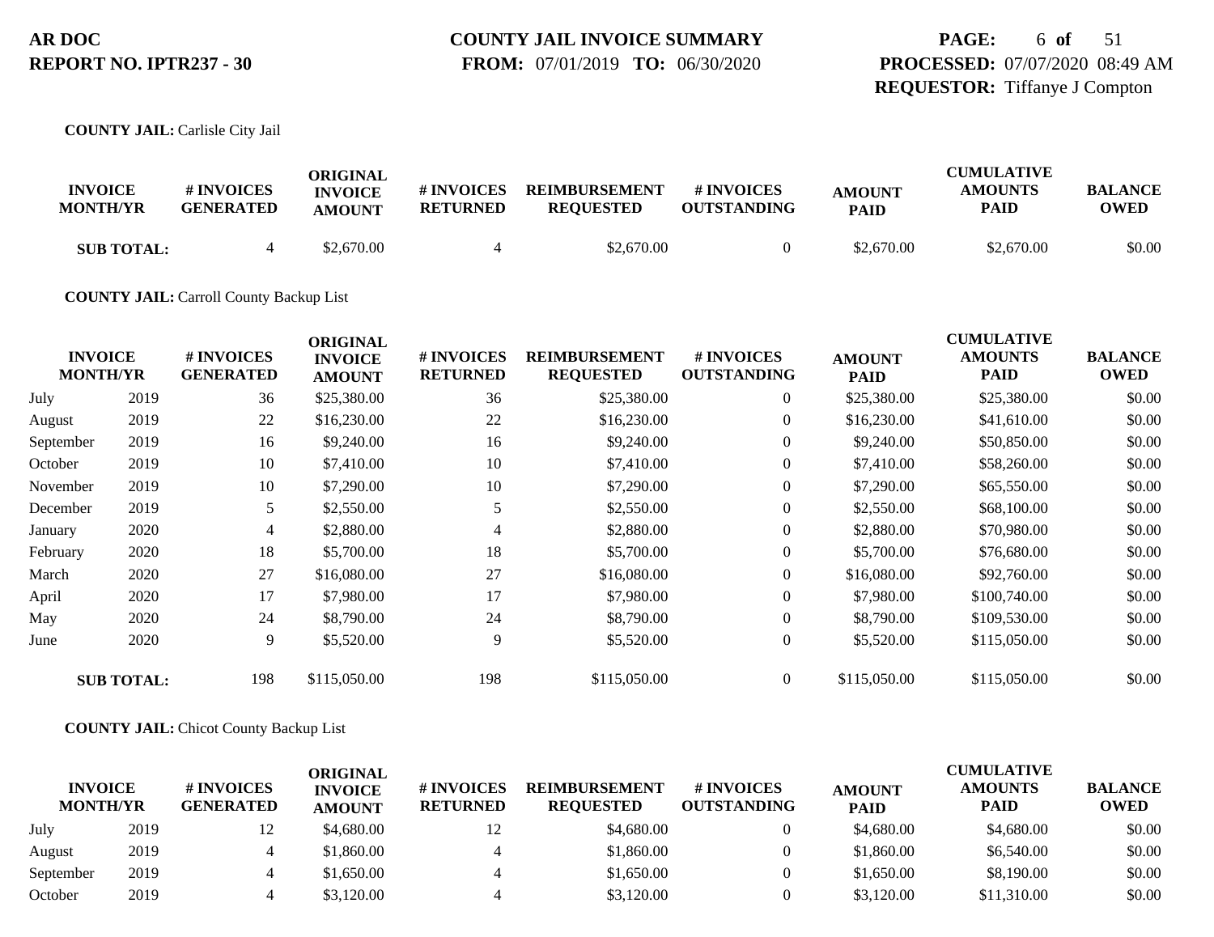**COUNTY JAIL:** Carlisle City Jail

| INVOICE MONTH/YR | | # INVOICES GENERATED | ORIGINAL INVOICE AMOUNT | # INVOICES RETURNED | REIMBURSEMENT REQUESTED | # INVOICES OUTSTANDING | AMOUNT PAID | CUMULATIVE AMOUNTS PAID | BALANCE OWED |
|---|---|---|---|---|---|---|---|---|---|
| **SUB TOTAL:** | | 4 | $2,670.00 | 4 | $2,670.00 | 0 | $2,670.00 | $2,670.00 | $0.00 |

**COUNTY JAIL:** Carroll County Backup List

| INVOICE MONTH/YR | | # INVOICES GENERATED | ORIGINAL INVOICE AMOUNT | # INVOICES RETURNED | REIMBURSEMENT REQUESTED | # INVOICES OUTSTANDING | AMOUNT PAID | CUMULATIVE AMOUNTS PAID | BALANCE OWED |
|---|---|---|---|---|---|---|---|---|---|
| July | 2019 | 36 | $25,380.00 | 36 | $25,380.00 | 0 | $25,380.00 | $25,380.00 | $0.00 |
| August | 2019 | 22 | $16,230.00 | 22 | $16,230.00 | 0 | $16,230.00 | $41,610.00 | $0.00 |
| September | 2019 | 16 | $9,240.00 | 16 | $9,240.00 | 0 | $9,240.00 | $50,850.00 | $0.00 |
| October | 2019 | 10 | $7,410.00 | 10 | $7,410.00 | 0 | $7,410.00 | $58,260.00 | $0.00 |
| November | 2019 | 10 | $7,290.00 | 10 | $7,290.00 | 0 | $7,290.00 | $65,550.00 | $0.00 |
| December | 2019 | 5 | $2,550.00 | 5 | $2,550.00 | 0 | $2,550.00 | $68,100.00 | $0.00 |
| January | 2020 | 4 | $2,880.00 | 4 | $2,880.00 | 0 | $2,880.00 | $70,980.00 | $0.00 |
| February | 2020 | 18 | $5,700.00 | 18 | $5,700.00 | 0 | $5,700.00 | $76,680.00 | $0.00 |
| March | 2020 | 27 | $16,080.00 | 27 | $16,080.00 | 0 | $16,080.00 | $92,760.00 | $0.00 |
| April | 2020 | 17 | $7,980.00 | 17 | $7,980.00 | 0 | $7,980.00 | $100,740.00 | $0.00 |
| May | 2020 | 24 | $8,790.00 | 24 | $8,790.00 | 0 | $8,790.00 | $109,530.00 | $0.00 |
| June | 2020 | 9 | $5,520.00 | 9 | $5,520.00 | 0 | $5,520.00 | $115,050.00 | $0.00 |
| **SUB TOTAL:** | | 198 | $115,050.00 | 198 | $115,050.00 | 0 | $115,050.00 | $115,050.00 | $0.00 |

**COUNTY JAIL:** Chicot County Backup List

| INVOICE MONTH/YR | | # INVOICES GENERATED | ORIGINAL INVOICE AMOUNT | # INVOICES RETURNED | REIMBURSEMENT REQUESTED | # INVOICES OUTSTANDING | AMOUNT PAID | CUMULATIVE AMOUNTS PAID | BALANCE OWED |
|---|---|---|---|---|---|---|---|---|---|
| July | 2019 | 12 | $4,680.00 | 12 | $4,680.00 | 0 | $4,680.00 | $4,680.00 | $0.00 |
| August | 2019 | 4 | $1,860.00 | 4 | $1,860.00 | 0 | $1,860.00 | $6,540.00 | $0.00 |
| September | 2019 | 4 | $1,650.00 | 4 | $1,650.00 | 0 | $1,650.00 | $8,190.00 | $0.00 |
| October | 2019 | 4 | $3,120.00 | 4 | $3,120.00 | 0 | $3,120.00 | $11,310.00 | $0.00 |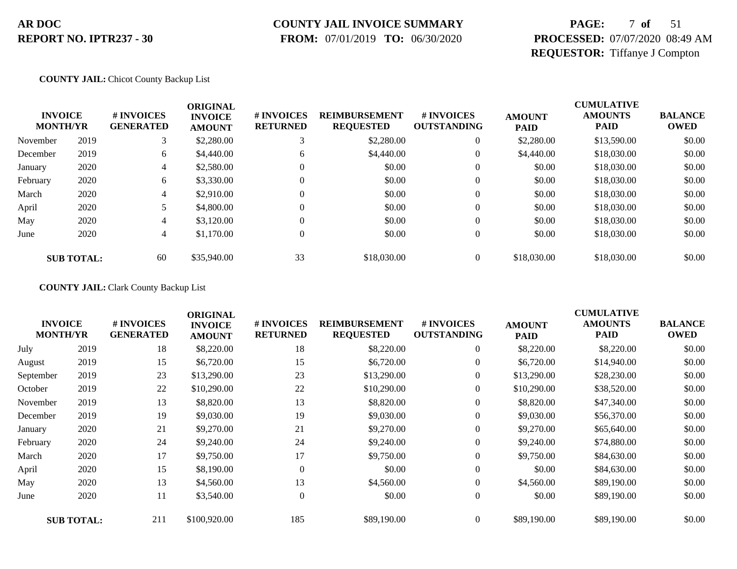**AR DOC**
**REPORT NO. IPTR237 - 30**

**COUNTY JAIL INVOICE SUMMARY**
**FROM:** 07/01/2019 **TO:** 06/30/2020

**PROCESSED:** 07/07/2020 08:49 AM
**REQUESTOR:** Tiffanye J Compton

**COUNTY JAIL:** Chicot County Backup List

| INVOICE MONTH/YR | | # INVOICES GENERATED | ORIGINAL INVOICE AMOUNT | # INVOICES RETURNED | REIMBURSEMENT REQUESTED | # INVOICES OUTSTANDING | AMOUNT PAID | CUMULATIVE AMOUNTS PAID | BALANCE OWED |
|---|---|---|---|---|---|---|---|---|---|
| November | 2019 | 3 | $2,280.00 | 3 | $2,280.00 | 0 | $2,280.00 | $13,590.00 | $0.00 |
| December | 2019 | 6 | $4,440.00 | 6 | $4,440.00 | 0 | $4,440.00 | $18,030.00 | $0.00 |
| January | 2020 | 4 | $2,580.00 | 0 | $0.00 | 0 | $0.00 | $18,030.00 | $0.00 |
| February | 2020 | 6 | $3,330.00 | 0 | $0.00 | 0 | $0.00 | $18,030.00 | $0.00 |
| March | 2020 | 4 | $2,910.00 | 0 | $0.00 | 0 | $0.00 | $18,030.00 | $0.00 |
| April | 2020 | 5 | $4,800.00 | 0 | $0.00 | 0 | $0.00 | $18,030.00 | $0.00 |
| May | 2020 | 4 | $3,120.00 | 0 | $0.00 | 0 | $0.00 | $18,030.00 | $0.00 |
| June | 2020 | 4 | $1,170.00 | 0 | $0.00 | 0 | $0.00 | $18,030.00 | $0.00 |
| **SUB TOTAL:** | | 60 | $35,940.00 | 33 | $18,030.00 | 0 | $18,030.00 | $18,030.00 | $0.00 |

**COUNTY JAIL:** Clark County Backup List

| INVOICE MONTH/YR | | # INVOICES GENERATED | ORIGINAL INVOICE AMOUNT | # INVOICES RETURNED | REIMBURSEMENT REQUESTED | # INVOICES OUTSTANDING | AMOUNT PAID | CUMULATIVE AMOUNTS PAID | BALANCE OWED |
|---|---|---|---|---|---|---|---|---|---|
| July | 2019 | 18 | $8,220.00 | 18 | $8,220.00 | 0 | $8,220.00 | $8,220.00 | $0.00 |
| August | 2019 | 15 | $6,720.00 | 15 | $6,720.00 | 0 | $6,720.00 | $14,940.00 | $0.00 |
| September | 2019 | 23 | $13,290.00 | 23 | $13,290.00 | 0 | $13,290.00 | $28,230.00 | $0.00 |
| October | 2019 | 22 | $10,290.00 | 22 | $10,290.00 | 0 | $10,290.00 | $38,520.00 | $0.00 |
| November | 2019 | 13 | $8,820.00 | 13 | $8,820.00 | 0 | $8,820.00 | $47,340.00 | $0.00 |
| December | 2019 | 19 | $9,030.00 | 19 | $9,030.00 | 0 | $9,030.00 | $56,370.00 | $0.00 |
| January | 2020 | 21 | $9,270.00 | 21 | $9,270.00 | 0 | $9,270.00 | $65,640.00 | $0.00 |
| February | 2020 | 24 | $9,240.00 | 24 | $9,240.00 | 0 | $9,240.00 | $74,880.00 | $0.00 |
| March | 2020 | 17 | $9,750.00 | 17 | $9,750.00 | 0 | $9,750.00 | $84,630.00 | $0.00 |
| April | 2020 | 15 | $8,190.00 | 0 | $0.00 | 0 | $0.00 | $84,630.00 | $0.00 |
| May | 2020 | 13 | $4,560.00 | 13 | $4,560.00 | 0 | $4,560.00 | $89,190.00 | $0.00 |
| June | 2020 | 11 | $3,540.00 | 0 | $0.00 | 0 | $0.00 | $89,190.00 | $0.00 |
| **SUB TOTAL:** | | 211 | $100,920.00 | 185 | $89,190.00 | 0 | $89,190.00 | $89,190.00 | $0.00 |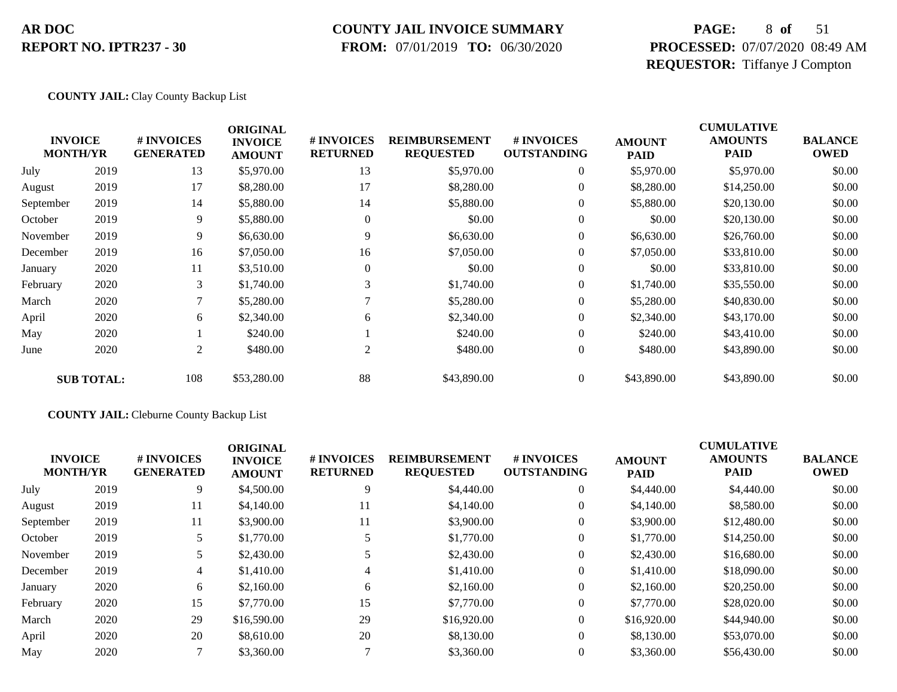**AR DOC**
**REPORT NO. IPTR237 - 30**

**COUNTY JAIL INVOICE SUMMARY**
**FROM:** 07/01/2019 **TO:** 06/30/2020

**PROCESSED:** 07/07/2020 08:49 AM
**REQUESTOR:** Tiffanye J Compton

**COUNTY JAIL:** Clay County Backup List

| INVOICE MONTH/YR | | # INVOICES GENERATED | ORIGINAL INVOICE AMOUNT | # INVOICES RETURNED | REIMBURSEMENT REQUESTED | # INVOICES OUTSTANDING | AMOUNT PAID | CUMULATIVE AMOUNTS PAID | BALANCE OWED |
|---|---|---|---|---|---|---|---|---|---|
| July | 2019 | 13 | $5,970.00 | 13 | $5,970.00 | 0 | $5,970.00 | $5,970.00 | $0.00 |
| August | 2019 | 17 | $8,280.00 | 17 | $8,280.00 | 0 | $8,280.00 | $14,250.00 | $0.00 |
| September | 2019 | 14 | $5,880.00 | 14 | $5,880.00 | 0 | $5,880.00 | $20,130.00 | $0.00 |
| October | 2019 | 9 | $5,880.00 | 0 | $0.00 | 0 | $0.00 | $20,130.00 | $0.00 |
| November | 2019 | 9 | $6,630.00 | 9 | $6,630.00 | 0 | $6,630.00 | $26,760.00 | $0.00 |
| December | 2019 | 16 | $7,050.00 | 16 | $7,050.00 | 0 | $7,050.00 | $33,810.00 | $0.00 |
| January | 2020 | 11 | $3,510.00 | 0 | $0.00 | 0 | $0.00 | $33,810.00 | $0.00 |
| February | 2020 | 3 | $1,740.00 | 3 | $1,740.00 | 0 | $1,740.00 | $35,550.00 | $0.00 |
| March | 2020 | 7 | $5,280.00 | 7 | $5,280.00 | 0 | $5,280.00 | $40,830.00 | $0.00 |
| April | 2020 | 6 | $2,340.00 | 6 | $2,340.00 | 0 | $2,340.00 | $43,170.00 | $0.00 |
| May | 2020 | 1 | $240.00 | 1 | $240.00 | 0 | $240.00 | $43,410.00 | $0.00 |
| June | 2020 | 2 | $480.00 | 2 | $480.00 | 0 | $480.00 | $43,890.00 | $0.00 |
| **SUB TOTAL:** | | 108 | $53,280.00 | 88 | $43,890.00 | 0 | $43,890.00 | $43,890.00 | $0.00 |

**COUNTY JAIL:** Cleburne County Backup List

| INVOICE MONTH/YR | | # INVOICES GENERATED | ORIGINAL INVOICE AMOUNT | # INVOICES RETURNED | REIMBURSEMENT REQUESTED | # INVOICES OUTSTANDING | AMOUNT PAID | CUMULATIVE AMOUNTS PAID | BALANCE OWED |
|---|---|---|---|---|---|---|---|---|---|
| July | 2019 | 9 | $4,500.00 | 9 | $4,440.00 | 0 | $4,440.00 | $4,440.00 | $0.00 |
| August | 2019 | 11 | $4,140.00 | 11 | $4,140.00 | 0 | $4,140.00 | $8,580.00 | $0.00 |
| September | 2019 | 11 | $3,900.00 | 11 | $3,900.00 | 0 | $3,900.00 | $12,480.00 | $0.00 |
| October | 2019 | 5 | $1,770.00 | 5 | $1,770.00 | 0 | $1,770.00 | $14,250.00 | $0.00 |
| November | 2019 | 5 | $2,430.00 | 5 | $2,430.00 | 0 | $2,430.00 | $16,680.00 | $0.00 |
| December | 2019 | 4 | $1,410.00 | 4 | $1,410.00 | 0 | $1,410.00 | $18,090.00 | $0.00 |
| January | 2020 | 6 | $2,160.00 | 6 | $2,160.00 | 0 | $2,160.00 | $20,250.00 | $0.00 |
| February | 2020 | 15 | $7,770.00 | 15 | $7,770.00 | 0 | $7,770.00 | $28,020.00 | $0.00 |
| March | 2020 | 29 | $16,590.00 | 29 | $16,920.00 | 0 | $16,920.00 | $44,940.00 | $0.00 |
| April | 2020 | 20 | $8,610.00 | 20 | $8,130.00 | 0 | $8,130.00 | $53,070.00 | $0.00 |
| May | 2020 | 7 | $3,360.00 | 7 | $3,360.00 | 0 | $3,360.00 | $56,430.00 | $0.00 |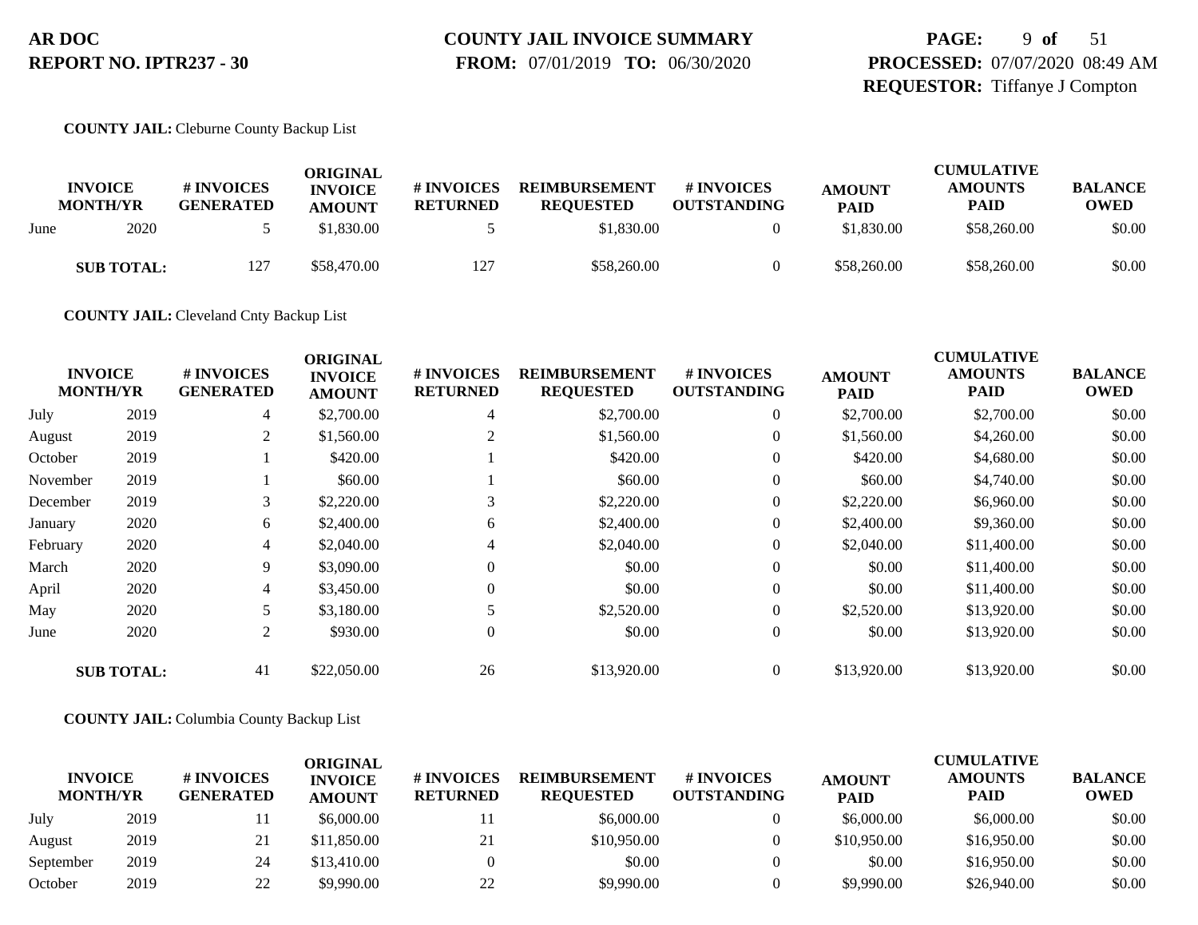**AR DOC**
**REPORT NO. IPTR237 - 30**

**COUNTY JAIL INVOICE SUMMARY**
**FROM:** 07/01/2019 **TO:** 06/30/2020

**PROCESSED:** 07/07/2020 08:49 AM
**REQUESTOR:** Tiffanye J Compton

**COUNTY JAIL:** Cleburne County Backup List

| INVOICE MONTH/YR | | # INVOICES GENERATED | ORIGINAL INVOICE AMOUNT | # INVOICES RETURNED | REIMBURSEMENT REQUESTED | # INVOICES OUTSTANDING | AMOUNT PAID | CUMULATIVE AMOUNTS PAID | BALANCE OWED |
|---|---|---|---|---|---|---|---|---|---|
| June | 2020 | 5 | $1,830.00 | 5 | $1,830.00 | 0 | $1,830.00 | $58,260.00 | $0.00 |
| **SUB TOTAL:** | | 127 | $58,470.00 | 127 | $58,260.00 | 0 | $58,260.00 | $58,260.00 | $0.00 |

**COUNTY JAIL:** Cleveland Cnty Backup List

| INVOICE MONTH/YR | | # INVOICES GENERATED | ORIGINAL INVOICE AMOUNT | # INVOICES RETURNED | REIMBURSEMENT REQUESTED | # INVOICES OUTSTANDING | AMOUNT PAID | CUMULATIVE AMOUNTS PAID | BALANCE OWED |
|---|---|---|---|---|---|---|---|---|---|
| July | 2019 | 4 | $2,700.00 | 4 | $2,700.00 | 0 | $2,700.00 | $2,700.00 | $0.00 |
| August | 2019 | 2 | $1,560.00 | 2 | $1,560.00 | 0 | $1,560.00 | $4,260.00 | $0.00 |
| October | 2019 | 1 | $420.00 | 1 | $420.00 | 0 | $420.00 | $4,680.00 | $0.00 |
| November | 2019 | 1 | $60.00 | 1 | $60.00 | 0 | $60.00 | $4,740.00 | $0.00 |
| December | 2019 | 3 | $2,220.00 | 3 | $2,220.00 | 0 | $2,220.00 | $6,960.00 | $0.00 |
| January | 2020 | 6 | $2,400.00 | 6 | $2,400.00 | 0 | $2,400.00 | $9,360.00 | $0.00 |
| February | 2020 | 4 | $2,040.00 | 4 | $2,040.00 | 0 | $2,040.00 | $11,400.00 | $0.00 |
| March | 2020 | 9 | $3,090.00 | 0 | $0.00 | 0 | $0.00 | $11,400.00 | $0.00 |
| April | 2020 | 4 | $3,450.00 | 0 | $0.00 | 0 | $0.00 | $11,400.00 | $0.00 |
| May | 2020 | 5 | $3,180.00 | 5 | $2,520.00 | 0 | $2,520.00 | $13,920.00 | $0.00 |
| June | 2020 | 2 | $930.00 | 0 | $0.00 | 0 | $0.00 | $13,920.00 | $0.00 |
| **SUB TOTAL:** | | 41 | $22,050.00 | 26 | $13,920.00 | 0 | $13,920.00 | $13,920.00 | $0.00 |

**COUNTY JAIL:** Columbia County Backup List

| INVOICE MONTH/YR | | # INVOICES GENERATED | ORIGINAL INVOICE AMOUNT | # INVOICES RETURNED | REIMBURSEMENT REQUESTED | # INVOICES OUTSTANDING | AMOUNT PAID | CUMULATIVE AMOUNTS PAID | BALANCE OWED |
|---|---|---|---|---|---|---|---|---|---|
| July | 2019 | 11 | $6,000.00 | 11 | $6,000.00 | 0 | $6,000.00 | $6,000.00 | $0.00 |
| August | 2019 | 21 | $11,850.00 | 21 | $10,950.00 | 0 | $10,950.00 | $16,950.00 | $0.00 |
| September | 2019 | 24 | $13,410.00 | 0 | $0.00 | 0 | $0.00 | $16,950.00 | $0.00 |
| October | 2019 | 22 | $9,990.00 | 22 | $9,990.00 | 0 | $9,990.00 | $26,940.00 | $0.00 |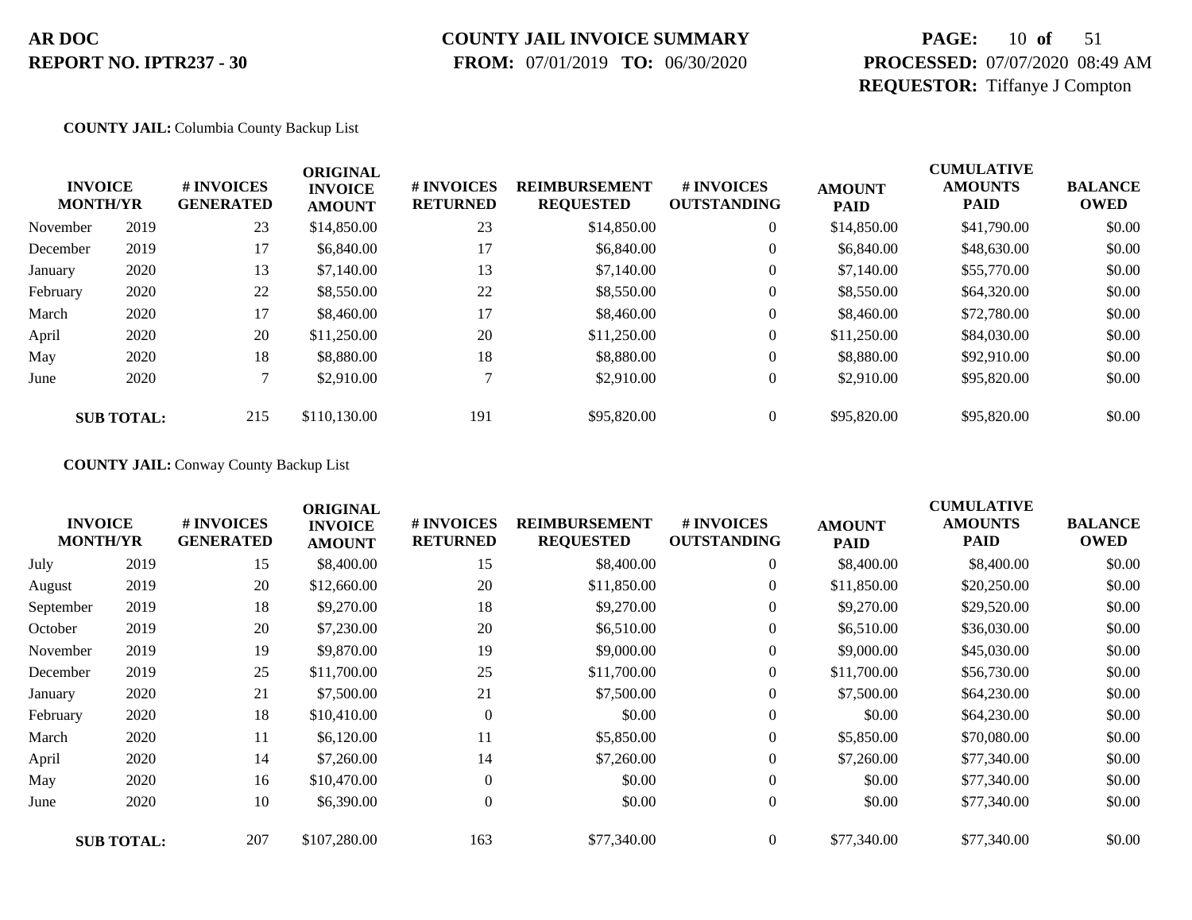**AR DOC**
**REPORT NO. IPTR237 - 30**

**COUNTY JAIL INVOICE SUMMARY**
**FROM:** 07/01/2019 **TO:** 06/30/2020

**PROCESSED:** 07/07/2020 08:49 AM
**REQUESTOR:** Tiffanye J Compton

**COUNTY JAIL:** Columbia County Backup List

| INVOICE MONTH/YR | | # INVOICES GENERATED | ORIGINAL INVOICE AMOUNT | # INVOICES RETURNED | REIMBURSEMENT REQUESTED | # INVOICES OUTSTANDING | AMOUNT PAID | CUMULATIVE AMOUNTS PAID | BALANCE OWED |
|---|---|---|---|---|---|---|---|---|---|
| November | 2019 | 23 | $14,850.00 | 23 | $14,850.00 | 0 | $14,850.00 | $41,790.00 | $0.00 |
| December | 2019 | 17 | $6,840.00 | 17 | $6,840.00 | 0 | $6,840.00 | $48,630.00 | $0.00 |
| January | 2020 | 13 | $7,140.00 | 13 | $7,140.00 | 0 | $7,140.00 | $55,770.00 | $0.00 |
| February | 2020 | 22 | $8,550.00 | 22 | $8,550.00 | 0 | $8,550.00 | $64,320.00 | $0.00 |
| March | 2020 | 17 | $8,460.00 | 17 | $8,460.00 | 0 | $8,460.00 | $72,780.00 | $0.00 |
| April | 2020 | 20 | $11,250.00 | 20 | $11,250.00 | 0 | $11,250.00 | $84,030.00 | $0.00 |
| May | 2020 | 18 | $8,880.00 | 18 | $8,880.00 | 0 | $8,880.00 | $92,910.00 | $0.00 |
| June | 2020 | 7 | $2,910.00 | 7 | $2,910.00 | 0 | $2,910.00 | $95,820.00 | $0.00 |
| **SUB TOTAL:** | | 215 | $110,130.00 | 191 | $95,820.00 | 0 | $95,820.00 | $95,820.00 | $0.00 |

**COUNTY JAIL:** Conway County Backup List

| INVOICE MONTH/YR | | # INVOICES GENERATED | ORIGINAL INVOICE AMOUNT | # INVOICES RETURNED | REIMBURSEMENT REQUESTED | # INVOICES OUTSTANDING | AMOUNT PAID | CUMULATIVE AMOUNTS PAID | BALANCE OWED |
|---|---|---|---|---|---|---|---|---|---|
| July | 2019 | 15 | $8,400.00 | 15 | $8,400.00 | 0 | $8,400.00 | $8,400.00 | $0.00 |
| August | 2019 | 20 | $12,660.00 | 20 | $11,850.00 | 0 | $11,850.00 | $20,250.00 | $0.00 |
| September | 2019 | 18 | $9,270.00 | 18 | $9,270.00 | 0 | $9,270.00 | $29,520.00 | $0.00 |
| October | 2019 | 20 | $7,230.00 | 20 | $6,510.00 | 0 | $6,510.00 | $36,030.00 | $0.00 |
| November | 2019 | 19 | $9,870.00 | 19 | $9,000.00 | 0 | $9,000.00 | $45,030.00 | $0.00 |
| December | 2019 | 25 | $11,700.00 | 25 | $11,700.00 | 0 | $11,700.00 | $56,730.00 | $0.00 |
| January | 2020 | 21 | $7,500.00 | 21 | $7,500.00 | 0 | $7,500.00 | $64,230.00 | $0.00 |
| February | 2020 | 18 | $10,410.00 | 0 | $0.00 | 0 | $0.00 | $64,230.00 | $0.00 |
| March | 2020 | 11 | $6,120.00 | 11 | $5,850.00 | 0 | $5,850.00 | $70,080.00 | $0.00 |
| April | 2020 | 14 | $7,260.00 | 14 | $7,260.00 | 0 | $7,260.00 | $77,340.00 | $0.00 |
| May | 2020 | 16 | $10,470.00 | 0 | $0.00 | 0 | $0.00 | $77,340.00 | $0.00 |
| June | 2020 | 10 | $6,390.00 | 0 | $0.00 | 0 | $0.00 | $77,340.00 | $0.00 |
| **SUB TOTAL:** | | 207 | $107,280.00 | 163 | $77,340.00 | 0 | $77,340.00 | $77,340.00 | $0.00 |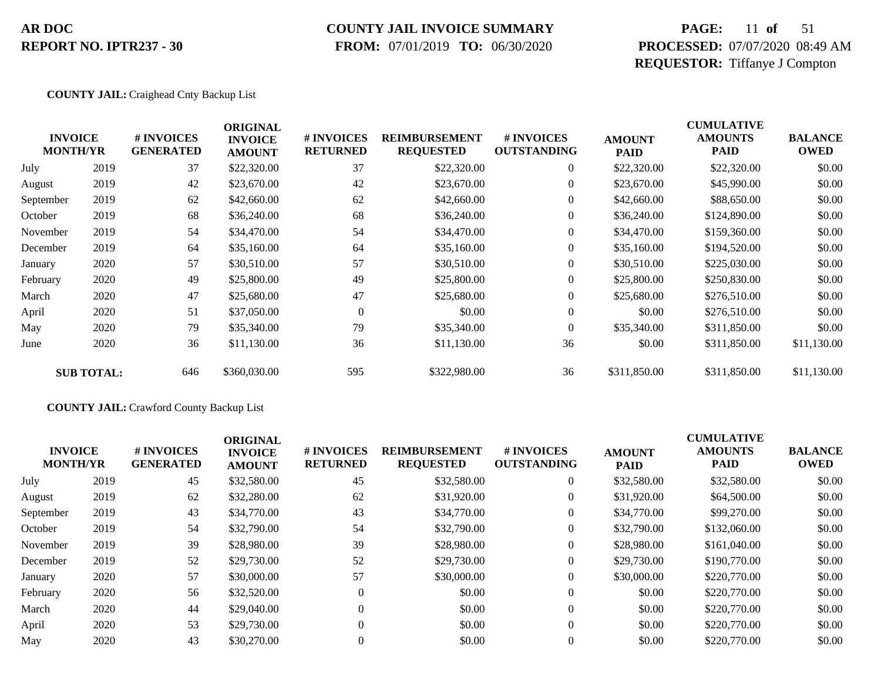**AR DOC**
**REPORT NO. IPTR237 - 30**

**COUNTY JAIL INVOICE SUMMARY**
**FROM:** 07/01/2019 **TO:** 06/30/2020

**PROCESSED:** 07/07/2020 08:49 AM
**REQUESTOR:** Tiffanye J Compton

**COUNTY JAIL:** Craighead Cnty Backup List

| INVOICE MONTH/YR | | # INVOICES GENERATED | ORIGINAL INVOICE AMOUNT | # INVOICES RETURNED | REIMBURSEMENT REQUESTED | # INVOICES OUTSTANDING | AMOUNT PAID | CUMULATIVE AMOUNTS PAID | BALANCE OWED |
|---|---|---|---|---|---|---|---|---|---|
| July | 2019 | 37 | $22,320.00 | 37 | $22,320.00 | 0 | $22,320.00 | $22,320.00 | $0.00 |
| August | 2019 | 42 | $23,670.00 | 42 | $23,670.00 | 0 | $23,670.00 | $45,990.00 | $0.00 |
| September | 2019 | 62 | $42,660.00 | 62 | $42,660.00 | 0 | $42,660.00 | $88,650.00 | $0.00 |
| October | 2019 | 68 | $36,240.00 | 68 | $36,240.00 | 0 | $36,240.00 | $124,890.00 | $0.00 |
| November | 2019 | 54 | $34,470.00 | 54 | $34,470.00 | 0 | $34,470.00 | $159,360.00 | $0.00 |
| December | 2019 | 64 | $35,160.00 | 64 | $35,160.00 | 0 | $35,160.00 | $194,520.00 | $0.00 |
| January | 2020 | 57 | $30,510.00 | 57 | $30,510.00 | 0 | $30,510.00 | $225,030.00 | $0.00 |
| February | 2020 | 49 | $25,800.00 | 49 | $25,800.00 | 0 | $25,800.00 | $250,830.00 | $0.00 |
| March | 2020 | 47 | $25,680.00 | 47 | $25,680.00 | 0 | $25,680.00 | $276,510.00 | $0.00 |
| April | 2020 | 51 | $37,050.00 | 0 | $0.00 | 0 | $0.00 | $276,510.00 | $0.00 |
| May | 2020 | 79 | $35,340.00 | 79 | $35,340.00 | 0 | $35,340.00 | $311,850.00 | $0.00 |
| June | 2020 | 36 | $11,130.00 | 36 | $11,130.00 | 36 | $0.00 | $311,850.00 | $11,130.00 |
| **SUB TOTAL:** | | 646 | $360,030.00 | 595 | $322,980.00 | 36 | $311,850.00 | $311,850.00 | $11,130.00 |

**COUNTY JAIL:** Crawford County Backup List

| INVOICE MONTH/YR | | # INVOICES GENERATED | ORIGINAL INVOICE AMOUNT | # INVOICES RETURNED | REIMBURSEMENT REQUESTED | # INVOICES OUTSTANDING | AMOUNT PAID | CUMULATIVE AMOUNTS PAID | BALANCE OWED |
|---|---|---|---|---|---|---|---|---|---|
| July | 2019 | 45 | $32,580.00 | 45 | $32,580.00 | 0 | $32,580.00 | $32,580.00 | $0.00 |
| August | 2019 | 62 | $32,280.00 | 62 | $31,920.00 | 0 | $31,920.00 | $64,500.00 | $0.00 |
| September | 2019 | 43 | $34,770.00 | 43 | $34,770.00 | 0 | $34,770.00 | $99,270.00 | $0.00 |
| October | 2019 | 54 | $32,790.00 | 54 | $32,790.00 | 0 | $32,790.00 | $132,060.00 | $0.00 |
| November | 2019 | 39 | $28,980.00 | 39 | $28,980.00 | 0 | $28,980.00 | $161,040.00 | $0.00 |
| December | 2019 | 52 | $29,730.00 | 52 | $29,730.00 | 0 | $29,730.00 | $190,770.00 | $0.00 |
| January | 2020 | 57 | $30,000.00 | 57 | $30,000.00 | 0 | $30,000.00 | $220,770.00 | $0.00 |
| February | 2020 | 56 | $32,520.00 | 0 | $0.00 | 0 | $0.00 | $220,770.00 | $0.00 |
| March | 2020 | 44 | $29,040.00 | 0 | $0.00 | 0 | $0.00 | $220,770.00 | $0.00 |
| April | 2020 | 53 | $29,730.00 | 0 | $0.00 | 0 | $0.00 | $220,770.00 | $0.00 |
| May | 2020 | 43 | $30,270.00 | 0 | $0.00 | 0 | $0.00 | $220,770.00 | $0.00 |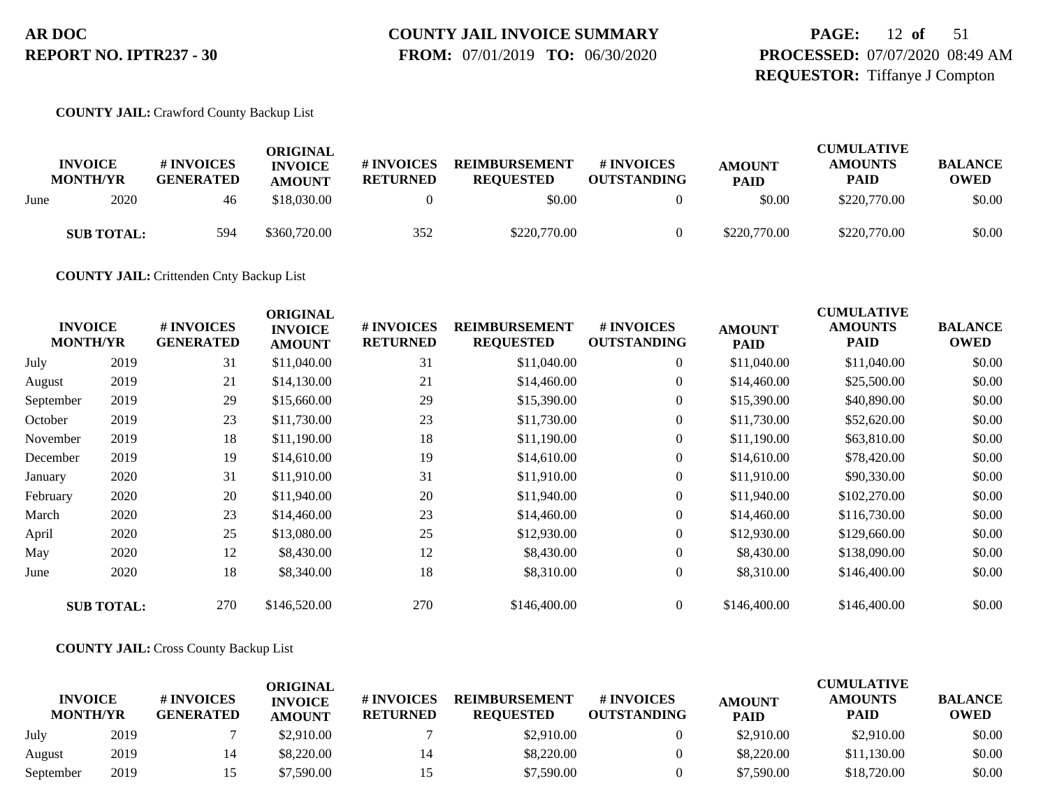**AR DOC**
**REPORT NO. IPTR237 - 30**

**COUNTY JAIL INVOICE SUMMARY**
**FROM:** 07/01/2019 **TO:** 06/30/2020

**PROCESSED:** 07/07/2020 08:49 AM
**REQUESTOR:** Tiffanye J Compton

**COUNTY JAIL:** Crawford County Backup List

| INVOICE MONTH/YR | | # INVOICES GENERATED | ORIGINAL INVOICE AMOUNT | # INVOICES RETURNED | REIMBURSEMENT REQUESTED | # INVOICES OUTSTANDING | AMOUNT PAID | CUMULATIVE AMOUNTS PAID | BALANCE OWED |
|---|---|---|---|---|---|---|---|---|---|
| June | 2020 | 46 | $18,030.00 | 0 | $0.00 | 0 | $0.00 | $220,770.00 | $0.00 |
| **SUB TOTAL:** | | 594 | $360,720.00 | 352 | $220,770.00 | 0 | $220,770.00 | $220,770.00 | $0.00 |

**COUNTY JAIL:** Crittenden Cnty Backup List

| INVOICE MONTH/YR | | # INVOICES GENERATED | ORIGINAL INVOICE AMOUNT | # INVOICES RETURNED | REIMBURSEMENT REQUESTED | # INVOICES OUTSTANDING | AMOUNT PAID | CUMULATIVE AMOUNTS PAID | BALANCE OWED |
|---|---|---|---|---|---|---|---|---|---|
| July | 2019 | 31 | $11,040.00 | 31 | $11,040.00 | 0 | $11,040.00 | $11,040.00 | $0.00 |
| August | 2019 | 21 | $14,130.00 | 21 | $14,460.00 | 0 | $14,460.00 | $25,500.00 | $0.00 |
| September | 2019 | 29 | $15,660.00 | 29 | $15,390.00 | 0 | $15,390.00 | $40,890.00 | $0.00 |
| October | 2019 | 23 | $11,730.00 | 23 | $11,730.00 | 0 | $11,730.00 | $52,620.00 | $0.00 |
| November | 2019 | 18 | $11,190.00 | 18 | $11,190.00 | 0 | $11,190.00 | $63,810.00 | $0.00 |
| December | 2019 | 19 | $14,610.00 | 19 | $14,610.00 | 0 | $14,610.00 | $78,420.00 | $0.00 |
| January | 2020 | 31 | $11,910.00 | 31 | $11,910.00 | 0 | $11,910.00 | $90,330.00 | $0.00 |
| February | 2020 | 20 | $11,940.00 | 20 | $11,940.00 | 0 | $11,940.00 | $102,270.00 | $0.00 |
| March | 2020 | 23 | $14,460.00 | 23 | $14,460.00 | 0 | $14,460.00 | $116,730.00 | $0.00 |
| April | 2020 | 25 | $13,080.00 | 25 | $12,930.00 | 0 | $12,930.00 | $129,660.00 | $0.00 |
| May | 2020 | 12 | $8,430.00 | 12 | $8,430.00 | 0 | $8,430.00 | $138,090.00 | $0.00 |
| June | 2020 | 18 | $8,340.00 | 18 | $8,310.00 | 0 | $8,310.00 | $146,400.00 | $0.00 |
| **SUB TOTAL:** | | 270 | $146,520.00 | 270 | $146,400.00 | 0 | $146,400.00 | $146,400.00 | $0.00 |

**COUNTY JAIL:** Cross County Backup List

| INVOICE MONTH/YR | | # INVOICES GENERATED | ORIGINAL INVOICE AMOUNT | # INVOICES RETURNED | REIMBURSEMENT REQUESTED | # INVOICES OUTSTANDING | AMOUNT PAID | CUMULATIVE AMOUNTS PAID | BALANCE OWED |
|---|---|---|---|---|---|---|---|---|---|
| July | 2019 | 7 | $2,910.00 | 7 | $2,910.00 | 0 | $2,910.00 | $2,910.00 | $0.00 |
| August | 2019 | 14 | $8,220.00 | 14 | $8,220.00 | 0 | $8,220.00 | $11,130.00 | $0.00 |
| September | 2019 | 15 | $7,590.00 | 15 | $7,590.00 | 0 | $7,590.00 | $18,720.00 | $0.00 |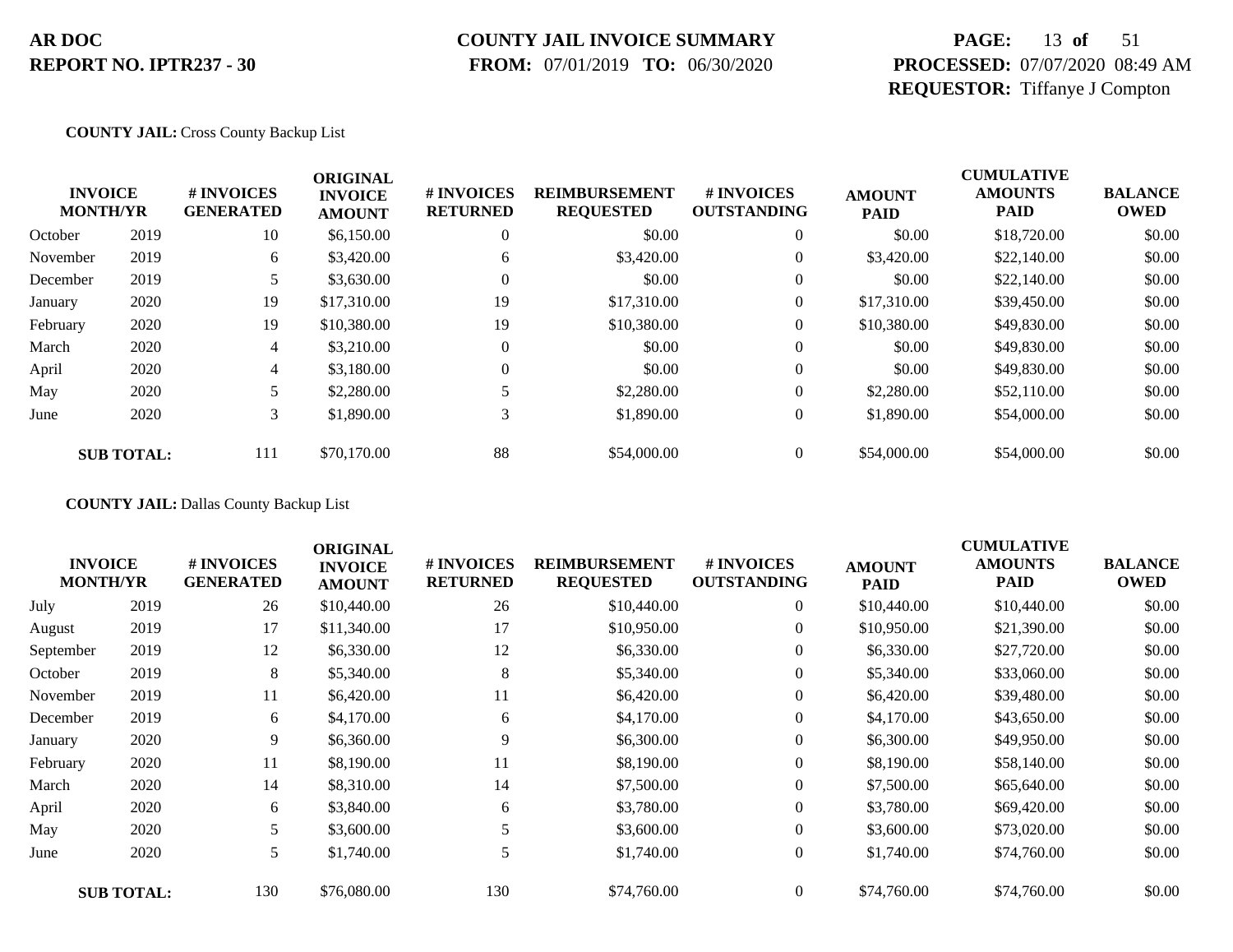**AR DOC**
**REPORT NO. IPTR237 - 30**

**COUNTY JAIL INVOICE SUMMARY**
**FROM:** 07/01/2019 **TO:** 06/30/2020

**PROCESSED:** 07/07/2020 08:49 AM
**REQUESTOR:** Tiffanye J Compton

**COUNTY JAIL:** Cross County Backup List

| INVOICE MONTH/YR | | # INVOICES GENERATED | ORIGINAL INVOICE AMOUNT | # INVOICES RETURNED | REIMBURSEMENT REQUESTED | # INVOICES OUTSTANDING | AMOUNT PAID | CUMULATIVE AMOUNTS PAID | BALANCE OWED |
|---|---|---|---|---|---|---|---|---|---|
| October | 2019 | 10 | $6,150.00 | 0 | $0.00 | 0 | $0.00 | $18,720.00 | $0.00 |
| November | 2019 | 6 | $3,420.00 | 6 | $3,420.00 | 0 | $3,420.00 | $22,140.00 | $0.00 |
| December | 2019 | 5 | $3,630.00 | 0 | $0.00 | 0 | $0.00 | $22,140.00 | $0.00 |
| January | 2020 | 19 | $17,310.00 | 19 | $17,310.00 | 0 | $17,310.00 | $39,450.00 | $0.00 |
| February | 2020 | 19 | $10,380.00 | 19 | $10,380.00 | 0 | $10,380.00 | $49,830.00 | $0.00 |
| March | 2020 | 4 | $3,210.00 | 0 | $0.00 | 0 | $0.00 | $49,830.00 | $0.00 |
| April | 2020 | 4 | $3,180.00 | 0 | $0.00 | 0 | $0.00 | $49,830.00 | $0.00 |
| May | 2020 | 5 | $2,280.00 | 5 | $2,280.00 | 0 | $2,280.00 | $52,110.00 | $0.00 |
| June | 2020 | 3 | $1,890.00 | 3 | $1,890.00 | 0 | $1,890.00 | $54,000.00 | $0.00 |
| **SUB TOTAL:** | | 111 | $70,170.00 | 88 | $54,000.00 | 0 | $54,000.00 | $54,000.00 | $0.00 |

**COUNTY JAIL:** Dallas County Backup List

| INVOICE MONTH/YR | | # INVOICES GENERATED | ORIGINAL INVOICE AMOUNT | # INVOICES RETURNED | REIMBURSEMENT REQUESTED | # INVOICES OUTSTANDING | AMOUNT PAID | CUMULATIVE AMOUNTS PAID | BALANCE OWED |
|---|---|---|---|---|---|---|---|---|---|
| July | 2019 | 26 | $10,440.00 | 26 | $10,440.00 | 0 | $10,440.00 | $10,440.00 | $0.00 |
| August | 2019 | 17 | $11,340.00 | 17 | $10,950.00 | 0 | $10,950.00 | $21,390.00 | $0.00 |
| September | 2019 | 12 | $6,330.00 | 12 | $6,330.00 | 0 | $6,330.00 | $27,720.00 | $0.00 |
| October | 2019 | 8 | $5,340.00 | 8 | $5,340.00 | 0 | $5,340.00 | $33,060.00 | $0.00 |
| November | 2019 | 11 | $6,420.00 | 11 | $6,420.00 | 0 | $6,420.00 | $39,480.00 | $0.00 |
| December | 2019 | 6 | $4,170.00 | 6 | $4,170.00 | 0 | $4,170.00 | $43,650.00 | $0.00 |
| January | 2020 | 9 | $6,360.00 | 9 | $6,300.00 | 0 | $6,300.00 | $49,950.00 | $0.00 |
| February | 2020 | 11 | $8,190.00 | 11 | $8,190.00 | 0 | $8,190.00 | $58,140.00 | $0.00 |
| March | 2020 | 14 | $8,310.00 | 14 | $7,500.00 | 0 | $7,500.00 | $65,640.00 | $0.00 |
| April | 2020 | 6 | $3,840.00 | 6 | $3,780.00 | 0 | $3,780.00 | $69,420.00 | $0.00 |
| May | 2020 | 5 | $3,600.00 | 5 | $3,600.00 | 0 | $3,600.00 | $73,020.00 | $0.00 |
| June | 2020 | 5 | $1,740.00 | 5 | $1,740.00 | 0 | $1,740.00 | $74,760.00 | $0.00 |
| **SUB TOTAL:** | | 130 | $76,080.00 | 130 | $74,760.00 | 0 | $74,760.00 | $74,760.00 | $0.00 |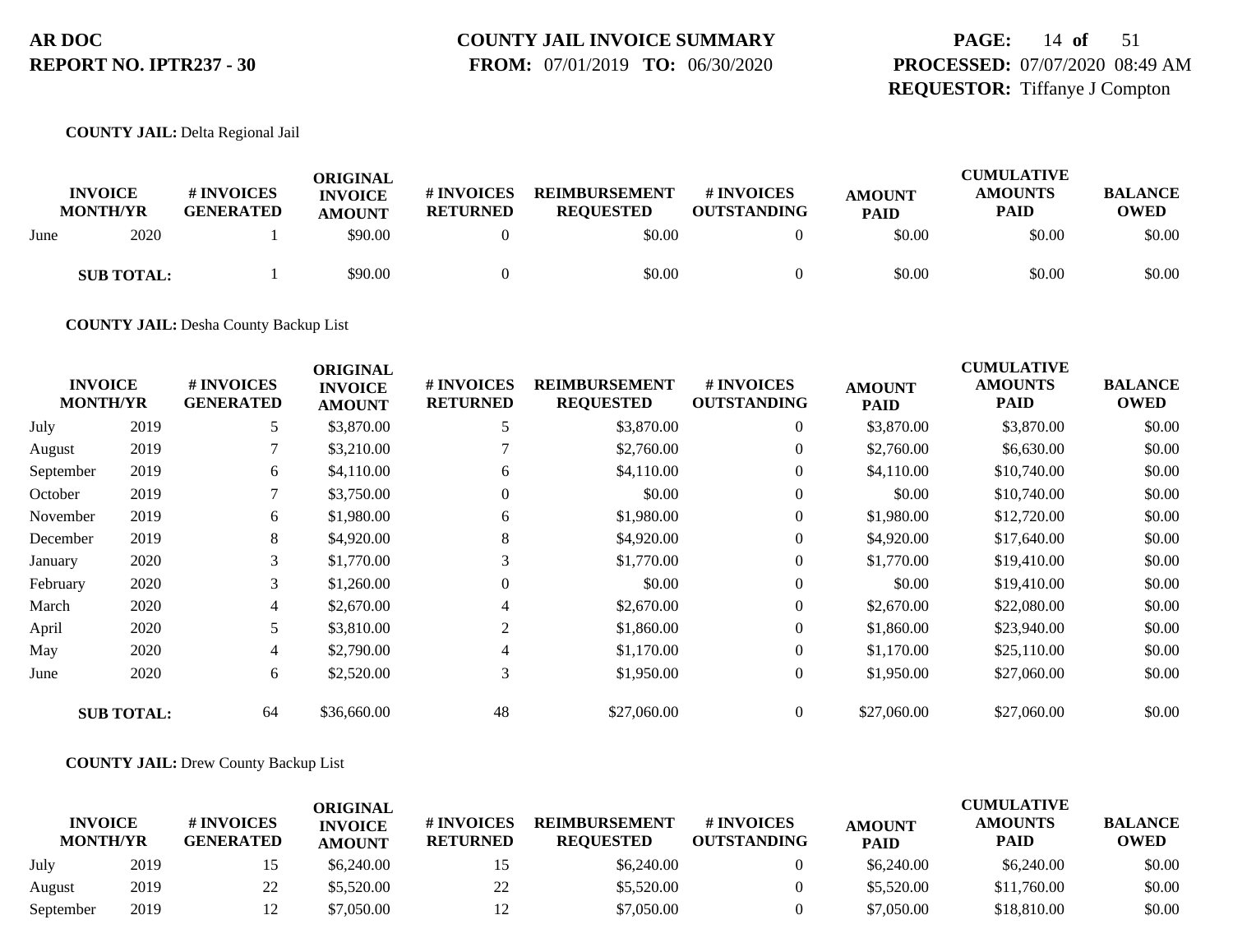**AR DOC**
**REPORT NO. IPTR237 - 30**

**COUNTY JAIL INVOICE SUMMARY**
**FROM:** 07/01/2019 **TO:** 06/30/2020

**PROCESSED:** 07/07/2020 08:49 AM
**REQUESTOR:** Tiffanye J Compton

**COUNTY JAIL:** Delta Regional Jail

| INVOICE MONTH/YR | | # INVOICES GENERATED | ORIGINAL INVOICE AMOUNT | # INVOICES RETURNED | REIMBURSEMENT REQUESTED | # INVOICES OUTSTANDING | AMOUNT PAID | CUMULATIVE AMOUNTS PAID | BALANCE OWED |
|---|---|---|---|---|---|---|---|---|---|
| June | 2020 | 1 | $90.00 | 0 | $0.00 | 0 | $0.00 | $0.00 | $0.00 |
| **SUB TOTAL:** | | 1 | $90.00 | 0 | $0.00 | 0 | $0.00 | $0.00 | $0.00 |

**COUNTY JAIL:** Desha County Backup List

| INVOICE MONTH/YR | | # INVOICES GENERATED | ORIGINAL INVOICE AMOUNT | # INVOICES RETURNED | REIMBURSEMENT REQUESTED | # INVOICES OUTSTANDING | AMOUNT PAID | CUMULATIVE AMOUNTS PAID | BALANCE OWED |
|---|---|---|---|---|---|---|---|---|---|
| July | 2019 | 5 | $3,870.00 | 5 | $3,870.00 | 0 | $3,870.00 | $3,870.00 | $0.00 |
| August | 2019 | 7 | $3,210.00 | 7 | $2,760.00 | 0 | $2,760.00 | $6,630.00 | $0.00 |
| September | 2019 | 6 | $4,110.00 | 6 | $4,110.00 | 0 | $4,110.00 | $10,740.00 | $0.00 |
| October | 2019 | 7 | $3,750.00 | 0 | $0.00 | 0 | $0.00 | $10,740.00 | $0.00 |
| November | 2019 | 6 | $1,980.00 | 6 | $1,980.00 | 0 | $1,980.00 | $12,720.00 | $0.00 |
| December | 2019 | 8 | $4,920.00 | 8 | $4,920.00 | 0 | $4,920.00 | $17,640.00 | $0.00 |
| January | 2020 | 3 | $1,770.00 | 3 | $1,770.00 | 0 | $1,770.00 | $19,410.00 | $0.00 |
| February | 2020 | 3 | $1,260.00 | 0 | $0.00 | 0 | $0.00 | $19,410.00 | $0.00 |
| March | 2020 | 4 | $2,670.00 | 4 | $2,670.00 | 0 | $2,670.00 | $22,080.00 | $0.00 |
| April | 2020 | 5 | $3,810.00 | 2 | $1,860.00 | 0 | $1,860.00 | $23,940.00 | $0.00 |
| May | 2020 | 4 | $2,790.00 | 4 | $1,170.00 | 0 | $1,170.00 | $25,110.00 | $0.00 |
| June | 2020 | 6 | $2,520.00 | 3 | $1,950.00 | 0 | $1,950.00 | $27,060.00 | $0.00 |
| **SUB TOTAL:** | | 64 | $36,660.00 | 48 | $27,060.00 | 0 | $27,060.00 | $27,060.00 | $0.00 |

**COUNTY JAIL:** Drew County Backup List

| INVOICE MONTH/YR | | # INVOICES GENERATED | ORIGINAL INVOICE AMOUNT | # INVOICES RETURNED | REIMBURSEMENT REQUESTED | # INVOICES OUTSTANDING | AMOUNT PAID | CUMULATIVE AMOUNTS PAID | BALANCE OWED |
|---|---|---|---|---|---|---|---|---|---|
| July | 2019 | 15 | $6,240.00 | 15 | $6,240.00 | 0 | $6,240.00 | $6,240.00 | $0.00 |
| August | 2019 | 22 | $5,520.00 | 22 | $5,520.00 | 0 | $5,520.00 | $11,760.00 | $0.00 |
| September | 2019 | 12 | $7,050.00 | 12 | $7,050.00 | 0 | $7,050.00 | $18,810.00 | $0.00 |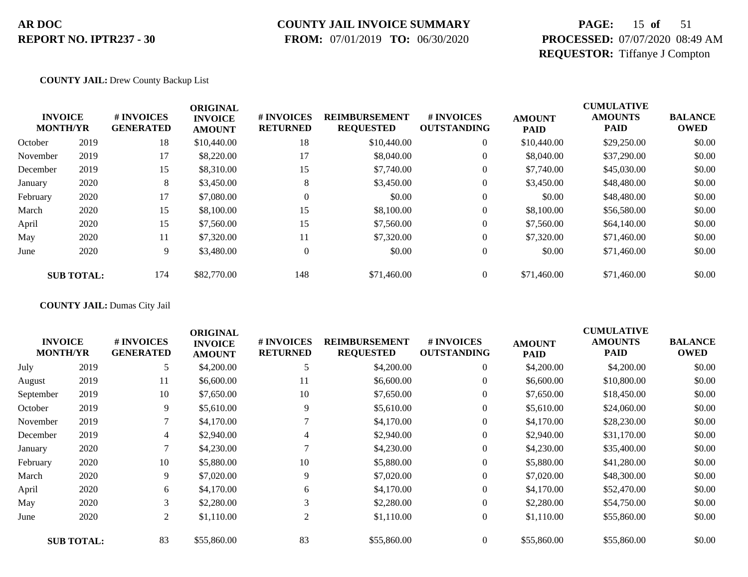**COUNTY JAIL:** Drew County Backup List

| INVOICE MONTH/YR | | # INVOICES GENERATED | ORIGINAL INVOICE AMOUNT | # INVOICES RETURNED | REIMBURSEMENT REQUESTED | # INVOICES OUTSTANDING | AMOUNT PAID | CUMULATIVE AMOUNTS PAID | BALANCE OWED |
|---|---|---|---|---|---|---|---|---|---|
| October | 2019 | 18 | $10,440.00 | 18 | $10,440.00 | 0 | $10,440.00 | $29,250.00 | $0.00 |
| November | 2019 | 17 | $8,220.00 | 17 | $8,040.00 | 0 | $8,040.00 | $37,290.00 | $0.00 |
| December | 2019 | 15 | $8,310.00 | 15 | $7,740.00 | 0 | $7,740.00 | $45,030.00 | $0.00 |
| January | 2020 | 8 | $3,450.00 | 8 | $3,450.00 | 0 | $3,450.00 | $48,480.00 | $0.00 |
| February | 2020 | 17 | $7,080.00 | 0 | $0.00 | 0 | $0.00 | $48,480.00 | $0.00 |
| March | 2020 | 15 | $8,100.00 | 15 | $8,100.00 | 0 | $8,100.00 | $56,580.00 | $0.00 |
| April | 2020 | 15 | $7,560.00 | 15 | $7,560.00 | 0 | $7,560.00 | $64,140.00 | $0.00 |
| May | 2020 | 11 | $7,320.00 | 11 | $7,320.00 | 0 | $7,320.00 | $71,460.00 | $0.00 |
| June | 2020 | 9 | $3,480.00 | 0 | $0.00 | 0 | $0.00 | $71,460.00 | $0.00 |
| **SUB TOTAL:** | | 174 | $82,770.00 | 148 | $71,460.00 | 0 | $71,460.00 | $71,460.00 | $0.00 |

**COUNTY JAIL:** Dumas City Jail

| INVOICE MONTH/YR | | # INVOICES GENERATED | ORIGINAL INVOICE AMOUNT | # INVOICES RETURNED | REIMBURSEMENT REQUESTED | # INVOICES OUTSTANDING | AMOUNT PAID | CUMULATIVE AMOUNTS PAID | BALANCE OWED |
|---|---|---|---|---|---|---|---|---|---|
| July | 2019 | 5 | $4,200.00 | 5 | $4,200.00 | 0 | $4,200.00 | $4,200.00 | $0.00 |
| August | 2019 | 11 | $6,600.00 | 11 | $6,600.00 | 0 | $6,600.00 | $10,800.00 | $0.00 |
| September | 2019 | 10 | $7,650.00 | 10 | $7,650.00 | 0 | $7,650.00 | $18,450.00 | $0.00 |
| October | 2019 | 9 | $5,610.00 | 9 | $5,610.00 | 0 | $5,610.00 | $24,060.00 | $0.00 |
| November | 2019 | 7 | $4,170.00 | 7 | $4,170.00 | 0 | $4,170.00 | $28,230.00 | $0.00 |
| December | 2019 | 4 | $2,940.00 | 4 | $2,940.00 | 0 | $2,940.00 | $31,170.00 | $0.00 |
| January | 2020 | 7 | $4,230.00 | 7 | $4,230.00 | 0 | $4,230.00 | $35,400.00 | $0.00 |
| February | 2020 | 10 | $5,880.00 | 10 | $5,880.00 | 0 | $5,880.00 | $41,280.00 | $0.00 |
| March | 2020 | 9 | $7,020.00 | 9 | $7,020.00 | 0 | $7,020.00 | $48,300.00 | $0.00 |
| April | 2020 | 6 | $4,170.00 | 6 | $4,170.00 | 0 | $4,170.00 | $52,470.00 | $0.00 |
| May | 2020 | 3 | $2,280.00 | 3 | $2,280.00 | 0 | $2,280.00 | $54,750.00 | $0.00 |
| June | 2020 | 2 | $1,110.00 | 2 | $1,110.00 | 0 | $1,110.00 | $55,860.00 | $0.00 |
| **SUB TOTAL:** | | 83 | $55,860.00 | 83 | $55,860.00 | 0 | $55,860.00 | $55,860.00 | $0.00 |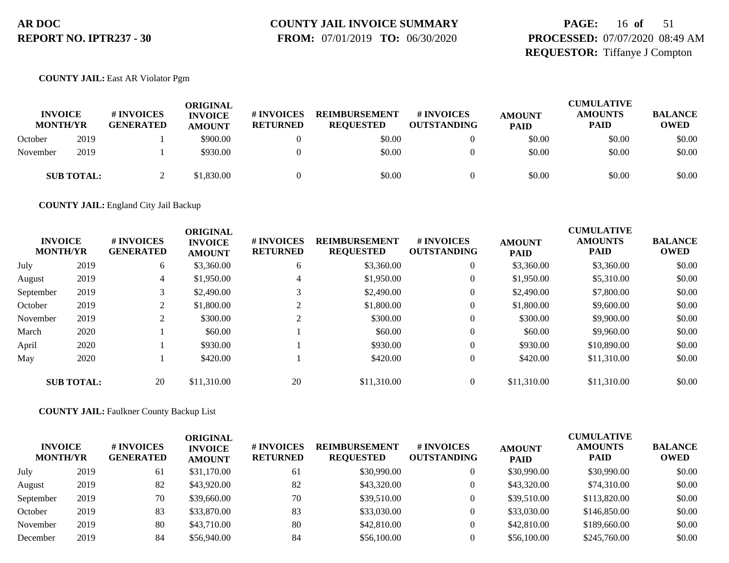**AR DOC**
**REPORT NO. IPTR237 - 30**

**COUNTY JAIL INVOICE SUMMARY**
**FROM:** 07/01/2019 **TO:** 06/30/2020

**PROCESSED:** 07/07/2020 08:49 AM
**REQUESTOR:** Tiffanye J Compton

**COUNTY JAIL:** East AR Violator Pgm

| INVOICE MONTH/YR | | # INVOICES GENERATED | ORIGINAL INVOICE AMOUNT | # INVOICES RETURNED | REIMBURSEMENT REQUESTED | # INVOICES OUTSTANDING | AMOUNT PAID | CUMULATIVE AMOUNTS PAID | BALANCE OWED |
|---|---|---|---|---|---|---|---|---|---|
| October | 2019 | 1 | $900.00 | 0 | $0.00 | 0 | $0.00 | $0.00 | $0.00 |
| November | 2019 | 1 | $930.00 | 0 | $0.00 | 0 | $0.00 | $0.00 | $0.00 |
| **SUB TOTAL:** | | 2 | $1,830.00 | 0 | $0.00 | 0 | $0.00 | $0.00 | $0.00 |

**COUNTY JAIL:** England City Jail Backup

| INVOICE MONTH/YR | | # INVOICES GENERATED | ORIGINAL INVOICE AMOUNT | # INVOICES RETURNED | REIMBURSEMENT REQUESTED | # INVOICES OUTSTANDING | AMOUNT PAID | CUMULATIVE AMOUNTS PAID | BALANCE OWED |
|---|---|---|---|---|---|---|---|---|---|
| July | 2019 | 6 | $3,360.00 | 6 | $3,360.00 | 0 | $3,360.00 | $3,360.00 | $0.00 |
| August | 2019 | 4 | $1,950.00 | 4 | $1,950.00 | 0 | $1,950.00 | $5,310.00 | $0.00 |
| September | 2019 | 3 | $2,490.00 | 3 | $2,490.00 | 0 | $2,490.00 | $7,800.00 | $0.00 |
| October | 2019 | 2 | $1,800.00 | 2 | $1,800.00 | 0 | $1,800.00 | $9,600.00 | $0.00 |
| November | 2019 | 2 | $300.00 | 2 | $300.00 | 0 | $300.00 | $9,900.00 | $0.00 |
| March | 2020 | 1 | $60.00 | 1 | $60.00 | 0 | $60.00 | $9,960.00 | $0.00 |
| April | 2020 | 1 | $930.00 | 1 | $930.00 | 0 | $930.00 | $10,890.00 | $0.00 |
| May | 2020 | 1 | $420.00 | 1 | $420.00 | 0 | $420.00 | $11,310.00 | $0.00 |
| **SUB TOTAL:** | | 20 | $11,310.00 | 20 | $11,310.00 | 0 | $11,310.00 | $11,310.00 | $0.00 |

**COUNTY JAIL:** Faulkner County Backup List

| INVOICE MONTH/YR | | # INVOICES GENERATED | ORIGINAL INVOICE AMOUNT | # INVOICES RETURNED | REIMBURSEMENT REQUESTED | # INVOICES OUTSTANDING | AMOUNT PAID | CUMULATIVE AMOUNTS PAID | BALANCE OWED |
|---|---|---|---|---|---|---|---|---|---|
| July | 2019 | 61 | $31,170.00 | 61 | $30,990.00 | 0 | $30,990.00 | $30,990.00 | $0.00 |
| August | 2019 | 82 | $43,920.00 | 82 | $43,320.00 | 0 | $43,320.00 | $74,310.00 | $0.00 |
| September | 2019 | 70 | $39,660.00 | 70 | $39,510.00 | 0 | $39,510.00 | $113,820.00 | $0.00 |
| October | 2019 | 83 | $33,870.00 | 83 | $33,030.00 | 0 | $33,030.00 | $146,850.00 | $0.00 |
| November | 2019 | 80 | $43,710.00 | 80 | $42,810.00 | 0 | $42,810.00 | $189,660.00 | $0.00 |
| December | 2019 | 84 | $56,940.00 | 84 | $56,100.00 | 0 | $56,100.00 | $245,760.00 | $0.00 |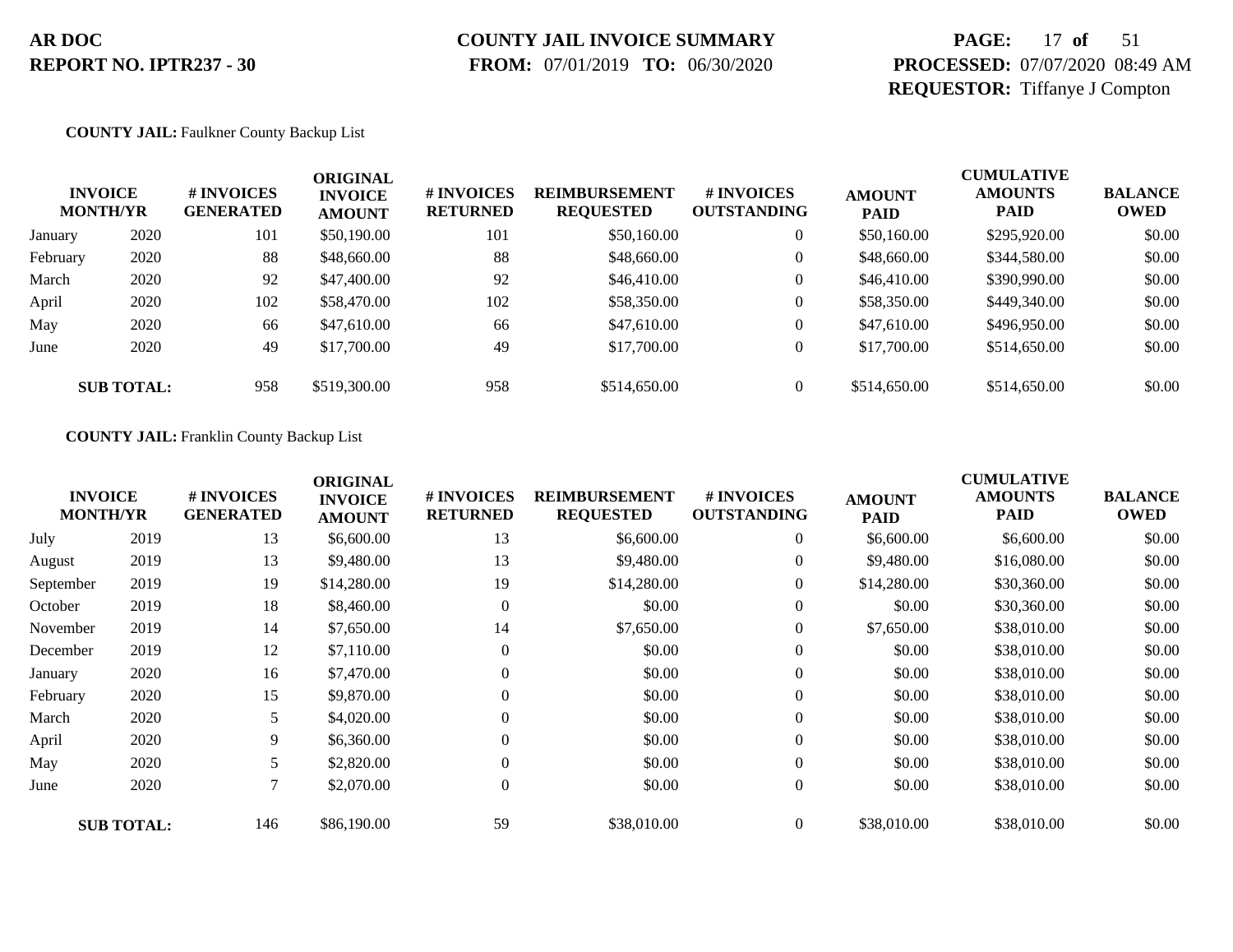**COUNTY JAIL:** Faulkner County Backup List

| INVOICE MONTH/YR | | # INVOICES GENERATED | ORIGINAL INVOICE AMOUNT | # INVOICES RETURNED | REIMBURSEMENT REQUESTED | # INVOICES OUTSTANDING | AMOUNT PAID | CUMULATIVE AMOUNTS PAID | BALANCE OWED |
|---|---|---|---|---|---|---|---|---|---|
| January | 2020 | 101 | $50,190.00 | 101 | $50,160.00 | 0 | $50,160.00 | $295,920.00 | $0.00 |
| February | 2020 | 88 | $48,660.00 | 88 | $48,660.00 | 0 | $48,660.00 | $344,580.00 | $0.00 |
| March | 2020 | 92 | $47,400.00 | 92 | $46,410.00 | 0 | $46,410.00 | $390,990.00 | $0.00 |
| April | 2020 | 102 | $58,470.00 | 102 | $58,350.00 | 0 | $58,350.00 | $449,340.00 | $0.00 |
| May | 2020 | 66 | $47,610.00 | 66 | $47,610.00 | 0 | $47,610.00 | $496,950.00 | $0.00 |
| June | 2020 | 49 | $17,700.00 | 49 | $17,700.00 | 0 | $17,700.00 | $514,650.00 | $0.00 |
| **SUB TOTAL:** | | 958 | $519,300.00 | 958 | $514,650.00 | 0 | $514,650.00 | $514,650.00 | $0.00 |

**COUNTY JAIL:** Franklin County Backup List

| INVOICE MONTH/YR | | # INVOICES GENERATED | ORIGINAL INVOICE AMOUNT | # INVOICES RETURNED | REIMBURSEMENT REQUESTED | # INVOICES OUTSTANDING | AMOUNT PAID | CUMULATIVE AMOUNTS PAID | BALANCE OWED |
|---|---|---|---|---|---|---|---|---|---|
| July | 2019 | 13 | $6,600.00 | 13 | $6,600.00 | 0 | $6,600.00 | $6,600.00 | $0.00 |
| August | 2019 | 13 | $9,480.00 | 13 | $9,480.00 | 0 | $9,480.00 | $16,080.00 | $0.00 |
| September | 2019 | 19 | $14,280.00 | 19 | $14,280.00 | 0 | $14,280.00 | $30,360.00 | $0.00 |
| October | 2019 | 18 | $8,460.00 | 0 | $0.00 | 0 | $0.00 | $30,360.00 | $0.00 |
| November | 2019 | 14 | $7,650.00 | 14 | $7,650.00 | 0 | $7,650.00 | $38,010.00 | $0.00 |
| December | 2019 | 12 | $7,110.00 | 0 | $0.00 | 0 | $0.00 | $38,010.00 | $0.00 |
| January | 2020 | 16 | $7,470.00 | 0 | $0.00 | 0 | $0.00 | $38,010.00 | $0.00 |
| February | 2020 | 15 | $9,870.00 | 0 | $0.00 | 0 | $0.00 | $38,010.00 | $0.00 |
| March | 2020 | 5 | $4,020.00 | 0 | $0.00 | 0 | $0.00 | $38,010.00 | $0.00 |
| April | 2020 | 9 | $6,360.00 | 0 | $0.00 | 0 | $0.00 | $38,010.00 | $0.00 |
| May | 2020 | 5 | $2,820.00 | 0 | $0.00 | 0 | $0.00 | $38,010.00 | $0.00 |
| June | 2020 | 7 | $2,070.00 | 0 | $0.00 | 0 | $0.00 | $38,010.00 | $0.00 |
| **SUB TOTAL:** | | 146 | $86,190.00 | 59 | $38,010.00 | 0 | $38,010.00 | $38,010.00 | $0.00 |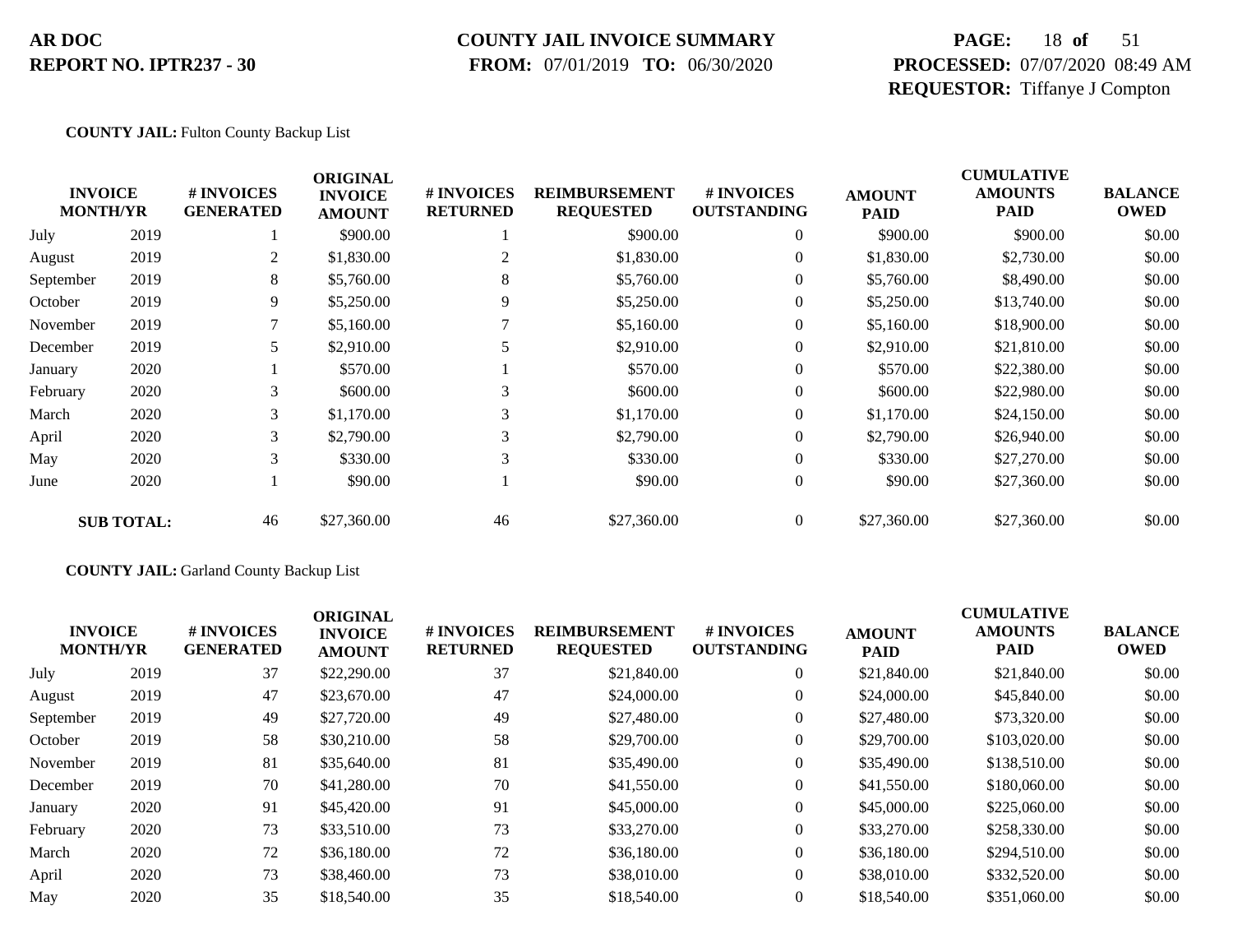**AR DOC**
**REPORT NO. IPTR237 - 30**

**COUNTY JAIL INVOICE SUMMARY**
**FROM:** 07/01/2019 **TO:** 06/30/2020

**PROCESSED:** 07/07/2020 08:49 AM
**REQUESTOR:** Tiffanye J Compton

**COUNTY JAIL:** Fulton County Backup List

| INVOICE MONTH/YR | | # INVOICES GENERATED | ORIGINAL INVOICE AMOUNT | # INVOICES RETURNED | REIMBURSEMENT REQUESTED | # INVOICES OUTSTANDING | AMOUNT PAID | CUMULATIVE AMOUNTS PAID | BALANCE OWED |
|---|---|---|---|---|---|---|---|---|---|
| July | 2019 | 1 | $900.00 | 1 | $900.00 | 0 | $900.00 | $900.00 | $0.00 |
| August | 2019 | 2 | $1,830.00 | 2 | $1,830.00 | 0 | $1,830.00 | $2,730.00 | $0.00 |
| September | 2019 | 8 | $5,760.00 | 8 | $5,760.00 | 0 | $5,760.00 | $8,490.00 | $0.00 |
| October | 2019 | 9 | $5,250.00 | 9 | $5,250.00 | 0 | $5,250.00 | $13,740.00 | $0.00 |
| November | 2019 | 7 | $5,160.00 | 7 | $5,160.00 | 0 | $5,160.00 | $18,900.00 | $0.00 |
| December | 2019 | 5 | $2,910.00 | 5 | $2,910.00 | 0 | $2,910.00 | $21,810.00 | $0.00 |
| January | 2020 | 1 | $570.00 | 1 | $570.00 | 0 | $570.00 | $22,380.00 | $0.00 |
| February | 2020 | 3 | $600.00 | 3 | $600.00 | 0 | $600.00 | $22,980.00 | $0.00 |
| March | 2020 | 3 | $1,170.00 | 3 | $1,170.00 | 0 | $1,170.00 | $24,150.00 | $0.00 |
| April | 2020 | 3 | $2,790.00 | 3 | $2,790.00 | 0 | $2,790.00 | $26,940.00 | $0.00 |
| May | 2020 | 3 | $330.00 | 3 | $330.00 | 0 | $330.00 | $27,270.00 | $0.00 |
| June | 2020 | 1 | $90.00 | 1 | $90.00 | 0 | $90.00 | $27,360.00 | $0.00 |
| **SUB TOTAL:** | | 46 | $27,360.00 | 46 | $27,360.00 | 0 | $27,360.00 | $27,360.00 | $0.00 |

**COUNTY JAIL:** Garland County Backup List

| INVOICE MONTH/YR | | # INVOICES GENERATED | ORIGINAL INVOICE AMOUNT | # INVOICES RETURNED | REIMBURSEMENT REQUESTED | # INVOICES OUTSTANDING | AMOUNT PAID | CUMULATIVE AMOUNTS PAID | BALANCE OWED |
|---|---|---|---|---|---|---|---|---|---|
| July | 2019 | 37 | $22,290.00 | 37 | $21,840.00 | 0 | $21,840.00 | $21,840.00 | $0.00 |
| August | 2019 | 47 | $23,670.00 | 47 | $24,000.00 | 0 | $24,000.00 | $45,840.00 | $0.00 |
| September | 2019 | 49 | $27,720.00 | 49 | $27,480.00 | 0 | $27,480.00 | $73,320.00 | $0.00 |
| October | 2019 | 58 | $30,210.00 | 58 | $29,700.00 | 0 | $29,700.00 | $103,020.00 | $0.00 |
| November | 2019 | 81 | $35,640.00 | 81 | $35,490.00 | 0 | $35,490.00 | $138,510.00 | $0.00 |
| December | 2019 | 70 | $41,280.00 | 70 | $41,550.00 | 0 | $41,550.00 | $180,060.00 | $0.00 |
| January | 2020 | 91 | $45,420.00 | 91 | $45,000.00 | 0 | $45,000.00 | $225,060.00 | $0.00 |
| February | 2020 | 73 | $33,510.00 | 73 | $33,270.00 | 0 | $33,270.00 | $258,330.00 | $0.00 |
| March | 2020 | 72 | $36,180.00 | 72 | $36,180.00 | 0 | $36,180.00 | $294,510.00 | $0.00 |
| April | 2020 | 73 | $38,460.00 | 73 | $38,010.00 | 0 | $38,010.00 | $332,520.00 | $0.00 |
| May | 2020 | 35 | $18,540.00 | 35 | $18,540.00 | 0 | $18,540.00 | $351,060.00 | $0.00 |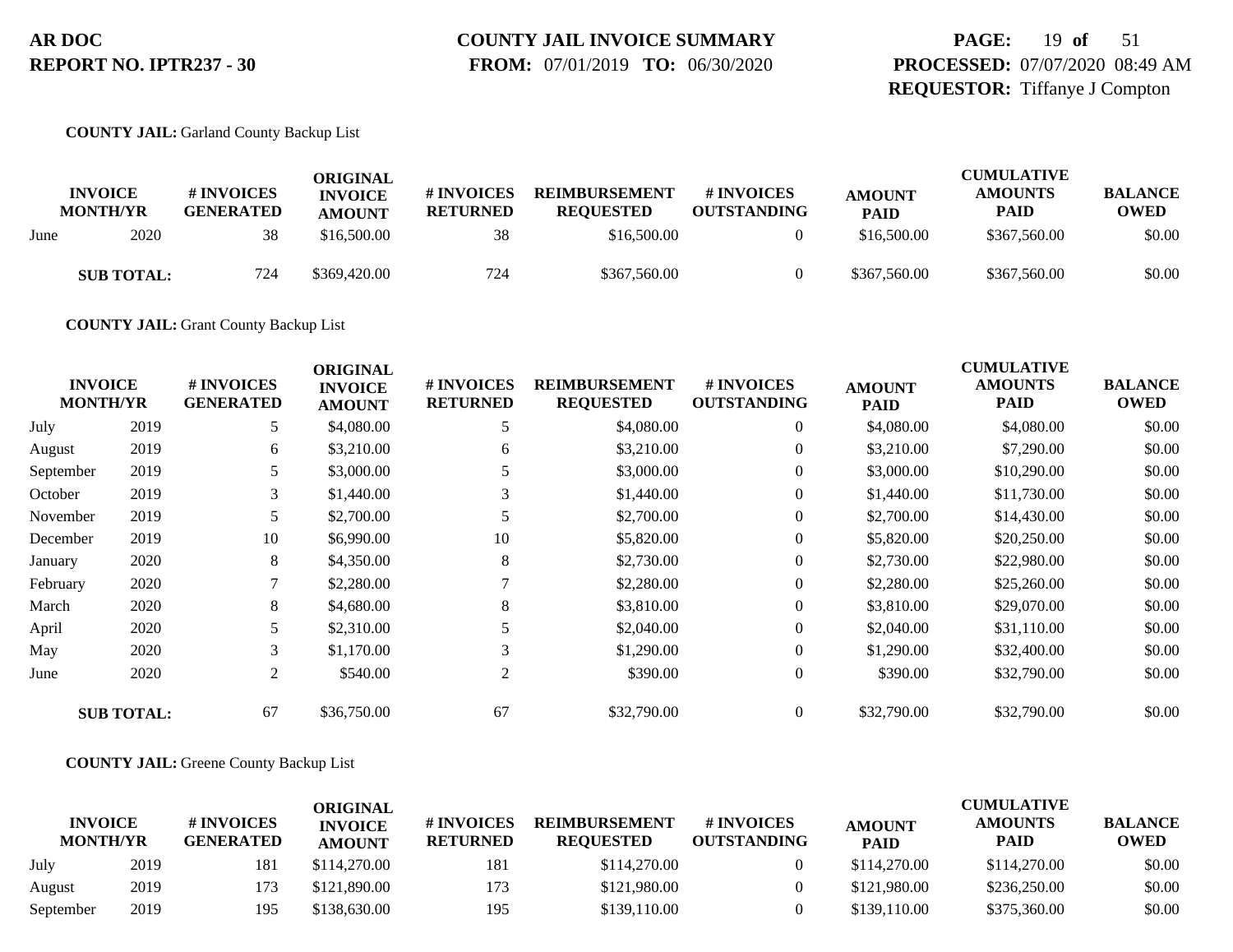**COUNTY JAIL:** Garland County Backup List

| INVOICE MONTH/YR | | # INVOICES GENERATED | ORIGINAL INVOICE AMOUNT | # INVOICES RETURNED | REIMBURSEMENT REQUESTED | # INVOICES OUTSTANDING | AMOUNT PAID | CUMULATIVE AMOUNTS PAID | BALANCE OWED |
|---|---|---|---|---|---|---|---|---|---|
| June | 2020 | 38 | $16,500.00 | 38 | $16,500.00 | 0 | $16,500.00 | $367,560.00 | $0.00 |
| **SUB TOTAL:** | | 724 | $369,420.00 | 724 | $367,560.00 | 0 | $367,560.00 | $367,560.00 | $0.00 |

**COUNTY JAIL:** Grant County Backup List

| INVOICE MONTH/YR | | # INVOICES GENERATED | ORIGINAL INVOICE AMOUNT | # INVOICES RETURNED | REIMBURSEMENT REQUESTED | # INVOICES OUTSTANDING | AMOUNT PAID | CUMULATIVE AMOUNTS PAID | BALANCE OWED |
|---|---|---|---|---|---|---|---|---|---|
| July | 2019 | 5 | $4,080.00 | 5 | $4,080.00 | 0 | $4,080.00 | $4,080.00 | $0.00 |
| August | 2019 | 6 | $3,210.00 | 6 | $3,210.00 | 0 | $3,210.00 | $7,290.00 | $0.00 |
| September | 2019 | 5 | $3,000.00 | 5 | $3,000.00 | 0 | $3,000.00 | $10,290.00 | $0.00 |
| October | 2019 | 3 | $1,440.00 | 3 | $1,440.00 | 0 | $1,440.00 | $11,730.00 | $0.00 |
| November | 2019 | 5 | $2,700.00 | 5 | $2,700.00 | 0 | $2,700.00 | $14,430.00 | $0.00 |
| December | 2019 | 10 | $6,990.00 | 10 | $5,820.00 | 0 | $5,820.00 | $20,250.00 | $0.00 |
| January | 2020 | 8 | $4,350.00 | 8 | $2,730.00 | 0 | $2,730.00 | $22,980.00 | $0.00 |
| February | 2020 | 7 | $2,280.00 | 7 | $2,280.00 | 0 | $2,280.00 | $25,260.00 | $0.00 |
| March | 2020 | 8 | $4,680.00 | 8 | $3,810.00 | 0 | $3,810.00 | $29,070.00 | $0.00 |
| April | 2020 | 5 | $2,310.00 | 5 | $2,040.00 | 0 | $2,040.00 | $31,110.00 | $0.00 |
| May | 2020 | 3 | $1,170.00 | 3 | $1,290.00 | 0 | $1,290.00 | $32,400.00 | $0.00 |
| June | 2020 | 2 | $540.00 | 2 | $390.00 | 0 | $390.00 | $32,790.00 | $0.00 |
| **SUB TOTAL:** | | 67 | $36,750.00 | 67 | $32,790.00 | 0 | $32,790.00 | $32,790.00 | $0.00 |

**COUNTY JAIL:** Greene County Backup List

| INVOICE MONTH/YR | | # INVOICES GENERATED | ORIGINAL INVOICE AMOUNT | # INVOICES RETURNED | REIMBURSEMENT REQUESTED | # INVOICES OUTSTANDING | AMOUNT PAID | CUMULATIVE AMOUNTS PAID | BALANCE OWED |
|---|---|---|---|---|---|---|---|---|---|
| July | 2019 | 181 | $114,270.00 | 181 | $114,270.00 | 0 | $114,270.00 | $114,270.00 | $0.00 |
| August | 2019 | 173 | $121,890.00 | 173 | $121,980.00 | 0 | $121,980.00 | $236,250.00 | $0.00 |
| September | 2019 | 195 | $138,630.00 | 195 | $139,110.00 | 0 | $139,110.00 | $375,360.00 | $0.00 |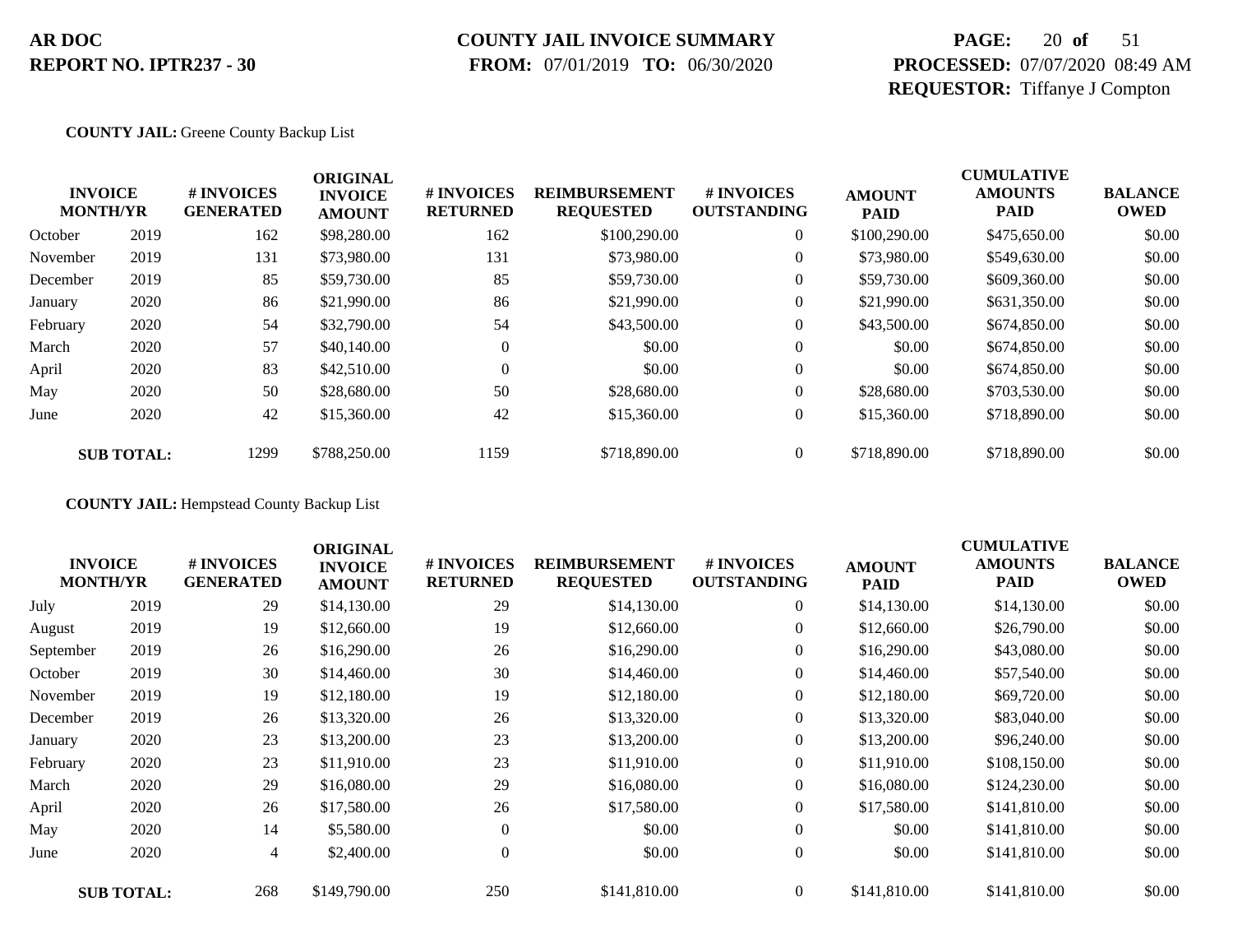**AR DOC**
**REPORT NO. IPTR237 - 30**

**COUNTY JAIL INVOICE SUMMARY**
**FROM:** 07/01/2019 **TO:** 06/30/2020

**PROCESSED:** 07/07/2020 08:49 AM
**REQUESTOR:** Tiffanye J Compton

**COUNTY JAIL:** Greene County Backup List

| INVOICE MONTH/YR | | # INVOICES GENERATED | ORIGINAL INVOICE AMOUNT | # INVOICES RETURNED | REIMBURSEMENT REQUESTED | # INVOICES OUTSTANDING | AMOUNT PAID | CUMULATIVE AMOUNTS PAID | BALANCE OWED |
|---|---|---|---|---|---|---|---|---|---|
| October | 2019 | 162 | $98,280.00 | 162 | $100,290.00 | 0 | $100,290.00 | $475,650.00 | $0.00 |
| November | 2019 | 131 | $73,980.00 | 131 | $73,980.00 | 0 | $73,980.00 | $549,630.00 | $0.00 |
| December | 2019 | 85 | $59,730.00 | 85 | $59,730.00 | 0 | $59,730.00 | $609,360.00 | $0.00 |
| January | 2020 | 86 | $21,990.00 | 86 | $21,990.00 | 0 | $21,990.00 | $631,350.00 | $0.00 |
| February | 2020 | 54 | $32,790.00 | 54 | $43,500.00 | 0 | $43,500.00 | $674,850.00 | $0.00 |
| March | 2020 | 57 | $40,140.00 | 0 | $0.00 | 0 | $0.00 | $674,850.00 | $0.00 |
| April | 2020 | 83 | $42,510.00 | 0 | $0.00 | 0 | $0.00 | $674,850.00 | $0.00 |
| May | 2020 | 50 | $28,680.00 | 50 | $28,680.00 | 0 | $28,680.00 | $703,530.00 | $0.00 |
| June | 2020 | 42 | $15,360.00 | 42 | $15,360.00 | 0 | $15,360.00 | $718,890.00 | $0.00 |
| **SUB TOTAL:** | | 1299 | $788,250.00 | 1159 | $718,890.00 | 0 | $718,890.00 | $718,890.00 | $0.00 |

**COUNTY JAIL:** Hempstead County Backup List

| INVOICE MONTH/YR | | # INVOICES GENERATED | ORIGINAL INVOICE AMOUNT | # INVOICES RETURNED | REIMBURSEMENT REQUESTED | # INVOICES OUTSTANDING | AMOUNT PAID | CUMULATIVE AMOUNTS PAID | BALANCE OWED |
|---|---|---|---|---|---|---|---|---|---|
| July | 2019 | 29 | $14,130.00 | 29 | $14,130.00 | 0 | $14,130.00 | $14,130.00 | $0.00 |
| August | 2019 | 19 | $12,660.00 | 19 | $12,660.00 | 0 | $12,660.00 | $26,790.00 | $0.00 |
| September | 2019 | 26 | $16,290.00 | 26 | $16,290.00 | 0 | $16,290.00 | $43,080.00 | $0.00 |
| October | 2019 | 30 | $14,460.00 | 30 | $14,460.00 | 0 | $14,460.00 | $57,540.00 | $0.00 |
| November | 2019 | 19 | $12,180.00 | 19 | $12,180.00 | 0 | $12,180.00 | $69,720.00 | $0.00 |
| December | 2019 | 26 | $13,320.00 | 26 | $13,320.00 | 0 | $13,320.00 | $83,040.00 | $0.00 |
| January | 2020 | 23 | $13,200.00 | 23 | $13,200.00 | 0 | $13,200.00 | $96,240.00 | $0.00 |
| February | 2020 | 23 | $11,910.00 | 23 | $11,910.00 | 0 | $11,910.00 | $108,150.00 | $0.00 |
| March | 2020 | 29 | $16,080.00 | 29 | $16,080.00 | 0 | $16,080.00 | $124,230.00 | $0.00 |
| April | 2020 | 26 | $17,580.00 | 26 | $17,580.00 | 0 | $17,580.00 | $141,810.00 | $0.00 |
| May | 2020 | 14 | $5,580.00 | 0 | $0.00 | 0 | $0.00 | $141,810.00 | $0.00 |
| June | 2020 | 4 | $2,400.00 | 0 | $0.00 | 0 | $0.00 | $141,810.00 | $0.00 |
| **SUB TOTAL:** | | 268 | $149,790.00 | 250 | $141,810.00 | 0 | $141,810.00 | $141,810.00 | $0.00 |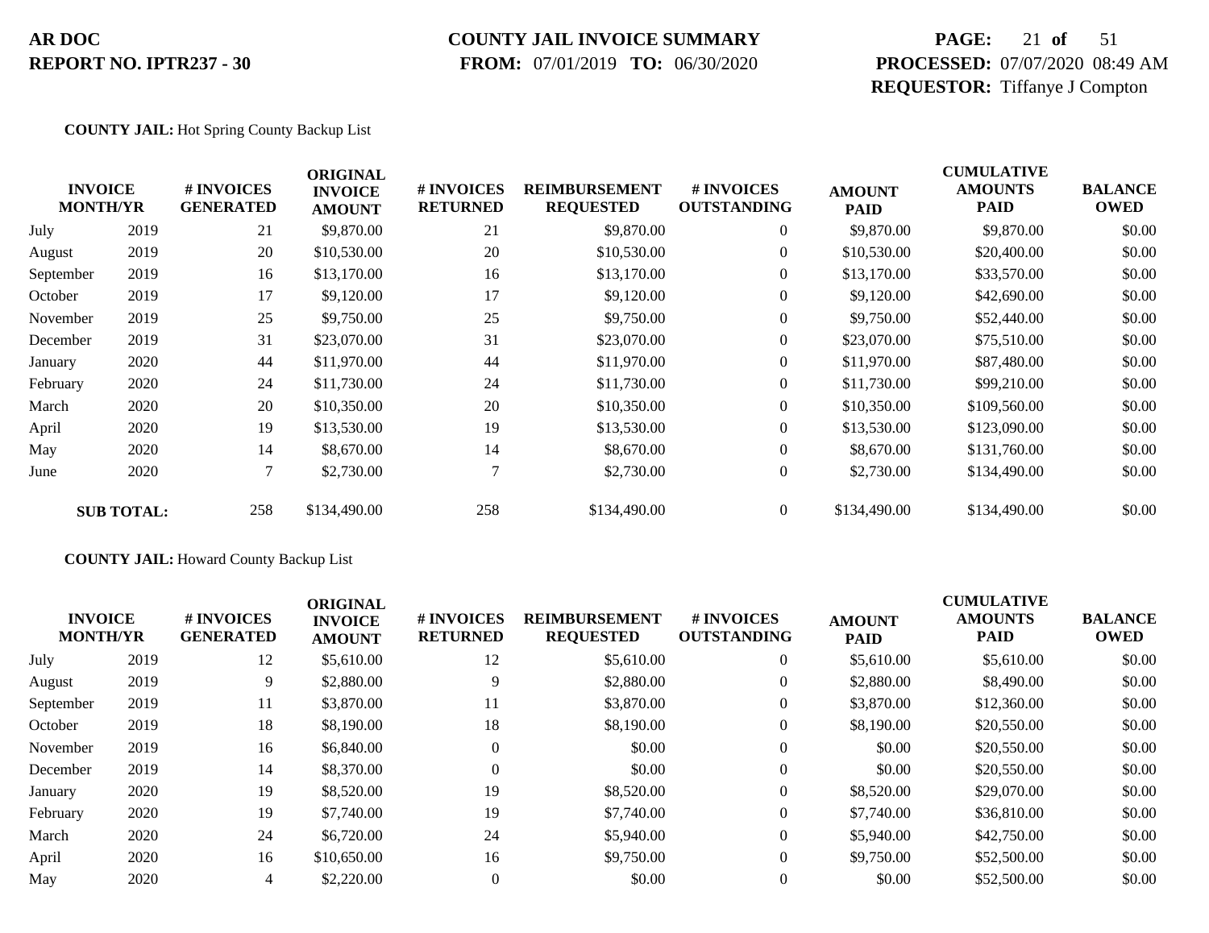**COUNTY JAIL:** Hot Spring County Backup List

| INVOICE MONTH/YR | | # INVOICES GENERATED | ORIGINAL INVOICE AMOUNT | # INVOICES RETURNED | REIMBURSEMENT REQUESTED | # INVOICES OUTSTANDING | AMOUNT PAID | CUMULATIVE AMOUNTS PAID | BALANCE OWED |
|---|---|---|---|---|---|---|---|---|---|
| July | 2019 | 21 | $9,870.00 | 21 | $9,870.00 | 0 | $9,870.00 | $9,870.00 | $0.00 |
| August | 2019 | 20 | $10,530.00 | 20 | $10,530.00 | 0 | $10,530.00 | $20,400.00 | $0.00 |
| September | 2019 | 16 | $13,170.00 | 16 | $13,170.00 | 0 | $13,170.00 | $33,570.00 | $0.00 |
| October | 2019 | 17 | $9,120.00 | 17 | $9,120.00 | 0 | $9,120.00 | $42,690.00 | $0.00 |
| November | 2019 | 25 | $9,750.00 | 25 | $9,750.00 | 0 | $9,750.00 | $52,440.00 | $0.00 |
| December | 2019 | 31 | $23,070.00 | 31 | $23,070.00 | 0 | $23,070.00 | $75,510.00 | $0.00 |
| January | 2020 | 44 | $11,970.00 | 44 | $11,970.00 | 0 | $11,970.00 | $87,480.00 | $0.00 |
| February | 2020 | 24 | $11,730.00 | 24 | $11,730.00 | 0 | $11,730.00 | $99,210.00 | $0.00 |
| March | 2020 | 20 | $10,350.00 | 20 | $10,350.00 | 0 | $10,350.00 | $109,560.00 | $0.00 |
| April | 2020 | 19 | $13,530.00 | 19 | $13,530.00 | 0 | $13,530.00 | $123,090.00 | $0.00 |
| May | 2020 | 14 | $8,670.00 | 14 | $8,670.00 | 0 | $8,670.00 | $131,760.00 | $0.00 |
| June | 2020 | 7 | $2,730.00 | 7 | $2,730.00 | 0 | $2,730.00 | $134,490.00 | $0.00 |
| **SUB TOTAL:** | | 258 | $134,490.00 | 258 | $134,490.00 | 0 | $134,490.00 | $134,490.00 | $0.00 |

**COUNTY JAIL:** Howard County Backup List

| INVOICE MONTH/YR | | # INVOICES GENERATED | ORIGINAL INVOICE AMOUNT | # INVOICES RETURNED | REIMBURSEMENT REQUESTED | # INVOICES OUTSTANDING | AMOUNT PAID | CUMULATIVE AMOUNTS PAID | BALANCE OWED |
|---|---|---|---|---|---|---|---|---|---|
| July | 2019 | 12 | $5,610.00 | 12 | $5,610.00 | 0 | $5,610.00 | $5,610.00 | $0.00 |
| August | 2019 | 9 | $2,880.00 | 9 | $2,880.00 | 0 | $2,880.00 | $8,490.00 | $0.00 |
| September | 2019 | 11 | $3,870.00 | 11 | $3,870.00 | 0 | $3,870.00 | $12,360.00 | $0.00 |
| October | 2019 | 18 | $8,190.00 | 18 | $8,190.00 | 0 | $8,190.00 | $20,550.00 | $0.00 |
| November | 2019 | 16 | $6,840.00 | 0 | $0.00 | 0 | $0.00 | $20,550.00 | $0.00 |
| December | 2019 | 14 | $8,370.00 | 0 | $0.00 | 0 | $0.00 | $20,550.00 | $0.00 |
| January | 2020 | 19 | $8,520.00 | 19 | $8,520.00 | 0 | $8,520.00 | $29,070.00 | $0.00 |
| February | 2020 | 19 | $7,740.00 | 19 | $7,740.00 | 0 | $7,740.00 | $36,810.00 | $0.00 |
| March | 2020 | 24 | $6,720.00 | 24 | $5,940.00 | 0 | $5,940.00 | $42,750.00 | $0.00 |
| April | 2020 | 16 | $10,650.00 | 16 | $9,750.00 | 0 | $9,750.00 | $52,500.00 | $0.00 |
| May | 2020 | 4 | $2,220.00 | 0 | $0.00 | 0 | $0.00 | $52,500.00 | $0.00 |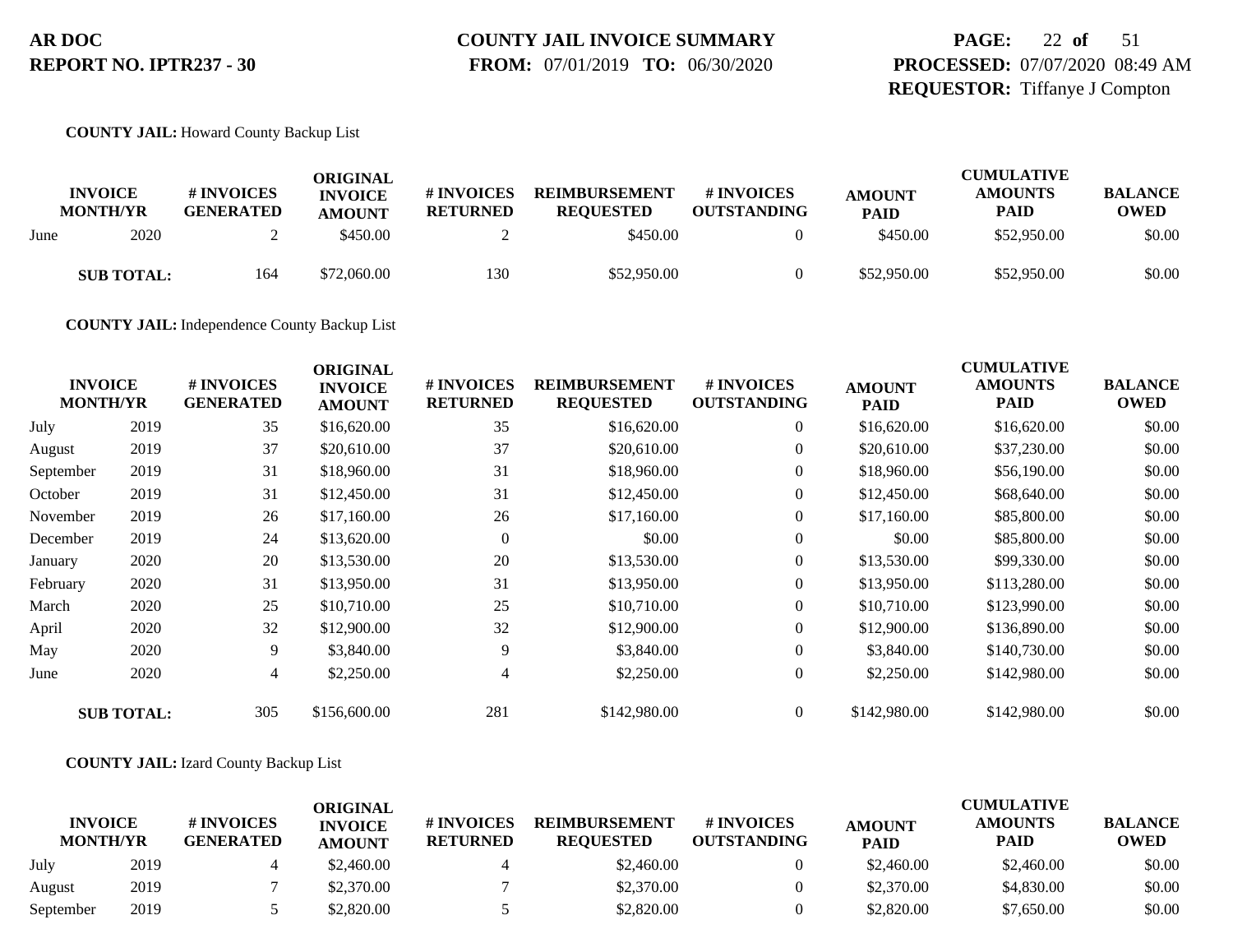**COUNTY JAIL:** Howard County Backup List

| INVOICE MONTH/YR | | # INVOICES GENERATED | ORIGINAL INVOICE AMOUNT | # INVOICES RETURNED | REIMBURSEMENT REQUESTED | # INVOICES OUTSTANDING | AMOUNT PAID | CUMULATIVE AMOUNTS PAID | BALANCE OWED |
|---|---|---|---|---|---|---|---|---|---|
| June | 2020 | 2 | $450.00 | 2 | $450.00 | 0 | $450.00 | $52,950.00 | $0.00 |
| **SUB TOTAL:** | | 164 | $72,060.00 | 130 | $52,950.00 | 0 | $52,950.00 | $52,950.00 | $0.00 |

**COUNTY JAIL:** Independence County Backup List

| INVOICE MONTH/YR | | # INVOICES GENERATED | ORIGINAL INVOICE AMOUNT | # INVOICES RETURNED | REIMBURSEMENT REQUESTED | # INVOICES OUTSTANDING | AMOUNT PAID | CUMULATIVE AMOUNTS PAID | BALANCE OWED |
|---|---|---|---|---|---|---|---|---|---|
| July | 2019 | 35 | $16,620.00 | 35 | $16,620.00 | 0 | $16,620.00 | $16,620.00 | $0.00 |
| August | 2019 | 37 | $20,610.00 | 37 | $20,610.00 | 0 | $20,610.00 | $37,230.00 | $0.00 |
| September | 2019 | 31 | $18,960.00 | 31 | $18,960.00 | 0 | $18,960.00 | $56,190.00 | $0.00 |
| October | 2019 | 31 | $12,450.00 | 31 | $12,450.00 | 0 | $12,450.00 | $68,640.00 | $0.00 |
| November | 2019 | 26 | $17,160.00 | 26 | $17,160.00 | 0 | $17,160.00 | $85,800.00 | $0.00 |
| December | 2019 | 24 | $13,620.00 | 0 | $0.00 | 0 | $0.00 | $85,800.00 | $0.00 |
| January | 2020 | 20 | $13,530.00 | 20 | $13,530.00 | 0 | $13,530.00 | $99,330.00 | $0.00 |
| February | 2020 | 31 | $13,950.00 | 31 | $13,950.00 | 0 | $13,950.00 | $113,280.00 | $0.00 |
| March | 2020 | 25 | $10,710.00 | 25 | $10,710.00 | 0 | $10,710.00 | $123,990.00 | $0.00 |
| April | 2020 | 32 | $12,900.00 | 32 | $12,900.00 | 0 | $12,900.00 | $136,890.00 | $0.00 |
| May | 2020 | 9 | $3,840.00 | 9 | $3,840.00 | 0 | $3,840.00 | $140,730.00 | $0.00 |
| June | 2020 | 4 | $2,250.00 | 4 | $2,250.00 | 0 | $2,250.00 | $142,980.00 | $0.00 |
| **SUB TOTAL:** | | 305 | $156,600.00 | 281 | $142,980.00 | 0 | $142,980.00 | $142,980.00 | $0.00 |

**COUNTY JAIL:** Izard County Backup List

| INVOICE MONTH/YR | | # INVOICES GENERATED | ORIGINAL INVOICE AMOUNT | # INVOICES RETURNED | REIMBURSEMENT REQUESTED | # INVOICES OUTSTANDING | AMOUNT PAID | CUMULATIVE AMOUNTS PAID | BALANCE OWED |
|---|---|---|---|---|---|---|---|---|---|
| July | 2019 | 4 | $2,460.00 | 4 | $2,460.00 | 0 | $2,460.00 | $2,460.00 | $0.00 |
| August | 2019 | 7 | $2,370.00 | 7 | $2,370.00 | 0 | $2,370.00 | $4,830.00 | $0.00 |
| September | 2019 | 5 | $2,820.00 | 5 | $2,820.00 | 0 | $2,820.00 | $7,650.00 | $0.00 |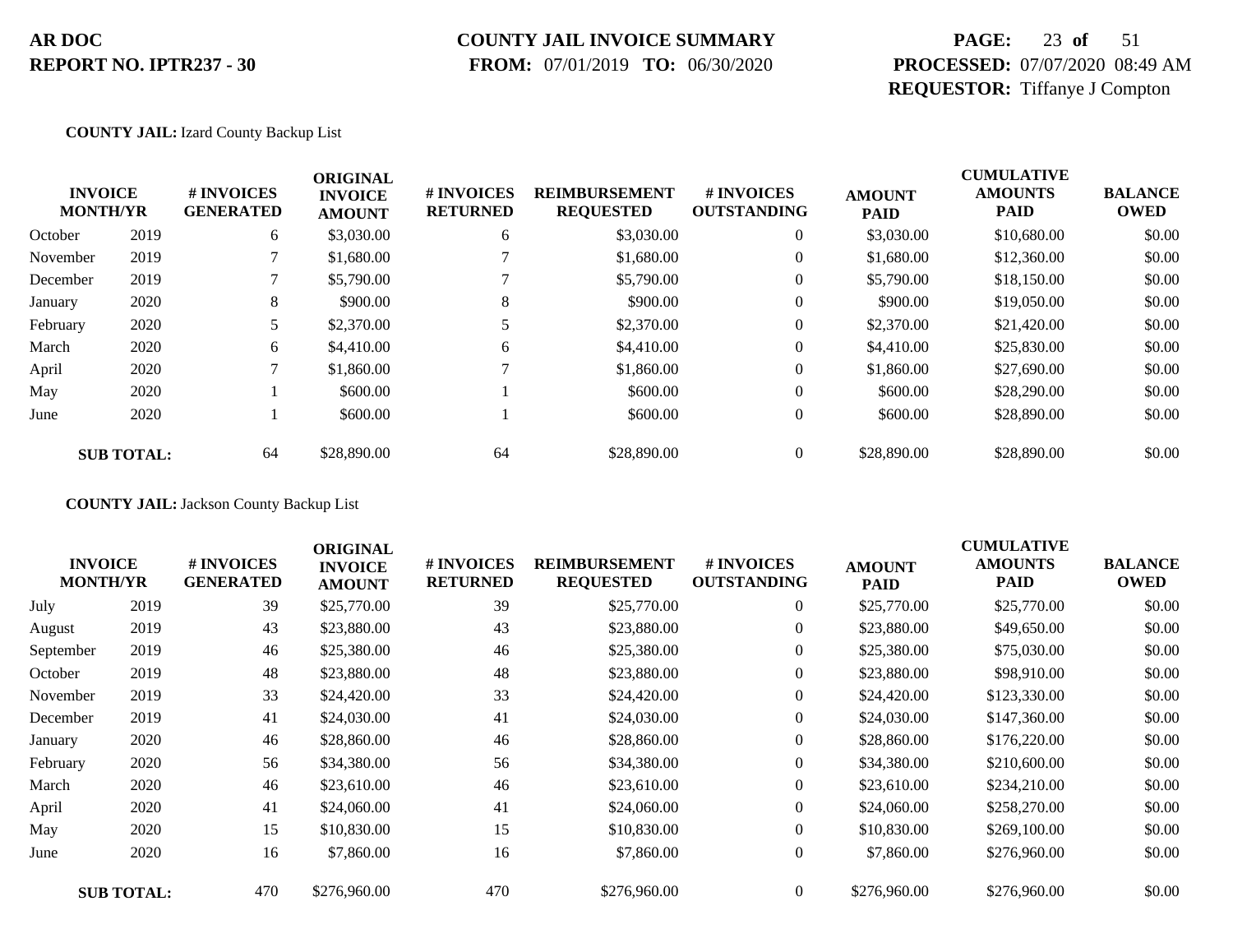**AR DOC**
**REPORT NO. IPTR237 - 30**

**COUNTY JAIL INVOICE SUMMARY**
**FROM:** 07/01/2019 **TO:** 06/30/2020

**PROCESSED:** 07/07/2020 08:49 AM
**REQUESTOR:** Tiffanye J Compton

**COUNTY JAIL:** Izard County Backup List

| INVOICE MONTH/YR | | # INVOICES GENERATED | ORIGINAL INVOICE AMOUNT | # INVOICES RETURNED | REIMBURSEMENT REQUESTED | # INVOICES OUTSTANDING | AMOUNT PAID | CUMULATIVE AMOUNTS PAID | BALANCE OWED |
|---|---|---|---|---|---|---|---|---|---|
| October | 2019 | 6 | $3,030.00 | 6 | $3,030.00 | 0 | $3,030.00 | $10,680.00 | $0.00 |
| November | 2019 | 7 | $1,680.00 | 7 | $1,680.00 | 0 | $1,680.00 | $12,360.00 | $0.00 |
| December | 2019 | 7 | $5,790.00 | 7 | $5,790.00 | 0 | $5,790.00 | $18,150.00 | $0.00 |
| January | 2020 | 8 | $900.00 | 8 | $900.00 | 0 | $900.00 | $19,050.00 | $0.00 |
| February | 2020 | 5 | $2,370.00 | 5 | $2,370.00 | 0 | $2,370.00 | $21,420.00 | $0.00 |
| March | 2020 | 6 | $4,410.00 | 6 | $4,410.00 | 0 | $4,410.00 | $25,830.00 | $0.00 |
| April | 2020 | 7 | $1,860.00 | 7 | $1,860.00 | 0 | $1,860.00 | $27,690.00 | $0.00 |
| May | 2020 | 1 | $600.00 | 1 | $600.00 | 0 | $600.00 | $28,290.00 | $0.00 |
| June | 2020 | 1 | $600.00 | 1 | $600.00 | 0 | $600.00 | $28,890.00 | $0.00 |
| **SUB TOTAL:** | | 64 | $28,890.00 | 64 | $28,890.00 | 0 | $28,890.00 | $28,890.00 | $0.00 |

**COUNTY JAIL:** Jackson County Backup List

| INVOICE MONTH/YR | | # INVOICES GENERATED | ORIGINAL INVOICE AMOUNT | # INVOICES RETURNED | REIMBURSEMENT REQUESTED | # INVOICES OUTSTANDING | AMOUNT PAID | CUMULATIVE AMOUNTS PAID | BALANCE OWED |
|---|---|---|---|---|---|---|---|---|---|
| July | 2019 | 39 | $25,770.00 | 39 | $25,770.00 | 0 | $25,770.00 | $25,770.00 | $0.00 |
| August | 2019 | 43 | $23,880.00 | 43 | $23,880.00 | 0 | $23,880.00 | $49,650.00 | $0.00 |
| September | 2019 | 46 | $25,380.00 | 46 | $25,380.00 | 0 | $25,380.00 | $75,030.00 | $0.00 |
| October | 2019 | 48 | $23,880.00 | 48 | $23,880.00 | 0 | $23,880.00 | $98,910.00 | $0.00 |
| November | 2019 | 33 | $24,420.00 | 33 | $24,420.00 | 0 | $24,420.00 | $123,330.00 | $0.00 |
| December | 2019 | 41 | $24,030.00 | 41 | $24,030.00 | 0 | $24,030.00 | $147,360.00 | $0.00 |
| January | 2020 | 46 | $28,860.00 | 46 | $28,860.00 | 0 | $28,860.00 | $176,220.00 | $0.00 |
| February | 2020 | 56 | $34,380.00 | 56 | $34,380.00 | 0 | $34,380.00 | $210,600.00 | $0.00 |
| March | 2020 | 46 | $23,610.00 | 46 | $23,610.00 | 0 | $23,610.00 | $234,210.00 | $0.00 |
| April | 2020 | 41 | $24,060.00 | 41 | $24,060.00 | 0 | $24,060.00 | $258,270.00 | $0.00 |
| May | 2020 | 15 | $10,830.00 | 15 | $10,830.00 | 0 | $10,830.00 | $269,100.00 | $0.00 |
| June | 2020 | 16 | $7,860.00 | 16 | $7,860.00 | 0 | $7,860.00 | $276,960.00 | $0.00 |
| **SUB TOTAL:** | | 470 | $276,960.00 | 470 | $276,960.00 | 0 | $276,960.00 | $276,960.00 | $0.00 |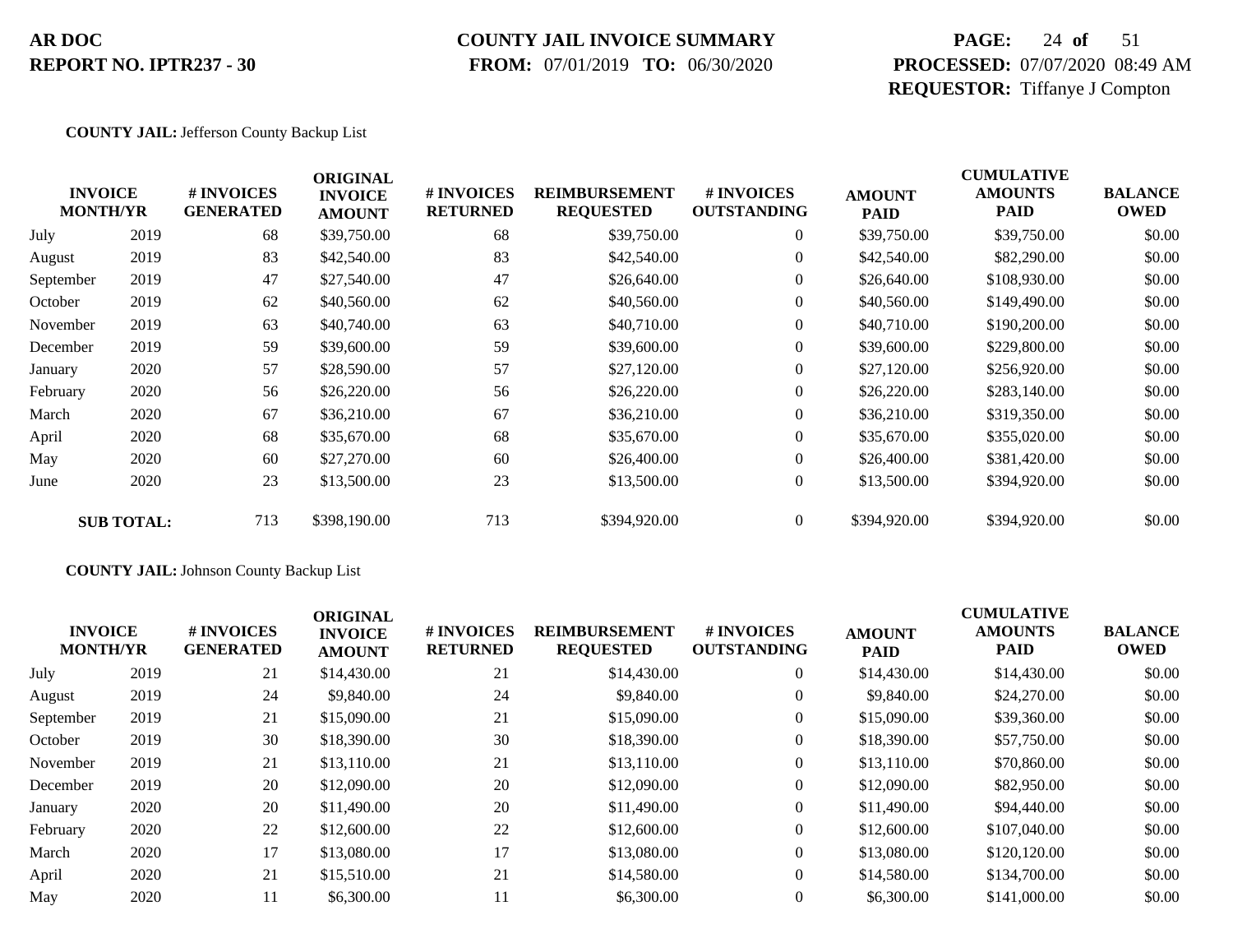**AR DOC**
**REPORT NO. IPTR237 - 30**

**COUNTY JAIL INVOICE SUMMARY**
**FROM:** 07/01/2019 **TO:** 06/30/2020

**PROCESSED:** 07/07/2020 08:49 AM
**REQUESTOR:** Tiffanye J Compton

**COUNTY JAIL:** Jefferson County Backup List

| INVOICE MONTH/YR | | # INVOICES GENERATED | ORIGINAL INVOICE AMOUNT | # INVOICES RETURNED | REIMBURSEMENT REQUESTED | # INVOICES OUTSTANDING | AMOUNT PAID | CUMULATIVE AMOUNTS PAID | BALANCE OWED |
|---|---|---|---|---|---|---|---|---|---|
| July | 2019 | 68 | $39,750.00 | 68 | $39,750.00 | 0 | $39,750.00 | $39,750.00 | $0.00 |
| August | 2019 | 83 | $42,540.00 | 83 | $42,540.00 | 0 | $42,540.00 | $82,290.00 | $0.00 |
| September | 2019 | 47 | $27,540.00 | 47 | $26,640.00 | 0 | $26,640.00 | $108,930.00 | $0.00 |
| October | 2019 | 62 | $40,560.00 | 62 | $40,560.00 | 0 | $40,560.00 | $149,490.00 | $0.00 |
| November | 2019 | 63 | $40,740.00 | 63 | $40,710.00 | 0 | $40,710.00 | $190,200.00 | $0.00 |
| December | 2019 | 59 | $39,600.00 | 59 | $39,600.00 | 0 | $39,600.00 | $229,800.00 | $0.00 |
| January | 2020 | 57 | $28,590.00 | 57 | $27,120.00 | 0 | $27,120.00 | $256,920.00 | $0.00 |
| February | 2020 | 56 | $26,220.00 | 56 | $26,220.00 | 0 | $26,220.00 | $283,140.00 | $0.00 |
| March | 2020 | 67 | $36,210.00 | 67 | $36,210.00 | 0 | $36,210.00 | $319,350.00 | $0.00 |
| April | 2020 | 68 | $35,670.00 | 68 | $35,670.00 | 0 | $35,670.00 | $355,020.00 | $0.00 |
| May | 2020 | 60 | $27,270.00 | 60 | $26,400.00 | 0 | $26,400.00 | $381,420.00 | $0.00 |
| June | 2020 | 23 | $13,500.00 | 23 | $13,500.00 | 0 | $13,500.00 | $394,920.00 | $0.00 |
| **SUB TOTAL:** | | 713 | $398,190.00 | 713 | $394,920.00 | 0 | $394,920.00 | $394,920.00 | $0.00 |

**COUNTY JAIL:** Johnson County Backup List

| INVOICE MONTH/YR | | # INVOICES GENERATED | ORIGINAL INVOICE AMOUNT | # INVOICES RETURNED | REIMBURSEMENT REQUESTED | # INVOICES OUTSTANDING | AMOUNT PAID | CUMULATIVE AMOUNTS PAID | BALANCE OWED |
|---|---|---|---|---|---|---|---|---|---|
| July | 2019 | 21 | $14,430.00 | 21 | $14,430.00 | 0 | $14,430.00 | $14,430.00 | $0.00 |
| August | 2019 | 24 | $9,840.00 | 24 | $9,840.00 | 0 | $9,840.00 | $24,270.00 | $0.00 |
| September | 2019 | 21 | $15,090.00 | 21 | $15,090.00 | 0 | $15,090.00 | $39,360.00 | $0.00 |
| October | 2019 | 30 | $18,390.00 | 30 | $18,390.00 | 0 | $18,390.00 | $57,750.00 | $0.00 |
| November | 2019 | 21 | $13,110.00 | 21 | $13,110.00 | 0 | $13,110.00 | $70,860.00 | $0.00 |
| December | 2019 | 20 | $12,090.00 | 20 | $12,090.00 | 0 | $12,090.00 | $82,950.00 | $0.00 |
| January | 2020 | 20 | $11,490.00 | 20 | $11,490.00 | 0 | $11,490.00 | $94,440.00 | $0.00 |
| February | 2020 | 22 | $12,600.00 | 22 | $12,600.00 | 0 | $12,600.00 | $107,040.00 | $0.00 |
| March | 2020 | 17 | $13,080.00 | 17 | $13,080.00 | 0 | $13,080.00 | $120,120.00 | $0.00 |
| April | 2020 | 21 | $15,510.00 | 21 | $14,580.00 | 0 | $14,580.00 | $134,700.00 | $0.00 |
| May | 2020 | 11 | $6,300.00 | 11 | $6,300.00 | 0 | $6,300.00 | $141,000.00 | $0.00 |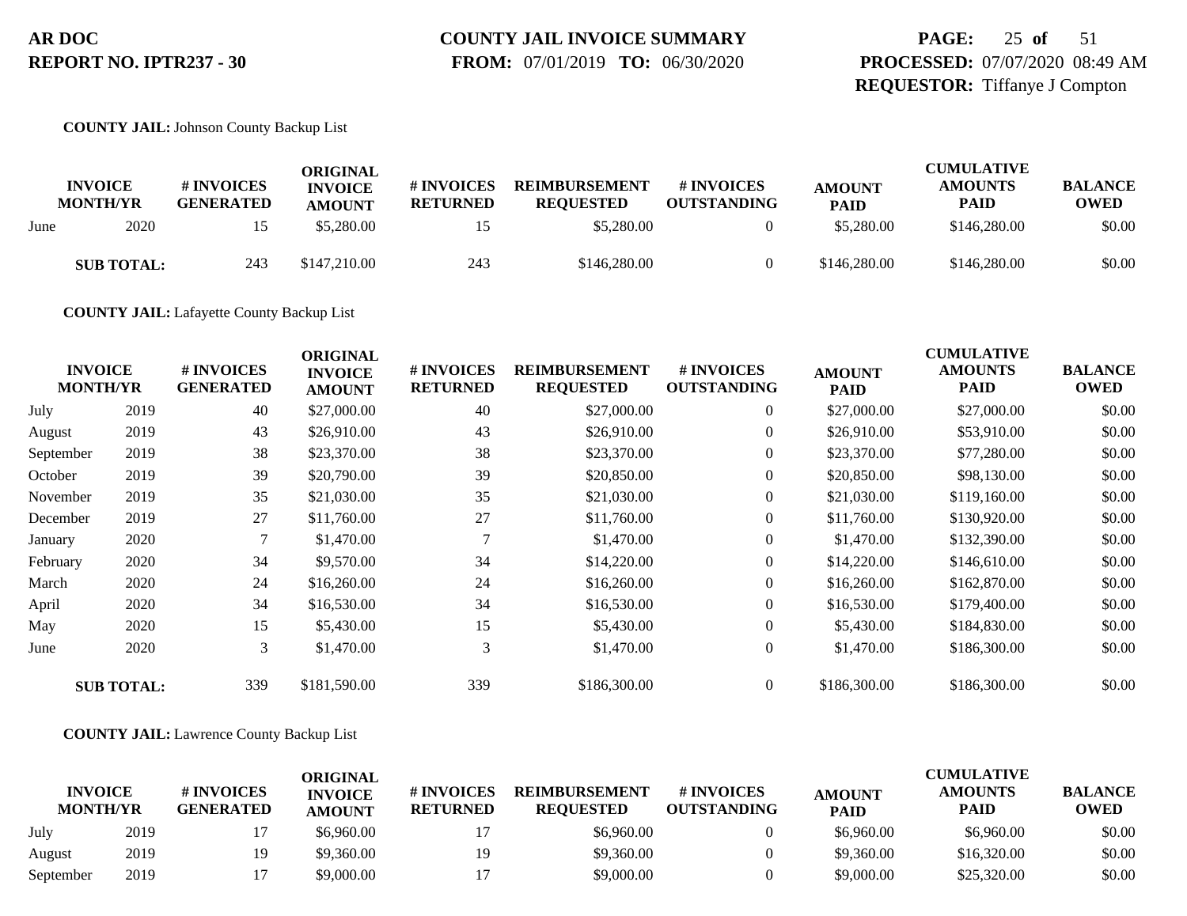**AR DOC**
**REPORT NO. IPTR237 - 30**

**COUNTY JAIL INVOICE SUMMARY**
**FROM:** 07/01/2019 **TO:** 06/30/2020

**PROCESSED:** 07/07/2020 08:49 AM
**REQUESTOR:** Tiffanye J Compton

**COUNTY JAIL:** Johnson County Backup List

| INVOICE MONTH/YR | | # INVOICES GENERATED | ORIGINAL INVOICE AMOUNT | # INVOICES RETURNED | REIMBURSEMENT REQUESTED | # INVOICES OUTSTANDING | AMOUNT PAID | CUMULATIVE AMOUNTS PAID | BALANCE OWED |
|---|---|---|---|---|---|---|---|---|---|
| June | 2020 | 15 | $5,280.00 | 15 | $5,280.00 | 0 | $5,280.00 | $146,280.00 | $0.00 |
| **SUB TOTAL:** | | 243 | $147,210.00 | 243 | $146,280.00 | 0 | $146,280.00 | $146,280.00 | $0.00 |

**COUNTY JAIL:** Lafayette County Backup List

| INVOICE MONTH/YR | | # INVOICES GENERATED | ORIGINAL INVOICE AMOUNT | # INVOICES RETURNED | REIMBURSEMENT REQUESTED | # INVOICES OUTSTANDING | AMOUNT PAID | CUMULATIVE AMOUNTS PAID | BALANCE OWED |
|---|---|---|---|---|---|---|---|---|---|
| July | 2019 | 40 | $27,000.00 | 40 | $27,000.00 | 0 | $27,000.00 | $27,000.00 | $0.00 |
| August | 2019 | 43 | $26,910.00 | 43 | $26,910.00 | 0 | $26,910.00 | $53,910.00 | $0.00 |
| September | 2019 | 38 | $23,370.00 | 38 | $23,370.00 | 0 | $23,370.00 | $77,280.00 | $0.00 |
| October | 2019 | 39 | $20,790.00 | 39 | $20,850.00 | 0 | $20,850.00 | $98,130.00 | $0.00 |
| November | 2019 | 35 | $21,030.00 | 35 | $21,030.00 | 0 | $21,030.00 | $119,160.00 | $0.00 |
| December | 2019 | 27 | $11,760.00 | 27 | $11,760.00 | 0 | $11,760.00 | $130,920.00 | $0.00 |
| January | 2020 | 7 | $1,470.00 | 7 | $1,470.00 | 0 | $1,470.00 | $132,390.00 | $0.00 |
| February | 2020 | 34 | $9,570.00 | 34 | $14,220.00 | 0 | $14,220.00 | $146,610.00 | $0.00 |
| March | 2020 | 24 | $16,260.00 | 24 | $16,260.00 | 0 | $16,260.00 | $162,870.00 | $0.00 |
| April | 2020 | 34 | $16,530.00 | 34 | $16,530.00 | 0 | $16,530.00 | $179,400.00 | $0.00 |
| May | 2020 | 15 | $5,430.00 | 15 | $5,430.00 | 0 | $5,430.00 | $184,830.00 | $0.00 |
| June | 2020 | 3 | $1,470.00 | 3 | $1,470.00 | 0 | $1,470.00 | $186,300.00 | $0.00 |
| **SUB TOTAL:** | | 339 | $181,590.00 | 339 | $186,300.00 | 0 | $186,300.00 | $186,300.00 | $0.00 |

**COUNTY JAIL:** Lawrence County Backup List

| INVOICE MONTH/YR | | # INVOICES GENERATED | ORIGINAL INVOICE AMOUNT | # INVOICES RETURNED | REIMBURSEMENT REQUESTED | # INVOICES OUTSTANDING | AMOUNT PAID | CUMULATIVE AMOUNTS PAID | BALANCE OWED |
|---|---|---|---|---|---|---|---|---|---|
| July | 2019 | 17 | $6,960.00 | 17 | $6,960.00 | 0 | $6,960.00 | $6,960.00 | $0.00 |
| August | 2019 | 19 | $9,360.00 | 19 | $9,360.00 | 0 | $9,360.00 | $16,320.00 | $0.00 |
| September | 2019 | 17 | $9,000.00 | 17 | $9,000.00 | 0 | $9,000.00 | $25,320.00 | $0.00 |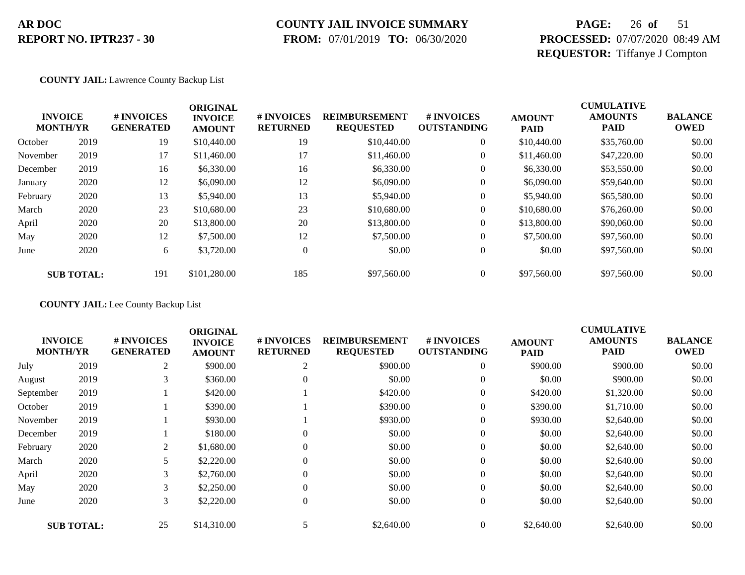**COUNTY JAIL:** Lawrence County Backup List

| INVOICE MONTH/YR | | # INVOICES GENERATED | ORIGINAL INVOICE AMOUNT | # INVOICES RETURNED | REIMBURSEMENT REQUESTED | # INVOICES OUTSTANDING | AMOUNT PAID | CUMULATIVE AMOUNTS PAID | BALANCE OWED |
|---|---|---|---|---|---|---|---|---|---|
| October | 2019 | 19 | $10,440.00 | 19 | $10,440.00 | 0 | $10,440.00 | $35,760.00 | $0.00 |
| November | 2019 | 17 | $11,460.00 | 17 | $11,460.00 | 0 | $11,460.00 | $47,220.00 | $0.00 |
| December | 2019 | 16 | $6,330.00 | 16 | $6,330.00 | 0 | $6,330.00 | $53,550.00 | $0.00 |
| January | 2020 | 12 | $6,090.00 | 12 | $6,090.00 | 0 | $6,090.00 | $59,640.00 | $0.00 |
| February | 2020 | 13 | $5,940.00 | 13 | $5,940.00 | 0 | $5,940.00 | $65,580.00 | $0.00 |
| March | 2020 | 23 | $10,680.00 | 23 | $10,680.00 | 0 | $10,680.00 | $76,260.00 | $0.00 |
| April | 2020 | 20 | $13,800.00 | 20 | $13,800.00 | 0 | $13,800.00 | $90,060.00 | $0.00 |
| May | 2020 | 12 | $7,500.00 | 12 | $7,500.00 | 0 | $7,500.00 | $97,560.00 | $0.00 |
| June | 2020 | 6 | $3,720.00 | 0 | $0.00 | 0 | $0.00 | $97,560.00 | $0.00 |
| **SUB TOTAL:** | | 191 | $101,280.00 | 185 | $97,560.00 | 0 | $97,560.00 | $97,560.00 | $0.00 |

**COUNTY JAIL:** Lee County Backup List

| INVOICE MONTH/YR | | # INVOICES GENERATED | ORIGINAL INVOICE AMOUNT | # INVOICES RETURNED | REIMBURSEMENT REQUESTED | # INVOICES OUTSTANDING | AMOUNT PAID | CUMULATIVE AMOUNTS PAID | BALANCE OWED |
|---|---|---|---|---|---|---|---|---|---|
| July | 2019 | 2 | $900.00 | 2 | $900.00 | 0 | $900.00 | $900.00 | $0.00 |
| August | 2019 | 3 | $360.00 | 0 | $0.00 | 0 | $0.00 | $900.00 | $0.00 |
| September | 2019 | 1 | $420.00 | 1 | $420.00 | 0 | $420.00 | $1,320.00 | $0.00 |
| October | 2019 | 1 | $390.00 | 1 | $390.00 | 0 | $390.00 | $1,710.00 | $0.00 |
| November | 2019 | 1 | $930.00 | 1 | $930.00 | 0 | $930.00 | $2,640.00 | $0.00 |
| December | 2019 | 1 | $180.00 | 0 | $0.00 | 0 | $0.00 | $2,640.00 | $0.00 |
| February | 2020 | 2 | $1,680.00 | 0 | $0.00 | 0 | $0.00 | $2,640.00 | $0.00 |
| March | 2020 | 5 | $2,220.00 | 0 | $0.00 | 0 | $0.00 | $2,640.00 | $0.00 |
| April | 2020 | 3 | $2,760.00 | 0 | $0.00 | 0 | $0.00 | $2,640.00 | $0.00 |
| May | 2020 | 3 | $2,250.00 | 0 | $0.00 | 0 | $0.00 | $2,640.00 | $0.00 |
| June | 2020 | 3 | $2,220.00 | 0 | $0.00 | 0 | $0.00 | $2,640.00 | $0.00 |
| **SUB TOTAL:** | | 25 | $14,310.00 | 5 | $2,640.00 | 0 | $2,640.00 | $2,640.00 | $0.00 |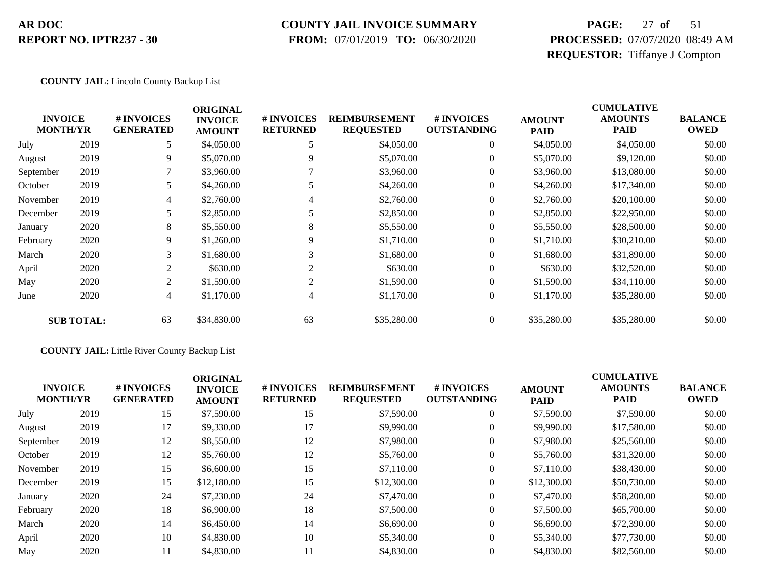**AR DOC**
**REPORT NO. IPTR237 - 30**

**COUNTY JAIL INVOICE SUMMARY**
**FROM:** 07/01/2019 **TO:** 06/30/2020

**PROCESSED:** 07/07/2020 08:49 AM
**REQUESTOR:** Tiffanye J Compton

**COUNTY JAIL:** Lincoln County Backup List

| INVOICE MONTH/YR | | # INVOICES GENERATED | ORIGINAL INVOICE AMOUNT | # INVOICES RETURNED | REIMBURSEMENT REQUESTED | # INVOICES OUTSTANDING | AMOUNT PAID | CUMULATIVE AMOUNTS PAID | BALANCE OWED |
|---|---|---|---|---|---|---|---|---|---|
| July | 2019 | 5 | $4,050.00 | 5 | $4,050.00 | 0 | $4,050.00 | $4,050.00 | $0.00 |
| August | 2019 | 9 | $5,070.00 | 9 | $5,070.00 | 0 | $5,070.00 | $9,120.00 | $0.00 |
| September | 2019 | 7 | $3,960.00 | 7 | $3,960.00 | 0 | $3,960.00 | $13,080.00 | $0.00 |
| October | 2019 | 5 | $4,260.00 | 5 | $4,260.00 | 0 | $4,260.00 | $17,340.00 | $0.00 |
| November | 2019 | 4 | $2,760.00 | 4 | $2,760.00 | 0 | $2,760.00 | $20,100.00 | $0.00 |
| December | 2019 | 5 | $2,850.00 | 5 | $2,850.00 | 0 | $2,850.00 | $22,950.00 | $0.00 |
| January | 2020 | 8 | $5,550.00 | 8 | $5,550.00 | 0 | $5,550.00 | $28,500.00 | $0.00 |
| February | 2020 | 9 | $1,260.00 | 9 | $1,710.00 | 0 | $1,710.00 | $30,210.00 | $0.00 |
| March | 2020 | 3 | $1,680.00 | 3 | $1,680.00 | 0 | $1,680.00 | $31,890.00 | $0.00 |
| April | 2020 | 2 | $630.00 | 2 | $630.00 | 0 | $630.00 | $32,520.00 | $0.00 |
| May | 2020 | 2 | $1,590.00 | 2 | $1,590.00 | 0 | $1,590.00 | $34,110.00 | $0.00 |
| June | 2020 | 4 | $1,170.00 | 4 | $1,170.00 | 0 | $1,170.00 | $35,280.00 | $0.00 |
| **SUB TOTAL:** | | 63 | $34,830.00 | 63 | $35,280.00 | 0 | $35,280.00 | $35,280.00 | $0.00 |

**COUNTY JAIL:** Little River County Backup List

| INVOICE MONTH/YR | | # INVOICES GENERATED | ORIGINAL INVOICE AMOUNT | # INVOICES RETURNED | REIMBURSEMENT REQUESTED | # INVOICES OUTSTANDING | AMOUNT PAID | CUMULATIVE AMOUNTS PAID | BALANCE OWED |
|---|---|---|---|---|---|---|---|---|---|
| July | 2019 | 15 | $7,590.00 | 15 | $7,590.00 | 0 | $7,590.00 | $7,590.00 | $0.00 |
| August | 2019 | 17 | $9,330.00 | 17 | $9,990.00 | 0 | $9,990.00 | $17,580.00 | $0.00 |
| September | 2019 | 12 | $8,550.00 | 12 | $7,980.00 | 0 | $7,980.00 | $25,560.00 | $0.00 |
| October | 2019 | 12 | $5,760.00 | 12 | $5,760.00 | 0 | $5,760.00 | $31,320.00 | $0.00 |
| November | 2019 | 15 | $6,600.00 | 15 | $7,110.00 | 0 | $7,110.00 | $38,430.00 | $0.00 |
| December | 2019 | 15 | $12,180.00 | 15 | $12,300.00 | 0 | $12,300.00 | $50,730.00 | $0.00 |
| January | 2020 | 24 | $7,230.00 | 24 | $7,470.00 | 0 | $7,470.00 | $58,200.00 | $0.00 |
| February | 2020 | 18 | $6,900.00 | 18 | $7,500.00 | 0 | $7,500.00 | $65,700.00 | $0.00 |
| March | 2020 | 14 | $6,450.00 | 14 | $6,690.00 | 0 | $6,690.00 | $72,390.00 | $0.00 |
| April | 2020 | 10 | $4,830.00 | 10 | $5,340.00 | 0 | $5,340.00 | $77,730.00 | $0.00 |
| May | 2020 | 11 | $4,830.00 | 11 | $4,830.00 | 0 | $4,830.00 | $82,560.00 | $0.00 |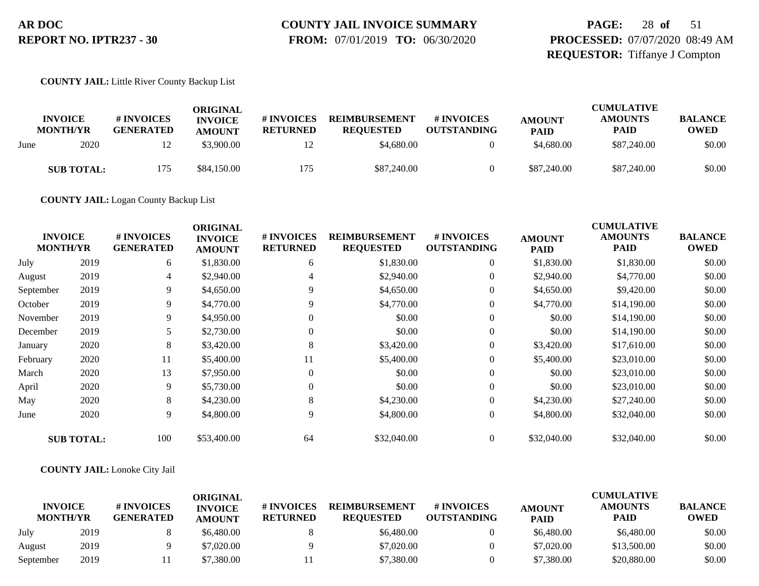**COUNTY JAIL:** Little River County Backup List

| INVOICE MONTH/YR | | # INVOICES GENERATED | ORIGINAL INVOICE AMOUNT | # INVOICES RETURNED | REIMBURSEMENT REQUESTED | # INVOICES OUTSTANDING | AMOUNT PAID | CUMULATIVE AMOUNTS PAID | BALANCE OWED |
|---|---|---|---|---|---|---|---|---|---|
| June | 2020 | 12 | $3,900.00 | 12 | $4,680.00 | 0 | $4,680.00 | $87,240.00 | $0.00 |
| **SUB TOTAL:** | | 175 | $84,150.00 | 175 | $87,240.00 | 0 | $87,240.00 | $87,240.00 | $0.00 |

**COUNTY JAIL:** Logan County Backup List

| INVOICE MONTH/YR | | # INVOICES GENERATED | ORIGINAL INVOICE AMOUNT | # INVOICES RETURNED | REIMBURSEMENT REQUESTED | # INVOICES OUTSTANDING | AMOUNT PAID | CUMULATIVE AMOUNTS PAID | BALANCE OWED |
|---|---|---|---|---|---|---|---|---|---|
| July | 2019 | 6 | $1,830.00 | 6 | $1,830.00 | 0 | $1,830.00 | $1,830.00 | $0.00 |
| August | 2019 | 4 | $2,940.00 | 4 | $2,940.00 | 0 | $2,940.00 | $4,770.00 | $0.00 |
| September | 2019 | 9 | $4,650.00 | 9 | $4,650.00 | 0 | $4,650.00 | $9,420.00 | $0.00 |
| October | 2019 | 9 | $4,770.00 | 9 | $4,770.00 | 0 | $4,770.00 | $14,190.00 | $0.00 |
| November | 2019 | 9 | $4,950.00 | 0 | $0.00 | 0 | $0.00 | $14,190.00 | $0.00 |
| December | 2019 | 5 | $2,730.00 | 0 | $0.00 | 0 | $0.00 | $14,190.00 | $0.00 |
| January | 2020 | 8 | $3,420.00 | 8 | $3,420.00 | 0 | $3,420.00 | $17,610.00 | $0.00 |
| February | 2020 | 11 | $5,400.00 | 11 | $5,400.00 | 0 | $5,400.00 | $23,010.00 | $0.00 |
| March | 2020 | 13 | $7,950.00 | 0 | $0.00 | 0 | $0.00 | $23,010.00 | $0.00 |
| April | 2020 | 9 | $5,730.00 | 0 | $0.00 | 0 | $0.00 | $23,010.00 | $0.00 |
| May | 2020 | 8 | $4,230.00 | 8 | $4,230.00 | 0 | $4,230.00 | $27,240.00 | $0.00 |
| June | 2020 | 9 | $4,800.00 | 9 | $4,800.00 | 0 | $4,800.00 | $32,040.00 | $0.00 |
| **SUB TOTAL:** | | 100 | $53,400.00 | 64 | $32,040.00 | 0 | $32,040.00 | $32,040.00 | $0.00 |

**COUNTY JAIL:** Lonoke City Jail

| INVOICE MONTH/YR | | # INVOICES GENERATED | ORIGINAL INVOICE AMOUNT | # INVOICES RETURNED | REIMBURSEMENT REQUESTED | # INVOICES OUTSTANDING | AMOUNT PAID | CUMULATIVE AMOUNTS PAID | BALANCE OWED |
|---|---|---|---|---|---|---|---|---|---|
| July | 2019 | 8 | $6,480.00 | 8 | $6,480.00 | 0 | $6,480.00 | $6,480.00 | $0.00 |
| August | 2019 | 9 | $7,020.00 | 9 | $7,020.00 | 0 | $7,020.00 | $13,500.00 | $0.00 |
| September | 2019 | 11 | $7,380.00 | 11 | $7,380.00 | 0 | $7,380.00 | $20,880.00 | $0.00 |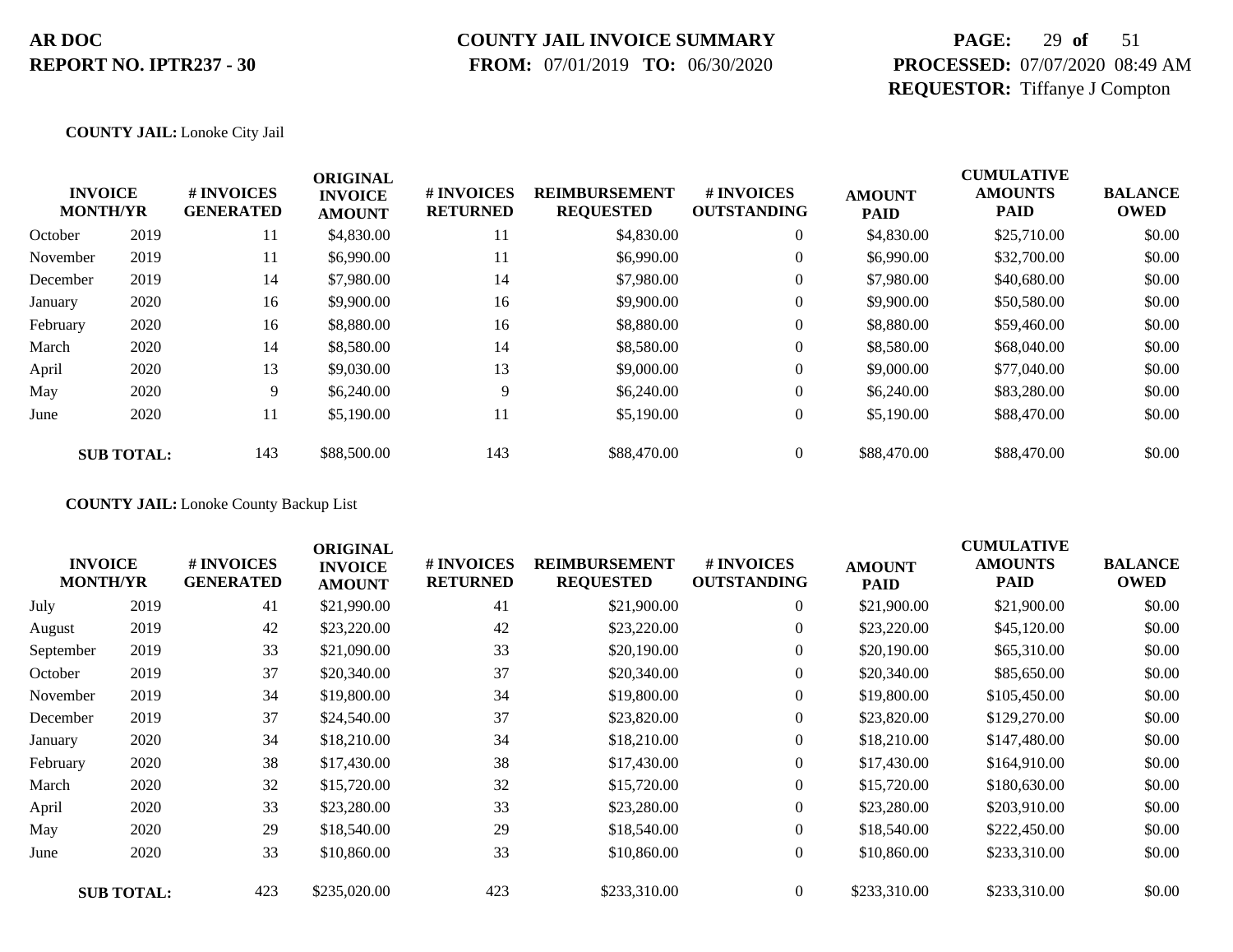**AR DOC**
**REPORT NO. IPTR237 - 30**

**COUNTY JAIL INVOICE SUMMARY**
**FROM:** 07/01/2019 **TO:** 06/30/2020

**PROCESSED:** 07/07/2020 08:49 AM
**REQUESTOR:** Tiffanye J Compton

**COUNTY JAIL:** Lonoke City Jail

| INVOICE MONTH/YR | | # INVOICES GENERATED | ORIGINAL INVOICE AMOUNT | # INVOICES RETURNED | REIMBURSEMENT REQUESTED | # INVOICES OUTSTANDING | AMOUNT PAID | CUMULATIVE AMOUNTS PAID | BALANCE OWED |
|---|---|---|---|---|---|---|---|---|---|
| October | 2019 | 11 | $4,830.00 | 11 | $4,830.00 | 0 | $4,830.00 | $25,710.00 | $0.00 |
| November | 2019 | 11 | $6,990.00 | 11 | $6,990.00 | 0 | $6,990.00 | $32,700.00 | $0.00 |
| December | 2019 | 14 | $7,980.00 | 14 | $7,980.00 | 0 | $7,980.00 | $40,680.00 | $0.00 |
| January | 2020 | 16 | $9,900.00 | 16 | $9,900.00 | 0 | $9,900.00 | $50,580.00 | $0.00 |
| February | 2020 | 16 | $8,880.00 | 16 | $8,880.00 | 0 | $8,880.00 | $59,460.00 | $0.00 |
| March | 2020 | 14 | $8,580.00 | 14 | $8,580.00 | 0 | $8,580.00 | $68,040.00 | $0.00 |
| April | 2020 | 13 | $9,030.00 | 13 | $9,000.00 | 0 | $9,000.00 | $77,040.00 | $0.00 |
| May | 2020 | 9 | $6,240.00 | 9 | $6,240.00 | 0 | $6,240.00 | $83,280.00 | $0.00 |
| June | 2020 | 11 | $5,190.00 | 11 | $5,190.00 | 0 | $5,190.00 | $88,470.00 | $0.00 |
| **SUB TOTAL:** | | 143 | $88,500.00 | 143 | $88,470.00 | 0 | $88,470.00 | $88,470.00 | $0.00 |

**COUNTY JAIL:** Lonoke County Backup List

| INVOICE MONTH/YR | | # INVOICES GENERATED | ORIGINAL INVOICE AMOUNT | # INVOICES RETURNED | REIMBURSEMENT REQUESTED | # INVOICES OUTSTANDING | AMOUNT PAID | CUMULATIVE AMOUNTS PAID | BALANCE OWED |
|---|---|---|---|---|---|---|---|---|---|
| July | 2019 | 41 | $21,990.00 | 41 | $21,900.00 | 0 | $21,900.00 | $21,900.00 | $0.00 |
| August | 2019 | 42 | $23,220.00 | 42 | $23,220.00 | 0 | $23,220.00 | $45,120.00 | $0.00 |
| September | 2019 | 33 | $21,090.00 | 33 | $20,190.00 | 0 | $20,190.00 | $65,310.00 | $0.00 |
| October | 2019 | 37 | $20,340.00 | 37 | $20,340.00 | 0 | $20,340.00 | $85,650.00 | $0.00 |
| November | 2019 | 34 | $19,800.00 | 34 | $19,800.00 | 0 | $19,800.00 | $105,450.00 | $0.00 |
| December | 2019 | 37 | $24,540.00 | 37 | $23,820.00 | 0 | $23,820.00 | $129,270.00 | $0.00 |
| January | 2020 | 34 | $18,210.00 | 34 | $18,210.00 | 0 | $18,210.00 | $147,480.00 | $0.00 |
| February | 2020 | 38 | $17,430.00 | 38 | $17,430.00 | 0 | $17,430.00 | $164,910.00 | $0.00 |
| March | 2020 | 32 | $15,720.00 | 32 | $15,720.00 | 0 | $15,720.00 | $180,630.00 | $0.00 |
| April | 2020 | 33 | $23,280.00 | 33 | $23,280.00 | 0 | $23,280.00 | $203,910.00 | $0.00 |
| May | 2020 | 29 | $18,540.00 | 29 | $18,540.00 | 0 | $18,540.00 | $222,450.00 | $0.00 |
| June | 2020 | 33 | $10,860.00 | 33 | $10,860.00 | 0 | $10,860.00 | $233,310.00 | $0.00 |
| **SUB TOTAL:** | | 423 | $235,020.00 | 423 | $233,310.00 | 0 | $233,310.00 | $233,310.00 | $0.00 |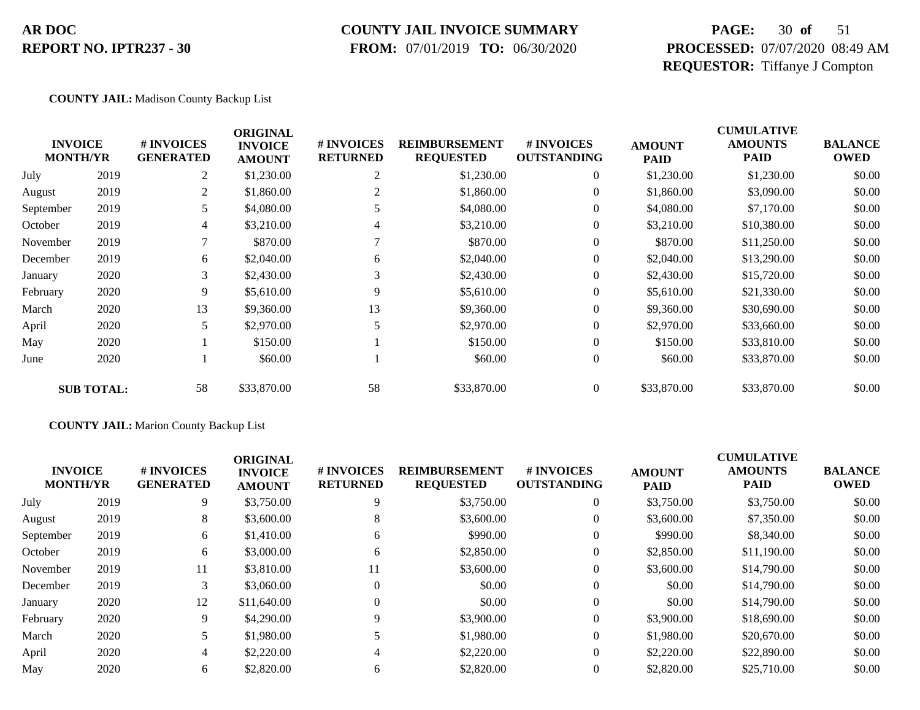**AR DOC**
**REPORT NO. IPTR237 - 30**

**COUNTY JAIL INVOICE SUMMARY**
**FROM:** 07/01/2019 **TO:** 06/30/2020

**PROCESSED:** 07/07/2020 08:49 AM
**REQUESTOR:** Tiffanye J Compton

**COUNTY JAIL:** Madison County Backup List

| INVOICE MONTH/YR | | # INVOICES GENERATED | ORIGINAL INVOICE AMOUNT | # INVOICES RETURNED | REIMBURSEMENT REQUESTED | # INVOICES OUTSTANDING | AMOUNT PAID | CUMULATIVE AMOUNTS PAID | BALANCE OWED |
|---|---|---|---|---|---|---|---|---|---|
| July | 2019 | 2 | $1,230.00 | 2 | $1,230.00 | 0 | $1,230.00 | $1,230.00 | $0.00 |
| August | 2019 | 2 | $1,860.00 | 2 | $1,860.00 | 0 | $1,860.00 | $3,090.00 | $0.00 |
| September | 2019 | 5 | $4,080.00 | 5 | $4,080.00 | 0 | $4,080.00 | $7,170.00 | $0.00 |
| October | 2019 | 4 | $3,210.00 | 4 | $3,210.00 | 0 | $3,210.00 | $10,380.00 | $0.00 |
| November | 2019 | 7 | $870.00 | 7 | $870.00 | 0 | $870.00 | $11,250.00 | $0.00 |
| December | 2019 | 6 | $2,040.00 | 6 | $2,040.00 | 0 | $2,040.00 | $13,290.00 | $0.00 |
| January | 2020 | 3 | $2,430.00 | 3 | $2,430.00 | 0 | $2,430.00 | $15,720.00 | $0.00 |
| February | 2020 | 9 | $5,610.00 | 9 | $5,610.00 | 0 | $5,610.00 | $21,330.00 | $0.00 |
| March | 2020 | 13 | $9,360.00 | 13 | $9,360.00 | 0 | $9,360.00 | $30,690.00 | $0.00 |
| April | 2020 | 5 | $2,970.00 | 5 | $2,970.00 | 0 | $2,970.00 | $33,660.00 | $0.00 |
| May | 2020 | 1 | $150.00 | 1 | $150.00 | 0 | $150.00 | $33,810.00 | $0.00 |
| June | 2020 | 1 | $60.00 | 1 | $60.00 | 0 | $60.00 | $33,870.00 | $0.00 |
| **SUB TOTAL:** | | 58 | $33,870.00 | 58 | $33,870.00 | 0 | $33,870.00 | $33,870.00 | $0.00 |

**COUNTY JAIL:** Marion County Backup List

| INVOICE MONTH/YR | | # INVOICES GENERATED | ORIGINAL INVOICE AMOUNT | # INVOICES RETURNED | REIMBURSEMENT REQUESTED | # INVOICES OUTSTANDING | AMOUNT PAID | CUMULATIVE AMOUNTS PAID | BALANCE OWED |
|---|---|---|---|---|---|---|---|---|---|
| July | 2019 | 9 | $3,750.00 | 9 | $3,750.00 | 0 | $3,750.00 | $3,750.00 | $0.00 |
| August | 2019 | 8 | $3,600.00 | 8 | $3,600.00 | 0 | $3,600.00 | $7,350.00 | $0.00 |
| September | 2019 | 6 | $1,410.00 | 6 | $990.00 | 0 | $990.00 | $8,340.00 | $0.00 |
| October | 2019 | 6 | $3,000.00 | 6 | $2,850.00 | 0 | $2,850.00 | $11,190.00 | $0.00 |
| November | 2019 | 11 | $3,810.00 | 11 | $3,600.00 | 0 | $3,600.00 | $14,790.00 | $0.00 |
| December | 2019 | 3 | $3,060.00 | 0 | $0.00 | 0 | $0.00 | $14,790.00 | $0.00 |
| January | 2020 | 12 | $11,640.00 | 0 | $0.00 | 0 | $0.00 | $14,790.00 | $0.00 |
| February | 2020 | 9 | $4,290.00 | 9 | $3,900.00 | 0 | $3,900.00 | $18,690.00 | $0.00 |
| March | 2020 | 5 | $1,980.00 | 5 | $1,980.00 | 0 | $1,980.00 | $20,670.00 | $0.00 |
| April | 2020 | 4 | $2,220.00 | 4 | $2,220.00 | 0 | $2,220.00 | $22,890.00 | $0.00 |
| May | 2020 | 6 | $2,820.00 | 6 | $2,820.00 | 0 | $2,820.00 | $25,710.00 | $0.00 |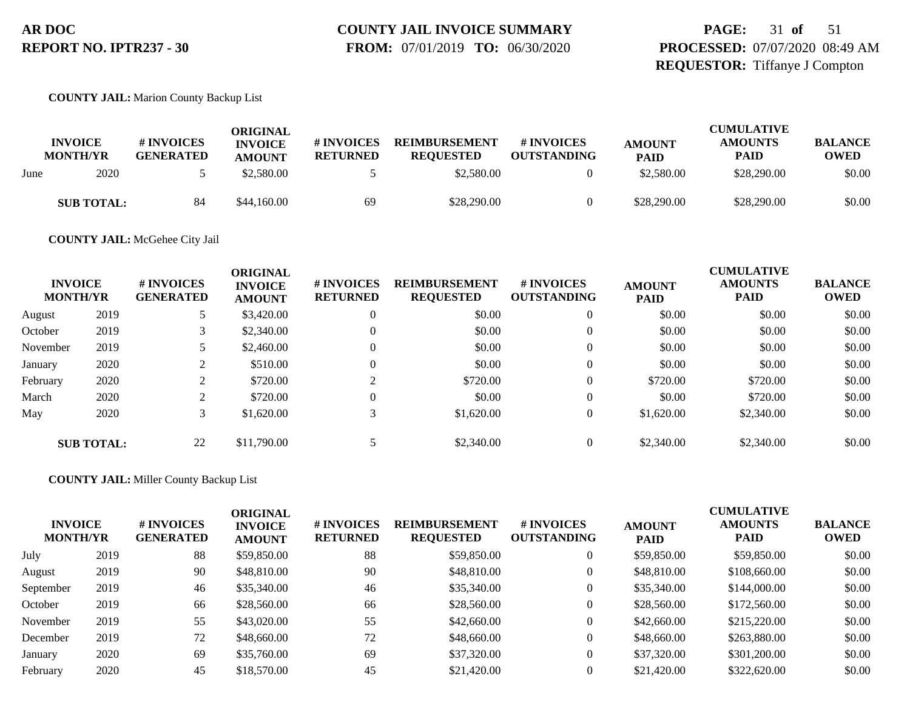**AR DOC**
**REPORT NO. IPTR237 - 30**

**COUNTY JAIL INVOICE SUMMARY**
**FROM:** 07/01/2019 **TO:** 06/30/2020

**PAGE:** 31 **of** 51
**PROCESSED:** 07/07/2020 08:49 AM
**REQUESTOR:** Tiffanye J Compton

**COUNTY JAIL:** Marion County Backup List

| INVOICE MONTH/YR | | # INVOICES GENERATED | ORIGINAL INVOICE AMOUNT | # INVOICES RETURNED | REIMBURSEMENT REQUESTED | # INVOICES OUTSTANDING | AMOUNT PAID | CUMULATIVE AMOUNTS PAID | BALANCE OWED |
|---|---|---|---|---|---|---|---|---|---|
| June | 2020 | 5 | $2,580.00 | 5 | $2,580.00 | 0 | $2,580.00 | $28,290.00 | $0.00 |
| **SUB TOTAL:** | | 84 | $44,160.00 | 69 | $28,290.00 | 0 | $28,290.00 | $28,290.00 | $0.00 |

**COUNTY JAIL:** McGehee City Jail

| INVOICE MONTH/YR | | # INVOICES GENERATED | ORIGINAL INVOICE AMOUNT | # INVOICES RETURNED | REIMBURSEMENT REQUESTED | # INVOICES OUTSTANDING | AMOUNT PAID | CUMULATIVE AMOUNTS PAID | BALANCE OWED |
|---|---|---|---|---|---|---|---|---|---|
| August | 2019 | 5 | $3,420.00 | 0 | $0.00 | 0 | $0.00 | $0.00 | $0.00 |
| October | 2019 | 3 | $2,340.00 | 0 | $0.00 | 0 | $0.00 | $0.00 | $0.00 |
| November | 2019 | 5 | $2,460.00 | 0 | $0.00 | 0 | $0.00 | $0.00 | $0.00 |
| January | 2020 | 2 | $510.00 | 0 | $0.00 | 0 | $0.00 | $0.00 | $0.00 |
| February | 2020 | 2 | $720.00 | 2 | $720.00 | 0 | $720.00 | $720.00 | $0.00 |
| March | 2020 | 2 | $720.00 | 0 | $0.00 | 0 | $0.00 | $720.00 | $0.00 |
| May | 2020 | 3 | $1,620.00 | 3 | $1,620.00 | 0 | $1,620.00 | $2,340.00 | $0.00 |
| **SUB TOTAL:** | | 22 | $11,790.00 | 5 | $2,340.00 | 0 | $2,340.00 | $2,340.00 | $0.00 |

**COUNTY JAIL:** Miller County Backup List

| INVOICE MONTH/YR | | # INVOICES GENERATED | ORIGINAL INVOICE AMOUNT | # INVOICES RETURNED | REIMBURSEMENT REQUESTED | # INVOICES OUTSTANDING | AMOUNT PAID | CUMULATIVE AMOUNTS PAID | BALANCE OWED |
|---|---|---|---|---|---|---|---|---|---|
| July | 2019 | 88 | $59,850.00 | 88 | $59,850.00 | 0 | $59,850.00 | $59,850.00 | $0.00 |
| August | 2019 | 90 | $48,810.00 | 90 | $48,810.00 | 0 | $48,810.00 | $108,660.00 | $0.00 |
| September | 2019 | 46 | $35,340.00 | 46 | $35,340.00 | 0 | $35,340.00 | $144,000.00 | $0.00 |
| October | 2019 | 66 | $28,560.00 | 66 | $28,560.00 | 0 | $28,560.00 | $172,560.00 | $0.00 |
| November | 2019 | 55 | $43,020.00 | 55 | $42,660.00 | 0 | $42,660.00 | $215,220.00 | $0.00 |
| December | 2019 | 72 | $48,660.00 | 72 | $48,660.00 | 0 | $48,660.00 | $263,880.00 | $0.00 |
| January | 2020 | 69 | $35,760.00 | 69 | $37,320.00 | 0 | $37,320.00 | $301,200.00 | $0.00 |
| February | 2020 | 45 | $18,570.00 | 45 | $21,420.00 | 0 | $21,420.00 | $322,620.00 | $0.00 |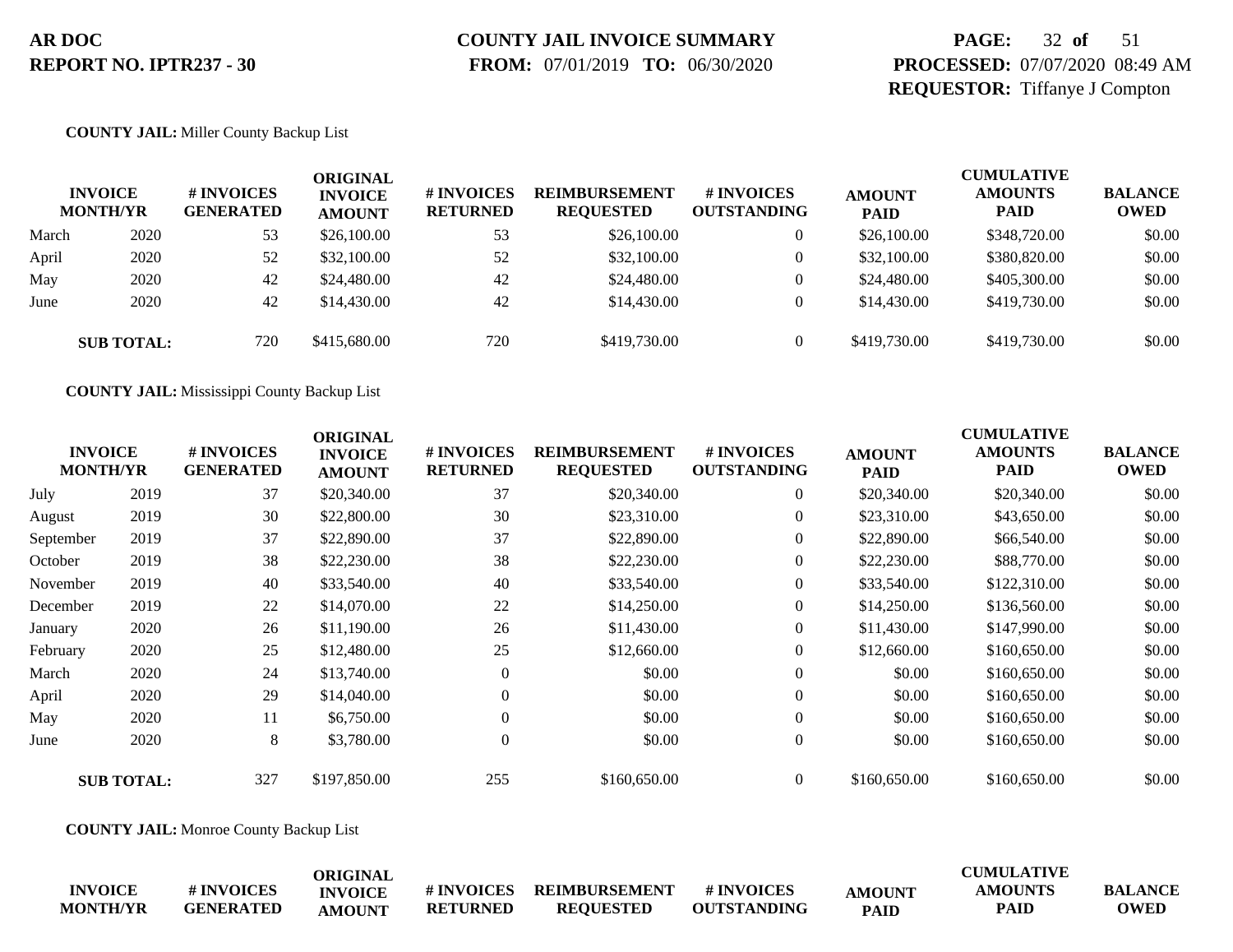**AR DOC**
**REPORT NO. IPTR237 - 30**

**COUNTY JAIL INVOICE SUMMARY**
**FROM:** 07/01/2019 **TO:** 06/30/2020

**PROCESSED:** 07/07/2020 08:49 AM
**REQUESTOR:** Tiffanye J Compton

**COUNTY JAIL:** Miller County Backup List

| INVOICE MONTH/YR | | # INVOICES GENERATED | ORIGINAL INVOICE AMOUNT | # INVOICES RETURNED | REIMBURSEMENT REQUESTED | # INVOICES OUTSTANDING | AMOUNT PAID | CUMULATIVE AMOUNTS PAID | BALANCE OWED |
|---|---|---|---|---|---|---|---|---|---|
| March | 2020 | 53 | $26,100.00 | 53 | $26,100.00 | 0 | $26,100.00 | $348,720.00 | $0.00 |
| April | 2020 | 52 | $32,100.00 | 52 | $32,100.00 | 0 | $32,100.00 | $380,820.00 | $0.00 |
| May | 2020 | 42 | $24,480.00 | 42 | $24,480.00 | 0 | $24,480.00 | $405,300.00 | $0.00 |
| June | 2020 | 42 | $14,430.00 | 42 | $14,430.00 | 0 | $14,430.00 | $419,730.00 | $0.00 |
| **SUB TOTAL:** | | 720 | $415,680.00 | 720 | $419,730.00 | 0 | $419,730.00 | $419,730.00 | $0.00 |

**COUNTY JAIL:** Mississippi County Backup List

| INVOICE MONTH/YR | | # INVOICES GENERATED | ORIGINAL INVOICE AMOUNT | # INVOICES RETURNED | REIMBURSEMENT REQUESTED | # INVOICES OUTSTANDING | AMOUNT PAID | CUMULATIVE AMOUNTS PAID | BALANCE OWED |
|---|---|---|---|---|---|---|---|---|---|
| July | 2019 | 37 | $20,340.00 | 37 | $20,340.00 | 0 | $20,340.00 | $20,340.00 | $0.00 |
| August | 2019 | 30 | $22,800.00 | 30 | $23,310.00 | 0 | $23,310.00 | $43,650.00 | $0.00 |
| September | 2019 | 37 | $22,890.00 | 37 | $22,890.00 | 0 | $22,890.00 | $66,540.00 | $0.00 |
| October | 2019 | 38 | $22,230.00 | 38 | $22,230.00 | 0 | $22,230.00 | $88,770.00 | $0.00 |
| November | 2019 | 40 | $33,540.00 | 40 | $33,540.00 | 0 | $33,540.00 | $122,310.00 | $0.00 |
| December | 2019 | 22 | $14,070.00 | 22 | $14,250.00 | 0 | $14,250.00 | $136,560.00 | $0.00 |
| January | 2020 | 26 | $11,190.00 | 26 | $11,430.00 | 0 | $11,430.00 | $147,990.00 | $0.00 |
| February | 2020 | 25 | $12,480.00 | 25 | $12,660.00 | 0 | $12,660.00 | $160,650.00 | $0.00 |
| March | 2020 | 24 | $13,740.00 | 0 | $0.00 | 0 | $0.00 | $160,650.00 | $0.00 |
| April | 2020 | 29 | $14,040.00 | 0 | $0.00 | 0 | $0.00 | $160,650.00 | $0.00 |
| May | 2020 | 11 | $6,750.00 | 0 | $0.00 | 0 | $0.00 | $160,650.00 | $0.00 |
| June | 2020 | 8 | $3,780.00 | 0 | $0.00 | 0 | $0.00 | $160,650.00 | $0.00 |
| **SUB TOTAL:** | | 327 | $197,850.00 | 255 | $160,650.00 | 0 | $160,650.00 | $160,650.00 | $0.00 |

**COUNTY JAIL:** Monroe County Backup List

| INVOICE MONTH/YR | # INVOICES GENERATED | ORIGINAL INVOICE AMOUNT | # INVOICES RETURNED | REIMBURSEMENT REQUESTED | # INVOICES OUTSTANDING | AMOUNT PAID | CUMULATIVE AMOUNTS PAID | BALANCE OWED |
|---|---|---|---|---|---|---|---|---|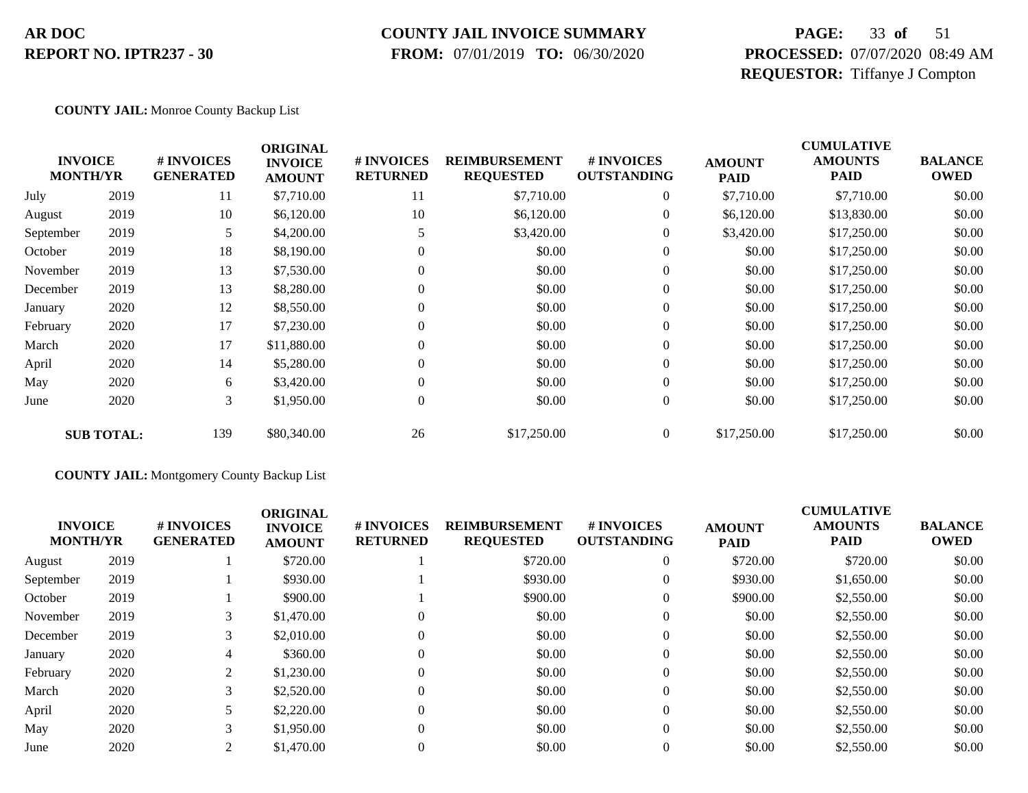**AR DOC** | **COUNTY JAIL INVOICE SUMMARY** | **PAGE:** 33 **of** 51
**REPORT NO. IPTR237 - 30** | **FROM:** 07/01/2019 **TO:** 06/30/2020 | **PROCESSED:** 07/07/2020 08:49 AM
**REQUESTOR:** Tiffanye J Compton

**COUNTY JAIL:** Monroe County Backup List

| INVOICE MONTH/YR | | # INVOICES GENERATED | ORIGINAL INVOICE AMOUNT | # INVOICES RETURNED | REIMBURSEMENT REQUESTED | # INVOICES OUTSTANDING | AMOUNT PAID | CUMULATIVE AMOUNTS PAID | BALANCE OWED |
|---|---|---|---|---|---|---|---|---|---|
| July | 2019 | 11 | $7,710.00 | 11 | $7,710.00 | 0 | $7,710.00 | $7,710.00 | $0.00 |
| August | 2019 | 10 | $6,120.00 | 10 | $6,120.00 | 0 | $6,120.00 | $13,830.00 | $0.00 |
| September | 2019 | 5 | $4,200.00 | 5 | $3,420.00 | 0 | $3,420.00 | $17,250.00 | $0.00 |
| October | 2019 | 18 | $8,190.00 | 0 | $0.00 | 0 | $0.00 | $17,250.00 | $0.00 |
| November | 2019 | 13 | $7,530.00 | 0 | $0.00 | 0 | $0.00 | $17,250.00 | $0.00 |
| December | 2019 | 13 | $8,280.00 | 0 | $0.00 | 0 | $0.00 | $17,250.00 | $0.00 |
| January | 2020 | 12 | $8,550.00 | 0 | $0.00 | 0 | $0.00 | $17,250.00 | $0.00 |
| February | 2020 | 17 | $7,230.00 | 0 | $0.00 | 0 | $0.00 | $17,250.00 | $0.00 |
| March | 2020 | 17 | $11,880.00 | 0 | $0.00 | 0 | $0.00 | $17,250.00 | $0.00 |
| April | 2020 | 14 | $5,280.00 | 0 | $0.00 | 0 | $0.00 | $17,250.00 | $0.00 |
| May | 2020 | 6 | $3,420.00 | 0 | $0.00 | 0 | $0.00 | $17,250.00 | $0.00 |
| June | 2020 | 3 | $1,950.00 | 0 | $0.00 | 0 | $0.00 | $17,250.00 | $0.00 |
| **SUB TOTAL:** | | 139 | $80,340.00 | 26 | $17,250.00 | 0 | $17,250.00 | $17,250.00 | $0.00 |

**COUNTY JAIL:** Montgomery County Backup List

| INVOICE MONTH/YR | | # INVOICES GENERATED | ORIGINAL INVOICE AMOUNT | # INVOICES RETURNED | REIMBURSEMENT REQUESTED | # INVOICES OUTSTANDING | AMOUNT PAID | CUMULATIVE AMOUNTS PAID | BALANCE OWED |
|---|---|---|---|---|---|---|---|---|---|
| August | 2019 | 1 | $720.00 | 1 | $720.00 | 0 | $720.00 | $720.00 | $0.00 |
| September | 2019 | 1 | $930.00 | 1 | $930.00 | 0 | $930.00 | $1,650.00 | $0.00 |
| October | 2019 | 1 | $900.00 | 1 | $900.00 | 0 | $900.00 | $2,550.00 | $0.00 |
| November | 2019 | 3 | $1,470.00 | 0 | $0.00 | 0 | $0.00 | $2,550.00 | $0.00 |
| December | 2019 | 3 | $2,010.00 | 0 | $0.00 | 0 | $0.00 | $2,550.00 | $0.00 |
| January | 2020 | 4 | $360.00 | 0 | $0.00 | 0 | $0.00 | $2,550.00 | $0.00 |
| February | 2020 | 2 | $1,230.00 | 0 | $0.00 | 0 | $0.00 | $2,550.00 | $0.00 |
| March | 2020 | 3 | $2,520.00 | 0 | $0.00 | 0 | $0.00 | $2,550.00 | $0.00 |
| April | 2020 | 5 | $2,220.00 | 0 | $0.00 | 0 | $0.00 | $2,550.00 | $0.00 |
| May | 2020 | 3 | $1,950.00 | 0 | $0.00 | 0 | $0.00 | $2,550.00 | $0.00 |
| June | 2020 | 2 | $1,470.00 | 0 | $0.00 | 0 | $0.00 | $2,550.00 | $0.00 |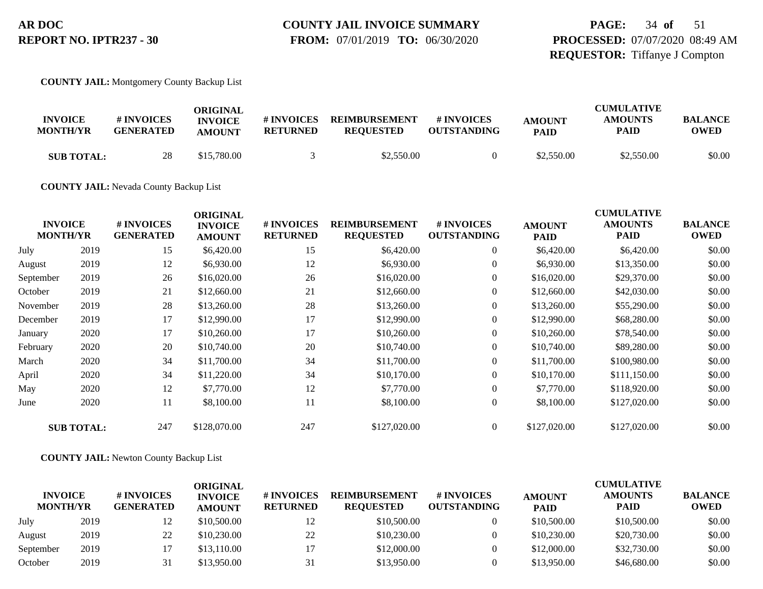**AR DOC**
**REPORT NO. IPTR237 - 30**

**COUNTY JAIL INVOICE SUMMARY**
**FROM:** 07/01/2019 **TO:** 06/30/2020

**PROCESSED:** 07/07/2020 08:49 AM
**REQUESTOR:** Tiffanye J Compton

**COUNTY JAIL:** Montgomery County Backup List

| INVOICE MONTH/YR | | # INVOICES GENERATED | ORIGINAL INVOICE AMOUNT | # INVOICES RETURNED | REIMBURSEMENT REQUESTED | # INVOICES OUTSTANDING | AMOUNT PAID | CUMULATIVE AMOUNTS PAID | BALANCE OWED |
|---|---|---|---|---|---|---|---|---|---|
| **SUB TOTAL:** | | 28 | $15,780.00 | 3 | $2,550.00 | 0 | $2,550.00 | $2,550.00 | $0.00 |

**COUNTY JAIL:** Nevada County Backup List

| INVOICE MONTH/YR | | # INVOICES GENERATED | ORIGINAL INVOICE AMOUNT | # INVOICES RETURNED | REIMBURSEMENT REQUESTED | # INVOICES OUTSTANDING | AMOUNT PAID | CUMULATIVE AMOUNTS PAID | BALANCE OWED |
|---|---|---|---|---|---|---|---|---|---|
| July | 2019 | 15 | $6,420.00 | 15 | $6,420.00 | 0 | $6,420.00 | $6,420.00 | $0.00 |
| August | 2019 | 12 | $6,930.00 | 12 | $6,930.00 | 0 | $6,930.00 | $13,350.00 | $0.00 |
| September | 2019 | 26 | $16,020.00 | 26 | $16,020.00 | 0 | $16,020.00 | $29,370.00 | $0.00 |
| October | 2019 | 21 | $12,660.00 | 21 | $12,660.00 | 0 | $12,660.00 | $42,030.00 | $0.00 |
| November | 2019 | 28 | $13,260.00 | 28 | $13,260.00 | 0 | $13,260.00 | $55,290.00 | $0.00 |
| December | 2019 | 17 | $12,990.00 | 17 | $12,990.00 | 0 | $12,990.00 | $68,280.00 | $0.00 |
| January | 2020 | 17 | $10,260.00 | 17 | $10,260.00 | 0 | $10,260.00 | $78,540.00 | $0.00 |
| February | 2020 | 20 | $10,740.00 | 20 | $10,740.00 | 0 | $10,740.00 | $89,280.00 | $0.00 |
| March | 2020 | 34 | $11,700.00 | 34 | $11,700.00 | 0 | $11,700.00 | $100,980.00 | $0.00 |
| April | 2020 | 34 | $11,220.00 | 34 | $10,170.00 | 0 | $10,170.00 | $111,150.00 | $0.00 |
| May | 2020 | 12 | $7,770.00 | 12 | $7,770.00 | 0 | $7,770.00 | $118,920.00 | $0.00 |
| June | 2020 | 11 | $8,100.00 | 11 | $8,100.00 | 0 | $8,100.00 | $127,020.00 | $0.00 |
| **SUB TOTAL:** | | 247 | $128,070.00 | 247 | $127,020.00 | 0 | $127,020.00 | $127,020.00 | $0.00 |

**COUNTY JAIL:** Newton County Backup List

| INVOICE MONTH/YR | | # INVOICES GENERATED | ORIGINAL INVOICE AMOUNT | # INVOICES RETURNED | REIMBURSEMENT REQUESTED | # INVOICES OUTSTANDING | AMOUNT PAID | CUMULATIVE AMOUNTS PAID | BALANCE OWED |
|---|---|---|---|---|---|---|---|---|---|
| July | 2019 | 12 | $10,500.00 | 12 | $10,500.00 | 0 | $10,500.00 | $10,500.00 | $0.00 |
| August | 2019 | 22 | $10,230.00 | 22 | $10,230.00 | 0 | $10,230.00 | $20,730.00 | $0.00 |
| September | 2019 | 17 | $13,110.00 | 17 | $12,000.00 | 0 | $12,000.00 | $32,730.00 | $0.00 |
| October | 2019 | 31 | $13,950.00 | 31 | $13,950.00 | 0 | $13,950.00 | $46,680.00 | $0.00 |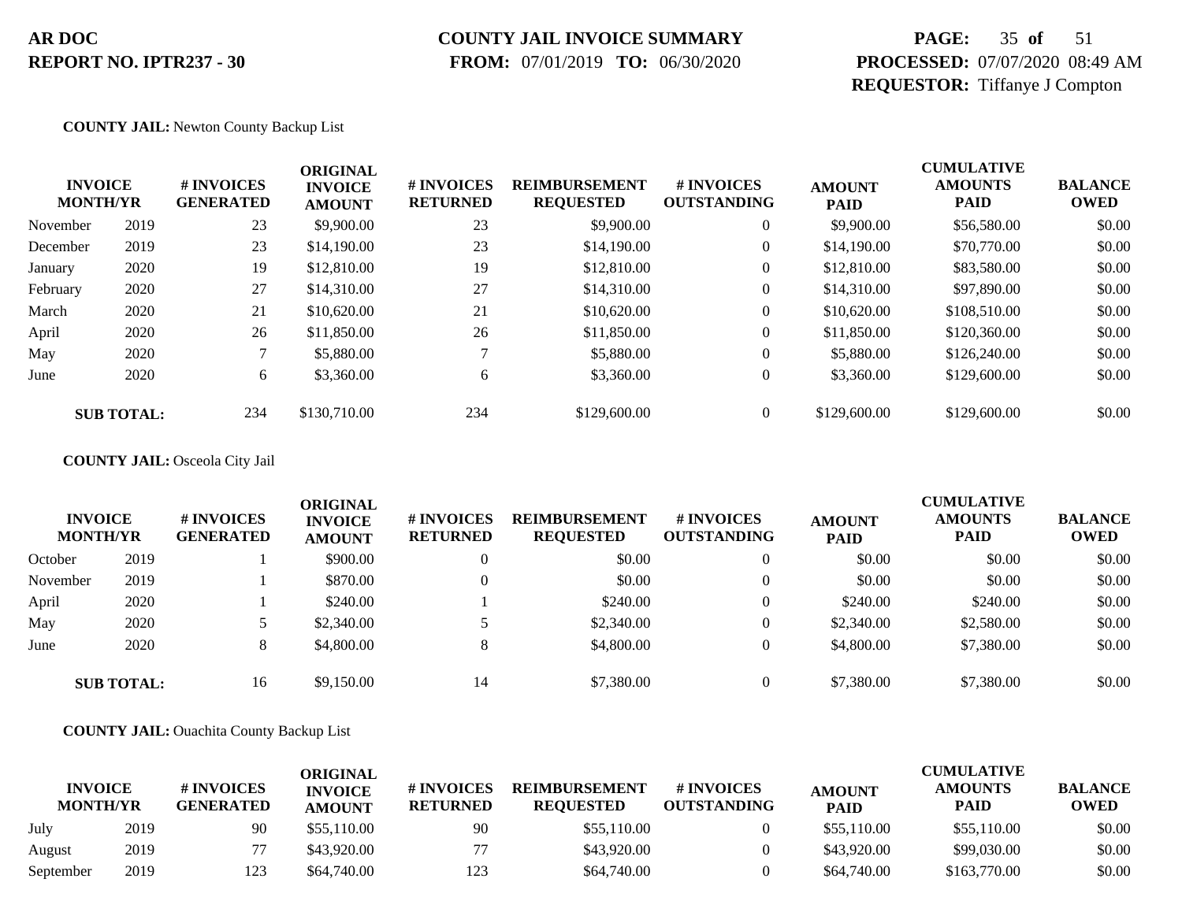**AR DOC**
**REPORT NO. IPTR237 - 30**

**COUNTY JAIL INVOICE SUMMARY**
**FROM:** 07/01/2019 **TO:** 06/30/2020

**PROCESSED:** 07/07/2020 08:49 AM
**REQUESTOR:** Tiffanye J Compton

**COUNTY JAIL:** Newton County Backup List

| INVOICE MONTH/YR | | # INVOICES GENERATED | ORIGINAL INVOICE AMOUNT | # INVOICES RETURNED | REIMBURSEMENT REQUESTED | # INVOICES OUTSTANDING | AMOUNT PAID | CUMULATIVE AMOUNTS PAID | BALANCE OWED |
|---|---|---|---|---|---|---|---|---|---|
| November | 2019 | 23 | $9,900.00 | 23 | $9,900.00 | 0 | $9,900.00 | $56,580.00 | $0.00 |
| December | 2019 | 23 | $14,190.00 | 23 | $14,190.00 | 0 | $14,190.00 | $70,770.00 | $0.00 |
| January | 2020 | 19 | $12,810.00 | 19 | $12,810.00 | 0 | $12,810.00 | $83,580.00 | $0.00 |
| February | 2020 | 27 | $14,310.00 | 27 | $14,310.00 | 0 | $14,310.00 | $97,890.00 | $0.00 |
| March | 2020 | 21 | $10,620.00 | 21 | $10,620.00 | 0 | $10,620.00 | $108,510.00 | $0.00 |
| April | 2020 | 26 | $11,850.00 | 26 | $11,850.00 | 0 | $11,850.00 | $120,360.00 | $0.00 |
| May | 2020 | 7 | $5,880.00 | 7 | $5,880.00 | 0 | $5,880.00 | $126,240.00 | $0.00 |
| June | 2020 | 6 | $3,360.00 | 6 | $3,360.00 | 0 | $3,360.00 | $129,600.00 | $0.00 |
| **SUB TOTAL:** | | 234 | $130,710.00 | 234 | $129,600.00 | 0 | $129,600.00 | $129,600.00 | $0.00 |

**COUNTY JAIL:** Osceola City Jail

| INVOICE MONTH/YR | | # INVOICES GENERATED | ORIGINAL INVOICE AMOUNT | # INVOICES RETURNED | REIMBURSEMENT REQUESTED | # INVOICES OUTSTANDING | AMOUNT PAID | CUMULATIVE AMOUNTS PAID | BALANCE OWED |
|---|---|---|---|---|---|---|---|---|---|
| October | 2019 | 1 | $900.00 | 0 | $0.00 | 0 | $0.00 | $0.00 | $0.00 |
| November | 2019 | 1 | $870.00 | 0 | $0.00 | 0 | $0.00 | $0.00 | $0.00 |
| April | 2020 | 1 | $240.00 | 1 | $240.00 | 0 | $240.00 | $240.00 | $0.00 |
| May | 2020 | 5 | $2,340.00 | 5 | $2,340.00 | 0 | $2,340.00 | $2,580.00 | $0.00 |
| June | 2020 | 8 | $4,800.00 | 8 | $4,800.00 | 0 | $4,800.00 | $7,380.00 | $0.00 |
| **SUB TOTAL:** | | 16 | $9,150.00 | 14 | $7,380.00 | 0 | $7,380.00 | $7,380.00 | $0.00 |

**COUNTY JAIL:** Ouachita County Backup List

| INVOICE MONTH/YR | | # INVOICES GENERATED | ORIGINAL INVOICE AMOUNT | # INVOICES RETURNED | REIMBURSEMENT REQUESTED | # INVOICES OUTSTANDING | AMOUNT PAID | CUMULATIVE AMOUNTS PAID | BALANCE OWED |
|---|---|---|---|---|---|---|---|---|---|
| July | 2019 | 90 | $55,110.00 | 90 | $55,110.00 | 0 | $55,110.00 | $55,110.00 | $0.00 |
| August | 2019 | 77 | $43,920.00 | 77 | $43,920.00 | 0 | $43,920.00 | $99,030.00 | $0.00 |
| September | 2019 | 123 | $64,740.00 | 123 | $64,740.00 | 0 | $64,740.00 | $163,770.00 | $0.00 |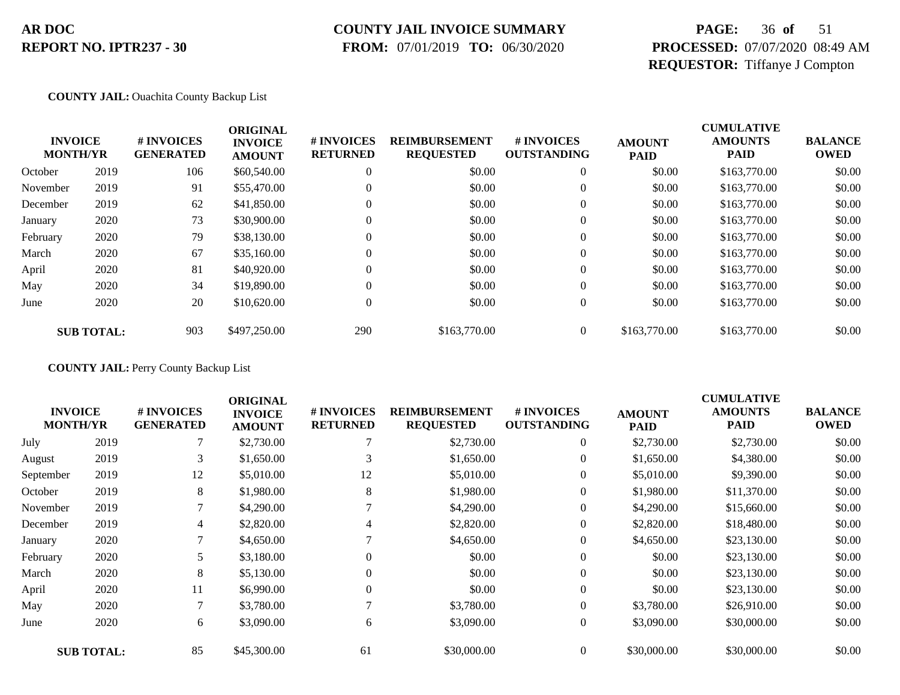**COUNTY JAIL:** Ouachita County Backup List

| INVOICE MONTH/YR | | # INVOICES GENERATED | ORIGINAL INVOICE AMOUNT | # INVOICES RETURNED | REIMBURSEMENT REQUESTED | # INVOICES OUTSTANDING | AMOUNT PAID | CUMULATIVE AMOUNTS PAID | BALANCE OWED |
|---|---|---|---|---|---|---|---|---|---|
| October | 2019 | 106 | $60,540.00 | 0 | $0.00 | 0 | $0.00 | $163,770.00 | $0.00 |
| November | 2019 | 91 | $55,470.00 | 0 | $0.00 | 0 | $0.00 | $163,770.00 | $0.00 |
| December | 2019 | 62 | $41,850.00 | 0 | $0.00 | 0 | $0.00 | $163,770.00 | $0.00 |
| January | 2020 | 73 | $30,900.00 | 0 | $0.00 | 0 | $0.00 | $163,770.00 | $0.00 |
| February | 2020 | 79 | $38,130.00 | 0 | $0.00 | 0 | $0.00 | $163,770.00 | $0.00 |
| March | 2020 | 67 | $35,160.00 | 0 | $0.00 | 0 | $0.00 | $163,770.00 | $0.00 |
| April | 2020 | 81 | $40,920.00 | 0 | $0.00 | 0 | $0.00 | $163,770.00 | $0.00 |
| May | 2020 | 34 | $19,890.00 | 0 | $0.00 | 0 | $0.00 | $163,770.00 | $0.00 |
| June | 2020 | 20 | $10,620.00 | 0 | $0.00 | 0 | $0.00 | $163,770.00 | $0.00 |
| **SUB TOTAL:** | | 903 | $497,250.00 | 290 | $163,770.00 | 0 | $163,770.00 | $163,770.00 | $0.00 |

**COUNTY JAIL:** Perry County Backup List

| INVOICE MONTH/YR | | # INVOICES GENERATED | ORIGINAL INVOICE AMOUNT | # INVOICES RETURNED | REIMBURSEMENT REQUESTED | # INVOICES OUTSTANDING | AMOUNT PAID | CUMULATIVE AMOUNTS PAID | BALANCE OWED |
|---|---|---|---|---|---|---|---|---|---|
| July | 2019 | 7 | $2,730.00 | 7 | $2,730.00 | 0 | $2,730.00 | $2,730.00 | $0.00 |
| August | 2019 | 3 | $1,650.00 | 3 | $1,650.00 | 0 | $1,650.00 | $4,380.00 | $0.00 |
| September | 2019 | 12 | $5,010.00 | 12 | $5,010.00 | 0 | $5,010.00 | $9,390.00 | $0.00 |
| October | 2019 | 8 | $1,980.00 | 8 | $1,980.00 | 0 | $1,980.00 | $11,370.00 | $0.00 |
| November | 2019 | 7 | $4,290.00 | 7 | $4,290.00 | 0 | $4,290.00 | $15,660.00 | $0.00 |
| December | 2019 | 4 | $2,820.00 | 4 | $2,820.00 | 0 | $2,820.00 | $18,480.00 | $0.00 |
| January | 2020 | 7 | $4,650.00 | 7 | $4,650.00 | 0 | $4,650.00 | $23,130.00 | $0.00 |
| February | 2020 | 5 | $3,180.00 | 0 | $0.00 | 0 | $0.00 | $23,130.00 | $0.00 |
| March | 2020 | 8 | $5,130.00 | 0 | $0.00 | 0 | $0.00 | $23,130.00 | $0.00 |
| April | 2020 | 11 | $6,990.00 | 0 | $0.00 | 0 | $0.00 | $23,130.00 | $0.00 |
| May | 2020 | 7 | $3,780.00 | 7 | $3,780.00 | 0 | $3,780.00 | $26,910.00 | $0.00 |
| June | 2020 | 6 | $3,090.00 | 6 | $3,090.00 | 0 | $3,090.00 | $30,000.00 | $0.00 |
| **SUB TOTAL:** | | 85 | $45,300.00 | 61 | $30,000.00 | 0 | $30,000.00 | $30,000.00 | $0.00 |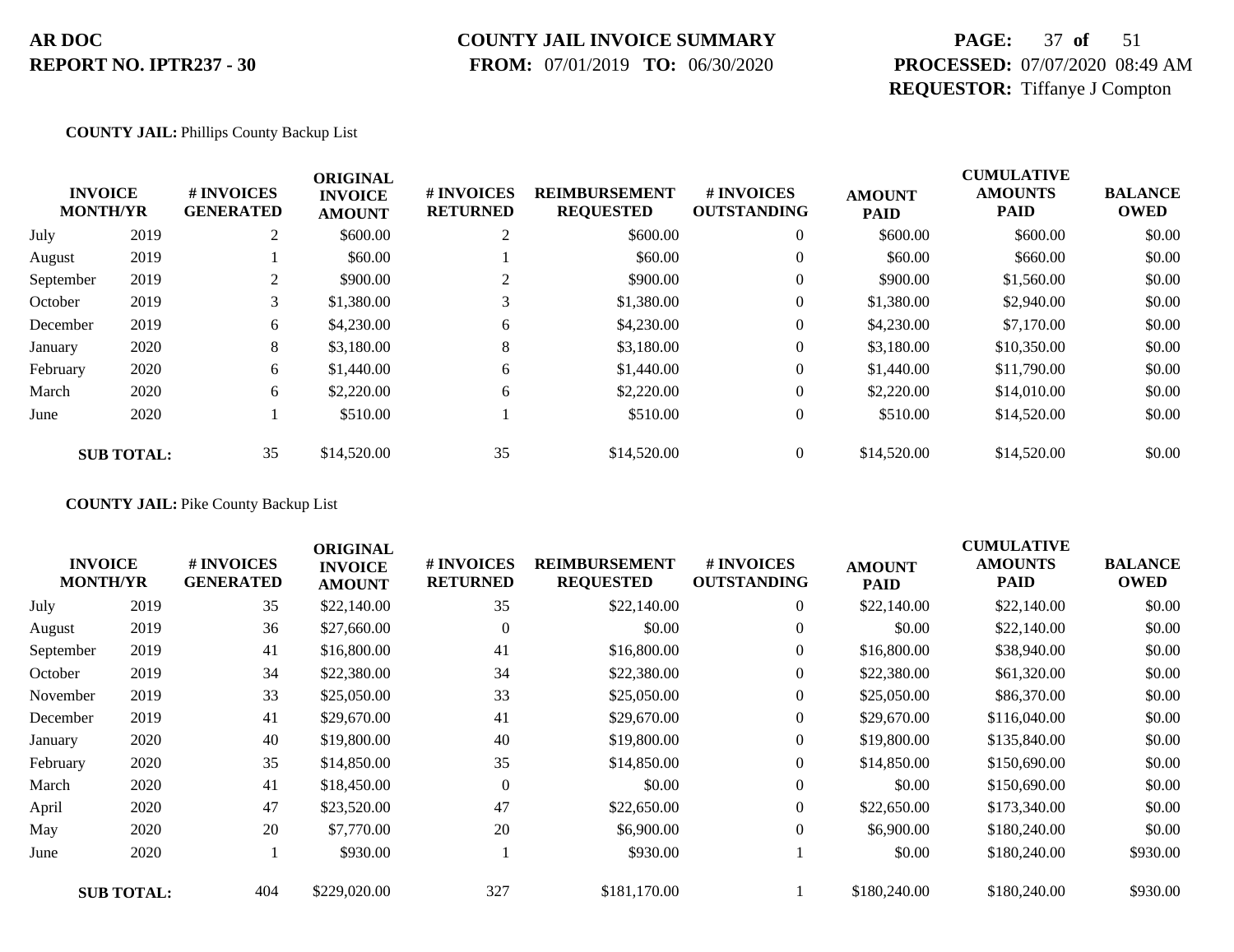**AR DOC**
**REPORT NO. IPTR237 - 30**

**COUNTY JAIL INVOICE SUMMARY**
**FROM:** 07/01/2019 **TO:** 06/30/2020

**PROCESSED:** 07/07/2020 08:49 AM
**REQUESTOR:** Tiffanye J Compton

**COUNTY JAIL:** Phillips County Backup List

| INVOICE MONTH/YR | | # INVOICES GENERATED | ORIGINAL INVOICE AMOUNT | # INVOICES RETURNED | REIMBURSEMENT REQUESTED | # INVOICES OUTSTANDING | AMOUNT PAID | CUMULATIVE AMOUNTS PAID | BALANCE OWED |
|---|---|---|---|---|---|---|---|---|---|
| July | 2019 | 2 | $600.00 | 2 | $600.00 | 0 | $600.00 | $600.00 | $0.00 |
| August | 2019 | 1 | $60.00 | 1 | $60.00 | 0 | $60.00 | $660.00 | $0.00 |
| September | 2019 | 2 | $900.00 | 2 | $900.00 | 0 | $900.00 | $1,560.00 | $0.00 |
| October | 2019 | 3 | $1,380.00 | 3 | $1,380.00 | 0 | $1,380.00 | $2,940.00 | $0.00 |
| December | 2019 | 6 | $4,230.00 | 6 | $4,230.00 | 0 | $4,230.00 | $7,170.00 | $0.00 |
| January | 2020 | 8 | $3,180.00 | 8 | $3,180.00 | 0 | $3,180.00 | $10,350.00 | $0.00 |
| February | 2020 | 6 | $1,440.00 | 6 | $1,440.00 | 0 | $1,440.00 | $11,790.00 | $0.00 |
| March | 2020 | 6 | $2,220.00 | 6 | $2,220.00 | 0 | $2,220.00 | $14,010.00 | $0.00 |
| June | 2020 | 1 | $510.00 | 1 | $510.00 | 0 | $510.00 | $14,520.00 | $0.00 |
| **SUB TOTAL:** | | 35 | $14,520.00 | 35 | $14,520.00 | 0 | $14,520.00 | $14,520.00 | $0.00 |

**COUNTY JAIL:** Pike County Backup List

| INVOICE MONTH/YR | | # INVOICES GENERATED | ORIGINAL INVOICE AMOUNT | # INVOICES RETURNED | REIMBURSEMENT REQUESTED | # INVOICES OUTSTANDING | AMOUNT PAID | CUMULATIVE AMOUNTS PAID | BALANCE OWED |
|---|---|---|---|---|---|---|---|---|---|
| July | 2019 | 35 | $22,140.00 | 35 | $22,140.00 | 0 | $22,140.00 | $22,140.00 | $0.00 |
| August | 2019 | 36 | $27,660.00 | 0 | $0.00 | 0 | $0.00 | $22,140.00 | $0.00 |
| September | 2019 | 41 | $16,800.00 | 41 | $16,800.00 | 0 | $16,800.00 | $38,940.00 | $0.00 |
| October | 2019 | 34 | $22,380.00 | 34 | $22,380.00 | 0 | $22,380.00 | $61,320.00 | $0.00 |
| November | 2019 | 33 | $25,050.00 | 33 | $25,050.00 | 0 | $25,050.00 | $86,370.00 | $0.00 |
| December | 2019 | 41 | $29,670.00 | 41 | $29,670.00 | 0 | $29,670.00 | $116,040.00 | $0.00 |
| January | 2020 | 40 | $19,800.00 | 40 | $19,800.00 | 0 | $19,800.00 | $135,840.00 | $0.00 |
| February | 2020 | 35 | $14,850.00 | 35 | $14,850.00 | 0 | $14,850.00 | $150,690.00 | $0.00 |
| March | 2020 | 41 | $18,450.00 | 0 | $0.00 | 0 | $0.00 | $150,690.00 | $0.00 |
| April | 2020 | 47 | $23,520.00 | 47 | $22,650.00 | 0 | $22,650.00 | $173,340.00 | $0.00 |
| May | 2020 | 20 | $7,770.00 | 20 | $6,900.00 | 0 | $6,900.00 | $180,240.00 | $0.00 |
| June | 2020 | 1 | $930.00 | 1 | $930.00 | 1 | $0.00 | $180,240.00 | $930.00 |
| **SUB TOTAL:** | | 404 | $229,020.00 | 327 | $181,170.00 | 1 | $180,240.00 | $180,240.00 | $930.00 |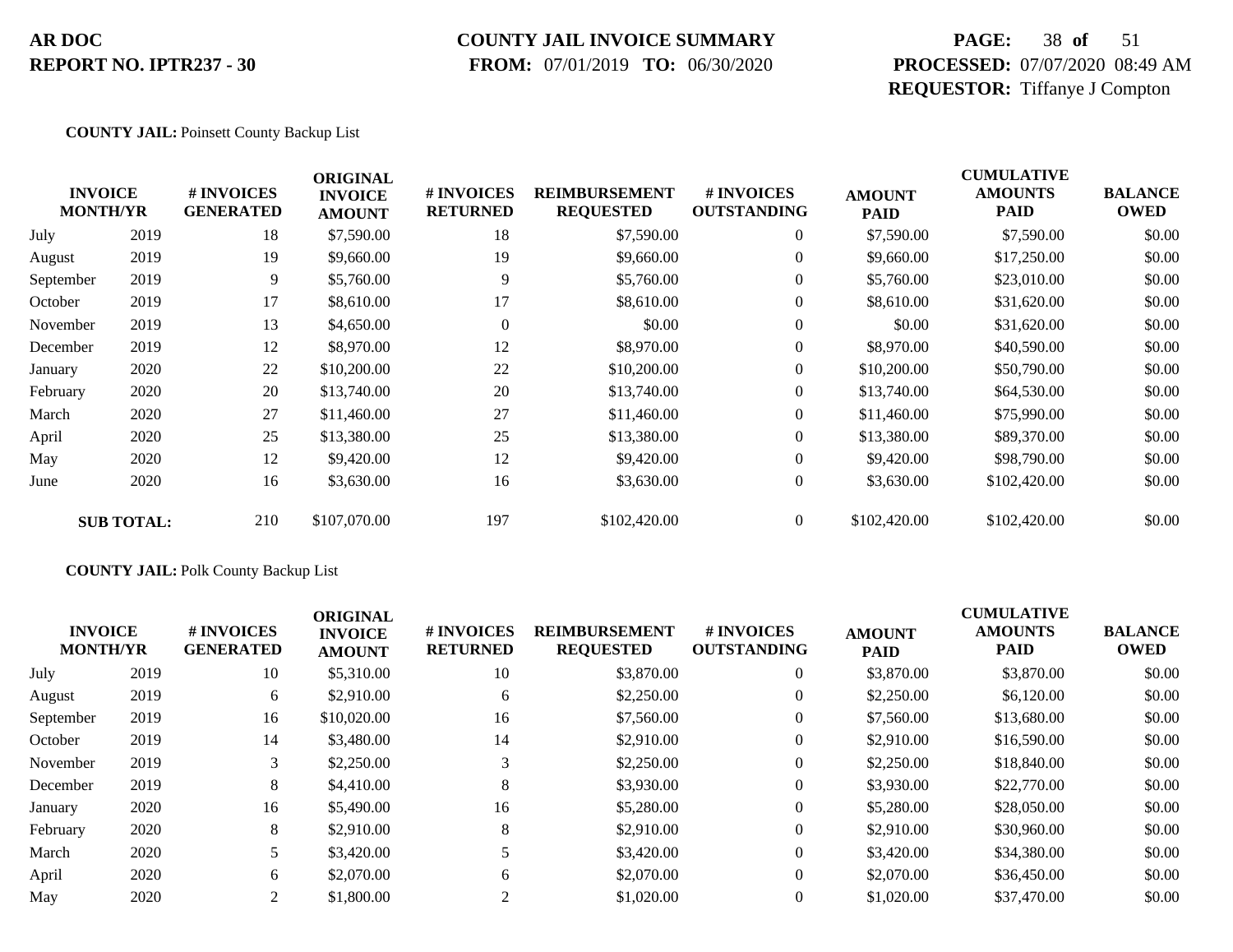**AR DOC**
**REPORT NO. IPTR237 - 30**

**COUNTY JAIL INVOICE SUMMARY**
**FROM:** 07/01/2019 **TO:** 06/30/2020

**PROCESSED:** 07/07/2020 08:49 AM
**REQUESTOR:** Tiffanye J Compton

**COUNTY JAIL:** Poinsett County Backup List

| INVOICE MONTH/YR | | # INVOICES GENERATED | ORIGINAL INVOICE AMOUNT | # INVOICES RETURNED | REIMBURSEMENT REQUESTED | # INVOICES OUTSTANDING | AMOUNT PAID | CUMULATIVE AMOUNTS PAID | BALANCE OWED |
|---|---|---|---|---|---|---|---|---|---|
| July | 2019 | 18 | $7,590.00 | 18 | $7,590.00 | 0 | $7,590.00 | $7,590.00 | $0.00 |
| August | 2019 | 19 | $9,660.00 | 19 | $9,660.00 | 0 | $9,660.00 | $17,250.00 | $0.00 |
| September | 2019 | 9 | $5,760.00 | 9 | $5,760.00 | 0 | $5,760.00 | $23,010.00 | $0.00 |
| October | 2019 | 17 | $8,610.00 | 17 | $8,610.00 | 0 | $8,610.00 | $31,620.00 | $0.00 |
| November | 2019 | 13 | $4,650.00 | 0 | $0.00 | 0 | $0.00 | $31,620.00 | $0.00 |
| December | 2019 | 12 | $8,970.00 | 12 | $8,970.00 | 0 | $8,970.00 | $40,590.00 | $0.00 |
| January | 2020 | 22 | $10,200.00 | 22 | $10,200.00 | 0 | $10,200.00 | $50,790.00 | $0.00 |
| February | 2020 | 20 | $13,740.00 | 20 | $13,740.00 | 0 | $13,740.00 | $64,530.00 | $0.00 |
| March | 2020 | 27 | $11,460.00 | 27 | $11,460.00 | 0 | $11,460.00 | $75,990.00 | $0.00 |
| April | 2020 | 25 | $13,380.00 | 25 | $13,380.00 | 0 | $13,380.00 | $89,370.00 | $0.00 |
| May | 2020 | 12 | $9,420.00 | 12 | $9,420.00 | 0 | $9,420.00 | $98,790.00 | $0.00 |
| June | 2020 | 16 | $3,630.00 | 16 | $3,630.00 | 0 | $3,630.00 | $102,420.00 | $0.00 |
| **SUB TOTAL:** | | 210 | $107,070.00 | 197 | $102,420.00 | 0 | $102,420.00 | $102,420.00 | $0.00 |

**COUNTY JAIL:** Polk County Backup List

| INVOICE MONTH/YR | | # INVOICES GENERATED | ORIGINAL INVOICE AMOUNT | # INVOICES RETURNED | REIMBURSEMENT REQUESTED | # INVOICES OUTSTANDING | AMOUNT PAID | CUMULATIVE AMOUNTS PAID | BALANCE OWED |
|---|---|---|---|---|---|---|---|---|---|
| July | 2019 | 10 | $5,310.00 | 10 | $3,870.00 | 0 | $3,870.00 | $3,870.00 | $0.00 |
| August | 2019 | 6 | $2,910.00 | 6 | $2,250.00 | 0 | $2,250.00 | $6,120.00 | $0.00 |
| September | 2019 | 16 | $10,020.00 | 16 | $7,560.00 | 0 | $7,560.00 | $13,680.00 | $0.00 |
| October | 2019 | 14 | $3,480.00 | 14 | $2,910.00 | 0 | $2,910.00 | $16,590.00 | $0.00 |
| November | 2019 | 3 | $2,250.00 | 3 | $2,250.00 | 0 | $2,250.00 | $18,840.00 | $0.00 |
| December | 2019 | 8 | $4,410.00 | 8 | $3,930.00 | 0 | $3,930.00 | $22,770.00 | $0.00 |
| January | 2020 | 16 | $5,490.00 | 16 | $5,280.00 | 0 | $5,280.00 | $28,050.00 | $0.00 |
| February | 2020 | 8 | $2,910.00 | 8 | $2,910.00 | 0 | $2,910.00 | $30,960.00 | $0.00 |
| March | 2020 | 5 | $3,420.00 | 5 | $3,420.00 | 0 | $3,420.00 | $34,380.00 | $0.00 |
| April | 2020 | 6 | $2,070.00 | 6 | $2,070.00 | 0 | $2,070.00 | $36,450.00 | $0.00 |
| May | 2020 | 2 | $1,800.00 | 2 | $1,020.00 | 0 | $1,020.00 | $37,470.00 | $0.00 |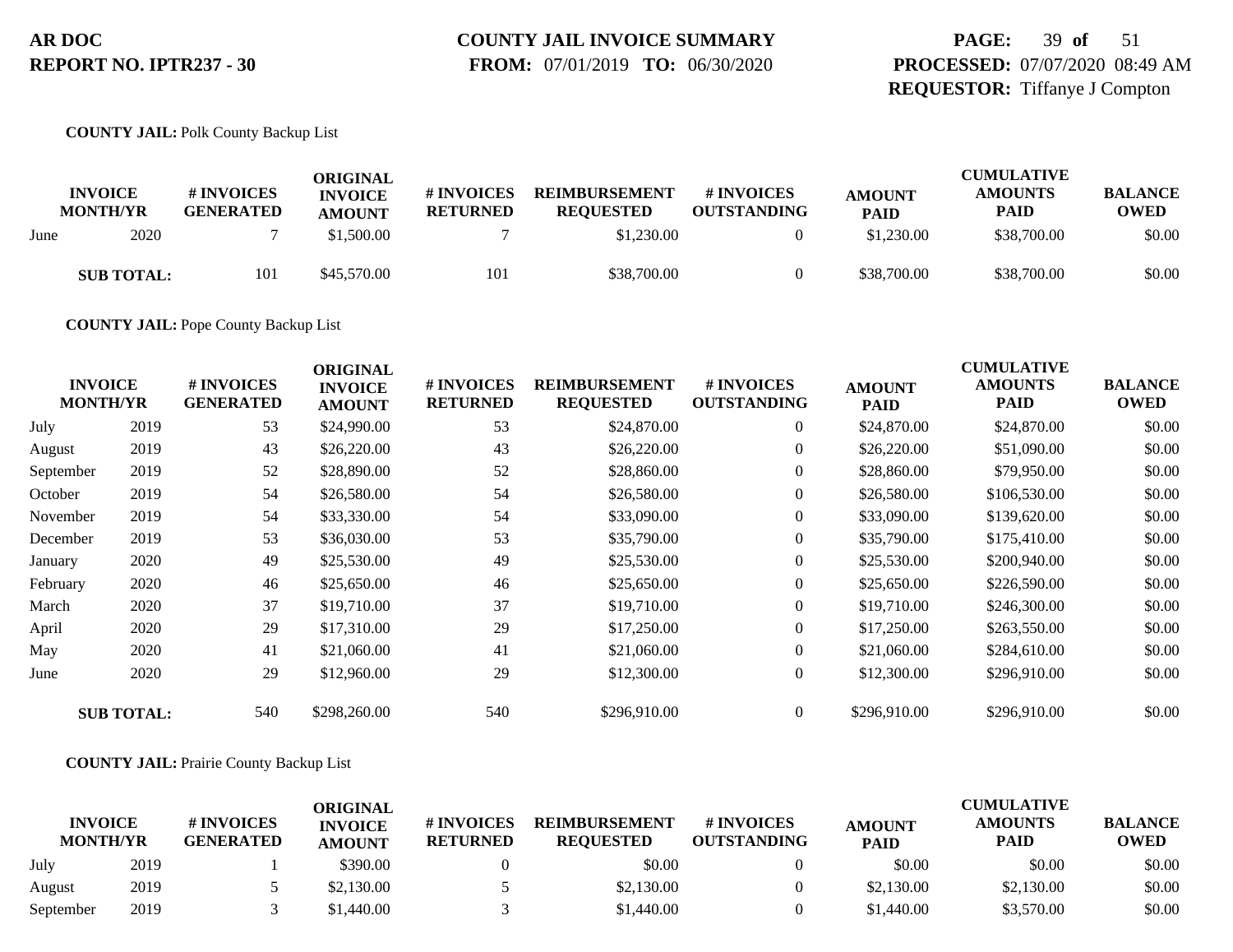**COUNTY JAIL:** Polk County Backup List

| INVOICE MONTH/YR | | # INVOICES GENERATED | ORIGINAL INVOICE AMOUNT | # INVOICES RETURNED | REIMBURSEMENT REQUESTED | # INVOICES OUTSTANDING | AMOUNT PAID | CUMULATIVE AMOUNTS PAID | BALANCE OWED |
|---|---|---|---|---|---|---|---|---|---|
| June | 2020 | 7 | $1,500.00 | 7 | $1,230.00 | 0 | $1,230.00 | $38,700.00 | $0.00 |
| **SUB TOTAL:** | | 101 | $45,570.00 | 101 | $38,700.00 | 0 | $38,700.00 | $38,700.00 | $0.00 |

**COUNTY JAIL:** Pope County Backup List

| INVOICE MONTH/YR | | # INVOICES GENERATED | ORIGINAL INVOICE AMOUNT | # INVOICES RETURNED | REIMBURSEMENT REQUESTED | # INVOICES OUTSTANDING | AMOUNT PAID | CUMULATIVE AMOUNTS PAID | BALANCE OWED |
|---|---|---|---|---|---|---|---|---|---|
| July | 2019 | 53 | $24,990.00 | 53 | $24,870.00 | 0 | $24,870.00 | $24,870.00 | $0.00 |
| August | 2019 | 43 | $26,220.00 | 43 | $26,220.00 | 0 | $26,220.00 | $51,090.00 | $0.00 |
| September | 2019 | 52 | $28,890.00 | 52 | $28,860.00 | 0 | $28,860.00 | $79,950.00 | $0.00 |
| October | 2019 | 54 | $26,580.00 | 54 | $26,580.00 | 0 | $26,580.00 | $106,530.00 | $0.00 |
| November | 2019 | 54 | $33,330.00 | 54 | $33,090.00 | 0 | $33,090.00 | $139,620.00 | $0.00 |
| December | 2019 | 53 | $36,030.00 | 53 | $35,790.00 | 0 | $35,790.00 | $175,410.00 | $0.00 |
| January | 2020 | 49 | $25,530.00 | 49 | $25,530.00 | 0 | $25,530.00 | $200,940.00 | $0.00 |
| February | 2020 | 46 | $25,650.00 | 46 | $25,650.00 | 0 | $25,650.00 | $226,590.00 | $0.00 |
| March | 2020 | 37 | $19,710.00 | 37 | $19,710.00 | 0 | $19,710.00 | $246,300.00 | $0.00 |
| April | 2020 | 29 | $17,310.00 | 29 | $17,250.00 | 0 | $17,250.00 | $263,550.00 | $0.00 |
| May | 2020 | 41 | $21,060.00 | 41 | $21,060.00 | 0 | $21,060.00 | $284,610.00 | $0.00 |
| June | 2020 | 29 | $12,960.00 | 29 | $12,300.00 | 0 | $12,300.00 | $296,910.00 | $0.00 |
| **SUB TOTAL:** | | 540 | $298,260.00 | 540 | $296,910.00 | 0 | $296,910.00 | $296,910.00 | $0.00 |

**COUNTY JAIL:** Prairie County Backup List

| INVOICE MONTH/YR | | # INVOICES GENERATED | ORIGINAL INVOICE AMOUNT | # INVOICES RETURNED | REIMBURSEMENT REQUESTED | # INVOICES OUTSTANDING | AMOUNT PAID | CUMULATIVE AMOUNTS PAID | BALANCE OWED |
|---|---|---|---|---|---|---|---|---|---|
| July | 2019 | 1 | $390.00 | 0 | $0.00 | 0 | $0.00 | $0.00 | $0.00 |
| August | 2019 | 5 | $2,130.00 | 5 | $2,130.00 | 0 | $2,130.00 | $2,130.00 | $0.00 |
| September | 2019 | 3 | $1,440.00 | 3 | $1,440.00 | 0 | $1,440.00 | $3,570.00 | $0.00 |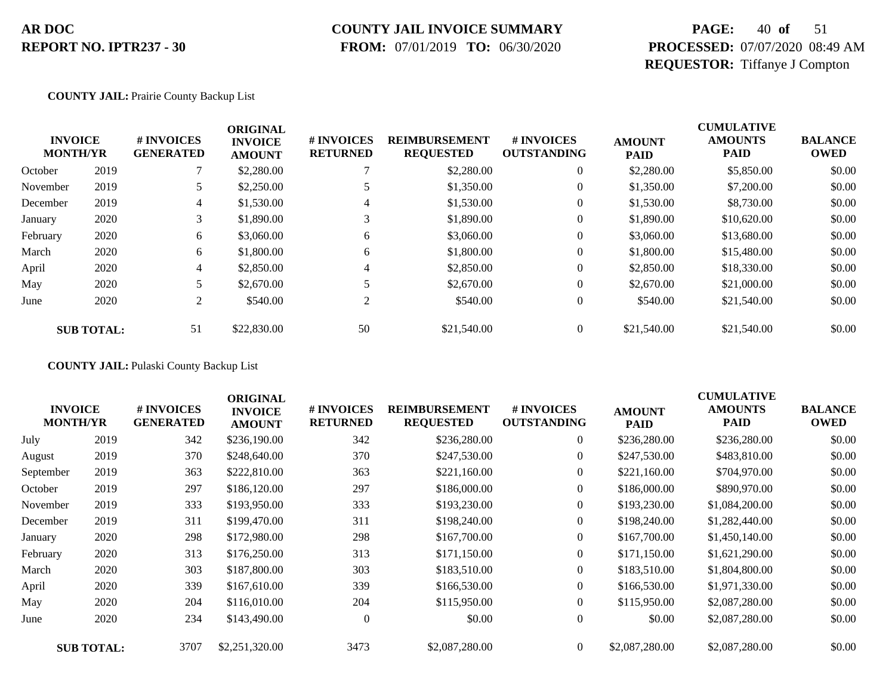**AR DOC**
**REPORT NO. IPTR237 - 30**

**COUNTY JAIL INVOICE SUMMARY**
**FROM:** 07/01/2019 **TO:** 06/30/2020

**PAGE:** 40 **of** 51
**PROCESSED:** 07/07/2020 08:49 AM
**REQUESTOR:** Tiffanye J Compton

**COUNTY JAIL:** Prairie County Backup List

| INVOICE MONTH/YR | | # INVOICES GENERATED | ORIGINAL INVOICE AMOUNT | # INVOICES RETURNED | REIMBURSEMENT REQUESTED | # INVOICES OUTSTANDING | AMOUNT PAID | CUMULATIVE AMOUNTS PAID | BALANCE OWED |
|---|---|---|---|---|---|---|---|---|---|
| October | 2019 | 7 | $2,280.00 | 7 | $2,280.00 | 0 | $2,280.00 | $5,850.00 | $0.00 |
| November | 2019 | 5 | $2,250.00 | 5 | $1,350.00 | 0 | $1,350.00 | $7,200.00 | $0.00 |
| December | 2019 | 4 | $1,530.00 | 4 | $1,530.00 | 0 | $1,530.00 | $8,730.00 | $0.00 |
| January | 2020 | 3 | $1,890.00 | 3 | $1,890.00 | 0 | $1,890.00 | $10,620.00 | $0.00 |
| February | 2020 | 6 | $3,060.00 | 6 | $3,060.00 | 0 | $3,060.00 | $13,680.00 | $0.00 |
| March | 2020 | 6 | $1,800.00 | 6 | $1,800.00 | 0 | $1,800.00 | $15,480.00 | $0.00 |
| April | 2020 | 4 | $2,850.00 | 4 | $2,850.00 | 0 | $2,850.00 | $18,330.00 | $0.00 |
| May | 2020 | 5 | $2,670.00 | 5 | $2,670.00 | 0 | $2,670.00 | $21,000.00 | $0.00 |
| June | 2020 | 2 | $540.00 | 2 | $540.00 | 0 | $540.00 | $21,540.00 | $0.00 |
| **SUB TOTAL:** | | 51 | $22,830.00 | 50 | $21,540.00 | 0 | $21,540.00 | $21,540.00 | $0.00 |

**COUNTY JAIL:** Pulaski County Backup List

| INVOICE MONTH/YR | | # INVOICES GENERATED | ORIGINAL INVOICE AMOUNT | # INVOICES RETURNED | REIMBURSEMENT REQUESTED | # INVOICES OUTSTANDING | AMOUNT PAID | CUMULATIVE AMOUNTS PAID | BALANCE OWED |
|---|---|---|---|---|---|---|---|---|---|
| July | 2019 | 342 | $236,190.00 | 342 | $236,280.00 | 0 | $236,280.00 | $236,280.00 | $0.00 |
| August | 2019 | 370 | $248,640.00 | 370 | $247,530.00 | 0 | $247,530.00 | $483,810.00 | $0.00 |
| September | 2019 | 363 | $222,810.00 | 363 | $221,160.00 | 0 | $221,160.00 | $704,970.00 | $0.00 |
| October | 2019 | 297 | $186,120.00 | 297 | $186,000.00 | 0 | $186,000.00 | $890,970.00 | $0.00 |
| November | 2019 | 333 | $193,950.00 | 333 | $193,230.00 | 0 | $193,230.00 | $1,084,200.00 | $0.00 |
| December | 2019 | 311 | $199,470.00 | 311 | $198,240.00 | 0 | $198,240.00 | $1,282,440.00 | $0.00 |
| January | 2020 | 298 | $172,980.00 | 298 | $167,700.00 | 0 | $167,700.00 | $1,450,140.00 | $0.00 |
| February | 2020 | 313 | $176,250.00 | 313 | $171,150.00 | 0 | $171,150.00 | $1,621,290.00 | $0.00 |
| March | 2020 | 303 | $187,800.00 | 303 | $183,510.00 | 0 | $183,510.00 | $1,804,800.00 | $0.00 |
| April | 2020 | 339 | $167,610.00 | 339 | $166,530.00 | 0 | $166,530.00 | $1,971,330.00 | $0.00 |
| May | 2020 | 204 | $116,010.00 | 204 | $115,950.00 | 0 | $115,950.00 | $2,087,280.00 | $0.00 |
| June | 2020 | 234 | $143,490.00 | 0 | $0.00 | 0 | $0.00 | $2,087,280.00 | $0.00 |
| **SUB TOTAL:** | | 3707 | $2,251,320.00 | 3473 | $2,087,280.00 | 0 | $2,087,280.00 | $2,087,280.00 | $0.00 |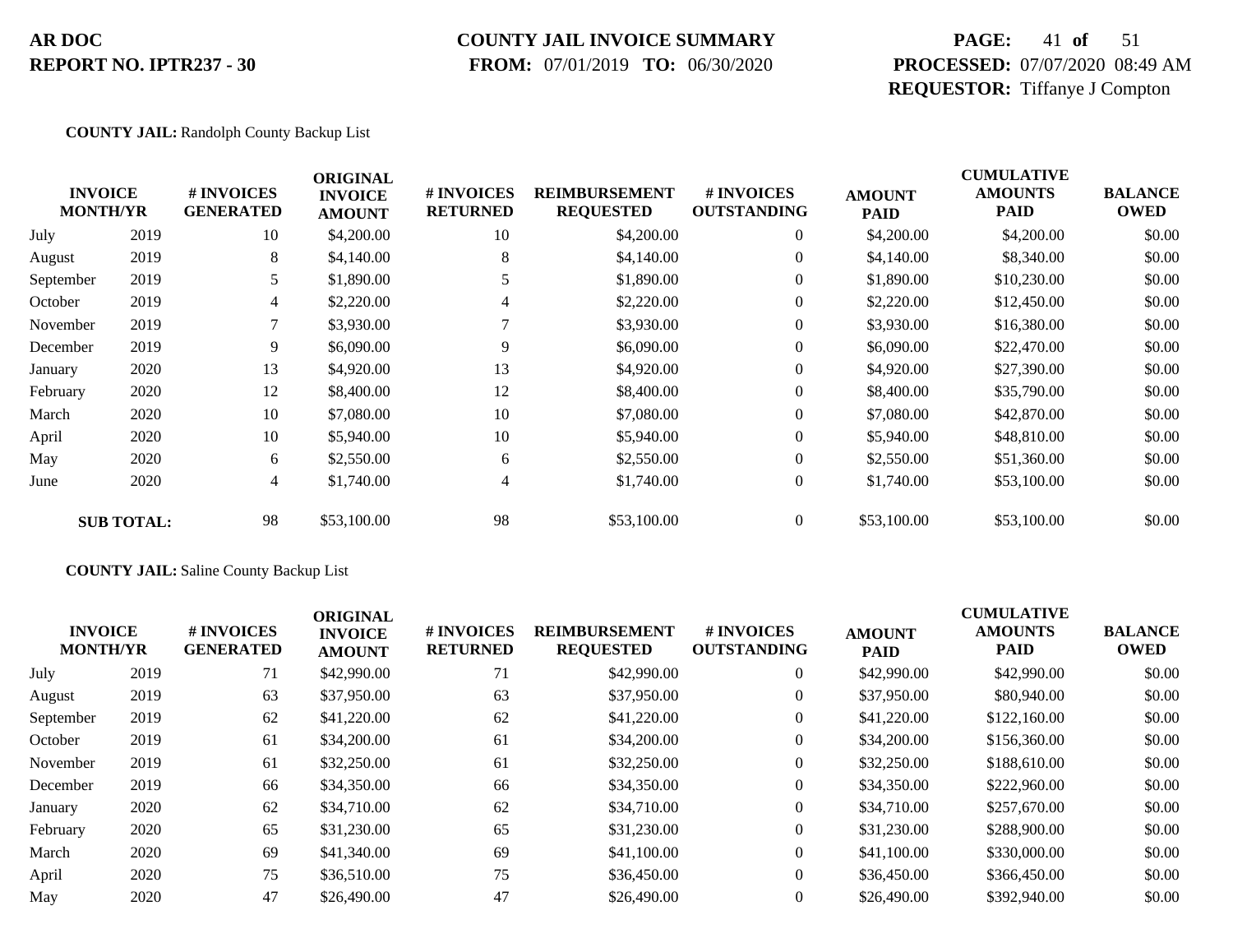**AR DOC**
**REPORT NO. IPTR237 - 30**

**COUNTY JAIL INVOICE SUMMARY**
**FROM:** 07/01/2019 **TO:** 06/30/2020

**PROCESSED:** 07/07/2020 08:49 AM
**REQUESTOR:** Tiffanye J Compton

**COUNTY JAIL:** Randolph County Backup List

| INVOICE MONTH/YR | | # INVOICES GENERATED | ORIGINAL INVOICE AMOUNT | # INVOICES RETURNED | REIMBURSEMENT REQUESTED | # INVOICES OUTSTANDING | AMOUNT PAID | CUMULATIVE AMOUNTS PAID | BALANCE OWED |
|---|---|---|---|---|---|---|---|---|---|
| July | 2019 | 10 | $4,200.00 | 10 | $4,200.00 | 0 | $4,200.00 | $4,200.00 | $0.00 |
| August | 2019 | 8 | $4,140.00 | 8 | $4,140.00 | 0 | $4,140.00 | $8,340.00 | $0.00 |
| September | 2019 | 5 | $1,890.00 | 5 | $1,890.00 | 0 | $1,890.00 | $10,230.00 | $0.00 |
| October | 2019 | 4 | $2,220.00 | 4 | $2,220.00 | 0 | $2,220.00 | $12,450.00 | $0.00 |
| November | 2019 | 7 | $3,930.00 | 7 | $3,930.00 | 0 | $3,930.00 | $16,380.00 | $0.00 |
| December | 2019 | 9 | $6,090.00 | 9 | $6,090.00 | 0 | $6,090.00 | $22,470.00 | $0.00 |
| January | 2020 | 13 | $4,920.00 | 13 | $4,920.00 | 0 | $4,920.00 | $27,390.00 | $0.00 |
| February | 2020 | 12 | $8,400.00 | 12 | $8,400.00 | 0 | $8,400.00 | $35,790.00 | $0.00 |
| March | 2020 | 10 | $7,080.00 | 10 | $7,080.00 | 0 | $7,080.00 | $42,870.00 | $0.00 |
| April | 2020 | 10 | $5,940.00 | 10 | $5,940.00 | 0 | $5,940.00 | $48,810.00 | $0.00 |
| May | 2020 | 6 | $2,550.00 | 6 | $2,550.00 | 0 | $2,550.00 | $51,360.00 | $0.00 |
| June | 2020 | 4 | $1,740.00 | 4 | $1,740.00 | 0 | $1,740.00 | $53,100.00 | $0.00 |
| **SUB TOTAL:** | | 98 | $53,100.00 | 98 | $53,100.00 | 0 | $53,100.00 | $53,100.00 | $0.00 |

**COUNTY JAIL:** Saline County Backup List

| INVOICE MONTH/YR | | # INVOICES GENERATED | ORIGINAL INVOICE AMOUNT | # INVOICES RETURNED | REIMBURSEMENT REQUESTED | # INVOICES OUTSTANDING | AMOUNT PAID | CUMULATIVE AMOUNTS PAID | BALANCE OWED |
|---|---|---|---|---|---|---|---|---|---|
| July | 2019 | 71 | $42,990.00 | 71 | $42,990.00 | 0 | $42,990.00 | $42,990.00 | $0.00 |
| August | 2019 | 63 | $37,950.00 | 63 | $37,950.00 | 0 | $37,950.00 | $80,940.00 | $0.00 |
| September | 2019 | 62 | $41,220.00 | 62 | $41,220.00 | 0 | $41,220.00 | $122,160.00 | $0.00 |
| October | 2019 | 61 | $34,200.00 | 61 | $34,200.00 | 0 | $34,200.00 | $156,360.00 | $0.00 |
| November | 2019 | 61 | $32,250.00 | 61 | $32,250.00 | 0 | $32,250.00 | $188,610.00 | $0.00 |
| December | 2019 | 66 | $34,350.00 | 66 | $34,350.00 | 0 | $34,350.00 | $222,960.00 | $0.00 |
| January | 2020 | 62 | $34,710.00 | 62 | $34,710.00 | 0 | $34,710.00 | $257,670.00 | $0.00 |
| February | 2020 | 65 | $31,230.00 | 65 | $31,230.00 | 0 | $31,230.00 | $288,900.00 | $0.00 |
| March | 2020 | 69 | $41,340.00 | 69 | $41,100.00 | 0 | $41,100.00 | $330,000.00 | $0.00 |
| April | 2020 | 75 | $36,510.00 | 75 | $36,450.00 | 0 | $36,450.00 | $366,450.00 | $0.00 |
| May | 2020 | 47 | $26,490.00 | 47 | $26,490.00 | 0 | $26,490.00 | $392,940.00 | $0.00 |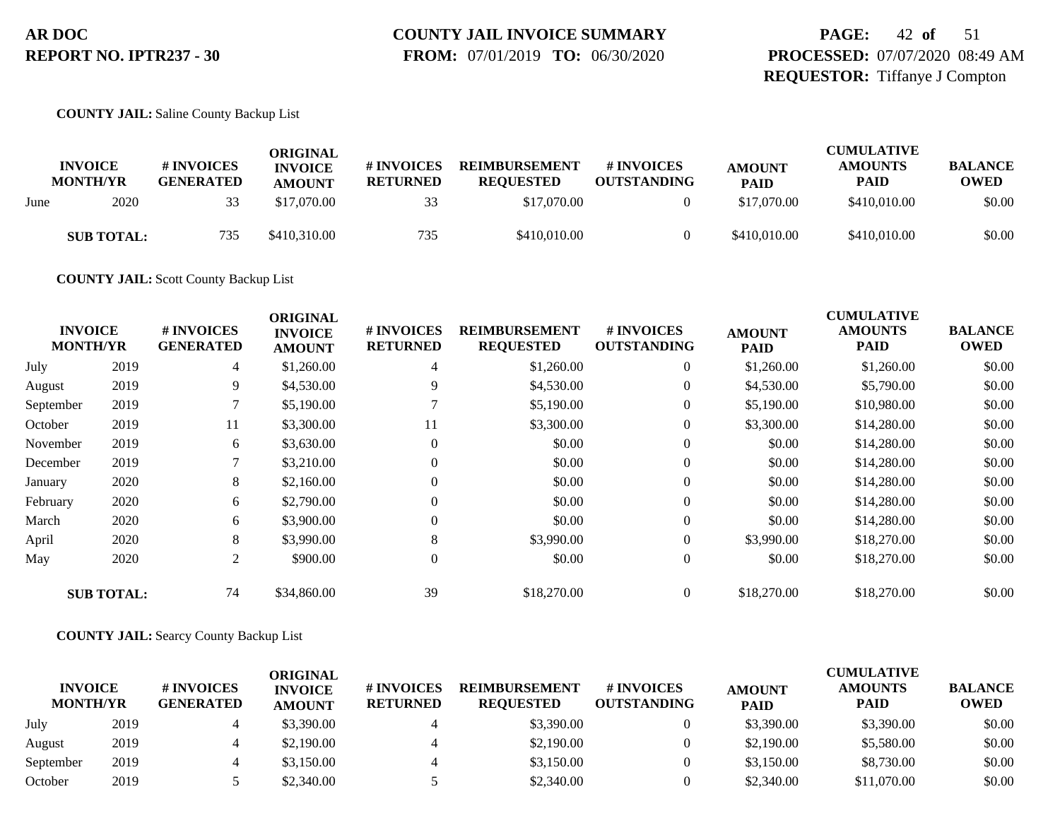**COUNTY JAIL:** Saline County Backup List

| INVOICE MONTH/YR | | # INVOICES GENERATED | ORIGINAL INVOICE AMOUNT | # INVOICES RETURNED | REIMBURSEMENT REQUESTED | # INVOICES OUTSTANDING | AMOUNT PAID | CUMULATIVE AMOUNTS PAID | BALANCE OWED |
|---|---|---|---|---|---|---|---|---|---|
| June | 2020 | 33 | $17,070.00 | 33 | $17,070.00 | 0 | $17,070.00 | $410,010.00 | $0.00 |
| **SUB TOTAL:** | | 735 | $410,310.00 | 735 | $410,010.00 | 0 | $410,010.00 | $410,010.00 | $0.00 |

**COUNTY JAIL:** Scott County Backup List

| INVOICE MONTH/YR | | # INVOICES GENERATED | ORIGINAL INVOICE AMOUNT | # INVOICES RETURNED | REIMBURSEMENT REQUESTED | # INVOICES OUTSTANDING | AMOUNT PAID | CUMULATIVE AMOUNTS PAID | BALANCE OWED |
|---|---|---|---|---|---|---|---|---|---|
| July | 2019 | 4 | $1,260.00 | 4 | $1,260.00 | 0 | $1,260.00 | $1,260.00 | $0.00 |
| August | 2019 | 9 | $4,530.00 | 9 | $4,530.00 | 0 | $4,530.00 | $5,790.00 | $0.00 |
| September | 2019 | 7 | $5,190.00 | 7 | $5,190.00 | 0 | $5,190.00 | $10,980.00 | $0.00 |
| October | 2019 | 11 | $3,300.00 | 11 | $3,300.00 | 0 | $3,300.00 | $14,280.00 | $0.00 |
| November | 2019 | 6 | $3,630.00 | 0 | $0.00 | 0 | $0.00 | $14,280.00 | $0.00 |
| December | 2019 | 7 | $3,210.00 | 0 | $0.00 | 0 | $0.00 | $14,280.00 | $0.00 |
| January | 2020 | 8 | $2,160.00 | 0 | $0.00 | 0 | $0.00 | $14,280.00 | $0.00 |
| February | 2020 | 6 | $2,790.00 | 0 | $0.00 | 0 | $0.00 | $14,280.00 | $0.00 |
| March | 2020 | 6 | $3,900.00 | 0 | $0.00 | 0 | $0.00 | $14,280.00 | $0.00 |
| April | 2020 | 8 | $3,990.00 | 8 | $3,990.00 | 0 | $3,990.00 | $18,270.00 | $0.00 |
| May | 2020 | 2 | $900.00 | 0 | $0.00 | 0 | $0.00 | $18,270.00 | $0.00 |
| **SUB TOTAL:** | | 74 | $34,860.00 | 39 | $18,270.00 | 0 | $18,270.00 | $18,270.00 | $0.00 |

**COUNTY JAIL:** Searcy County Backup List

| INVOICE MONTH/YR | | # INVOICES GENERATED | ORIGINAL INVOICE AMOUNT | # INVOICES RETURNED | REIMBURSEMENT REQUESTED | # INVOICES OUTSTANDING | AMOUNT PAID | CUMULATIVE AMOUNTS PAID | BALANCE OWED |
|---|---|---|---|---|---|---|---|---|---|
| July | 2019 | 4 | $3,390.00 | 4 | $3,390.00 | 0 | $3,390.00 | $3,390.00 | $0.00 |
| August | 2019 | 4 | $2,190.00 | 4 | $2,190.00 | 0 | $2,190.00 | $5,580.00 | $0.00 |
| September | 2019 | 4 | $3,150.00 | 4 | $3,150.00 | 0 | $3,150.00 | $8,730.00 | $0.00 |
| October | 2019 | 5 | $2,340.00 | 5 | $2,340.00 | 0 | $2,340.00 | $11,070.00 | $0.00 |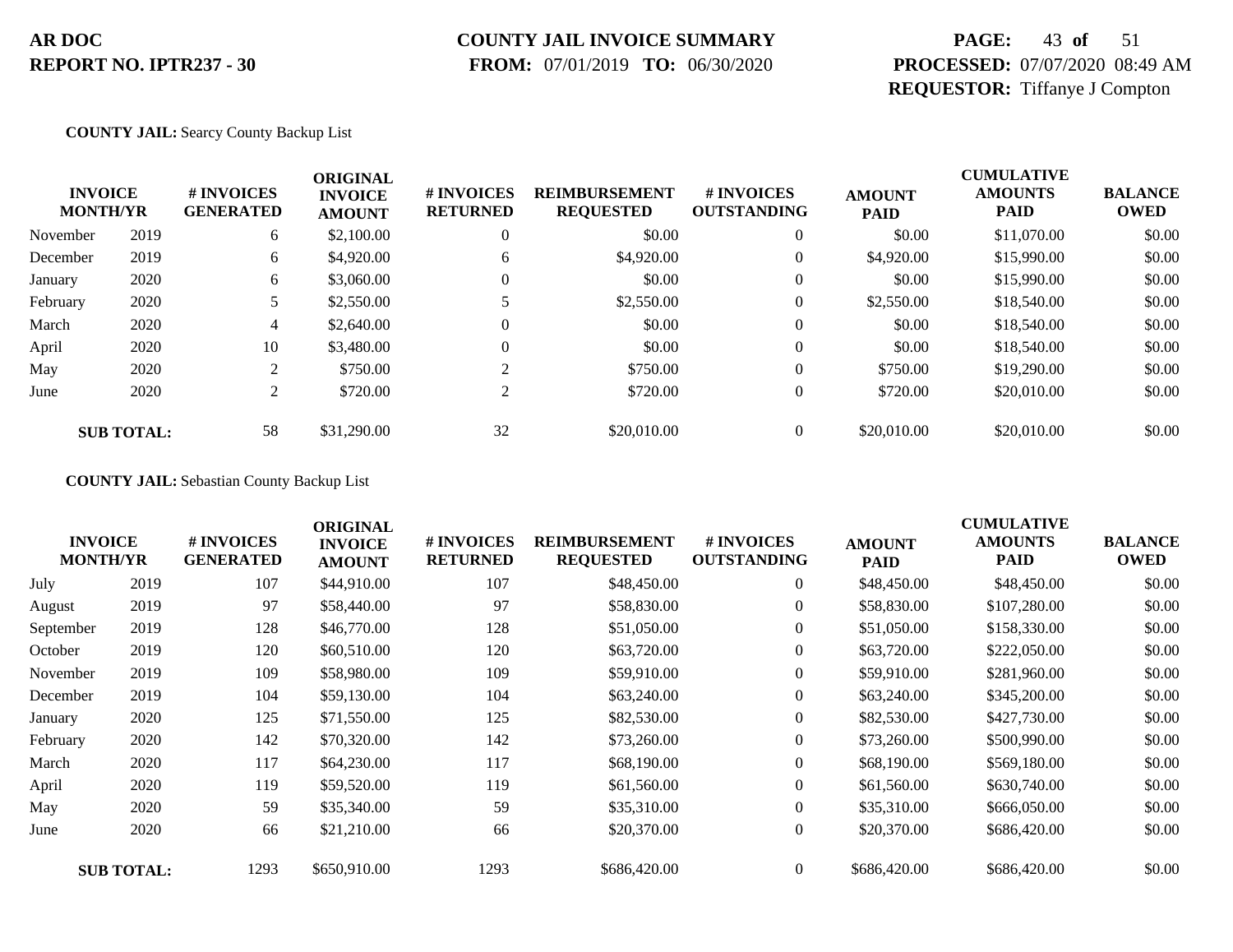**COUNTY JAIL:** Searcy County Backup List

| INVOICE MONTH/YR | | # INVOICES GENERATED | ORIGINAL INVOICE AMOUNT | # INVOICES RETURNED | REIMBURSEMENT REQUESTED | # INVOICES OUTSTANDING | AMOUNT PAID | CUMULATIVE AMOUNTS PAID | BALANCE OWED |
|---|---|---|---|---|---|---|---|---|---|
| November | 2019 | 6 | $2,100.00 | 0 | $0.00 | 0 | $0.00 | $11,070.00 | $0.00 |
| December | 2019 | 6 | $4,920.00 | 6 | $4,920.00 | 0 | $4,920.00 | $15,990.00 | $0.00 |
| January | 2020 | 6 | $3,060.00 | 0 | $0.00 | 0 | $0.00 | $15,990.00 | $0.00 |
| February | 2020 | 5 | $2,550.00 | 5 | $2,550.00 | 0 | $2,550.00 | $18,540.00 | $0.00 |
| March | 2020 | 4 | $2,640.00 | 0 | $0.00 | 0 | $0.00 | $18,540.00 | $0.00 |
| April | 2020 | 10 | $3,480.00 | 0 | $0.00 | 0 | $0.00 | $18,540.00 | $0.00 |
| May | 2020 | 2 | $750.00 | 2 | $750.00 | 0 | $750.00 | $19,290.00 | $0.00 |
| June | 2020 | 2 | $720.00 | 2 | $720.00 | 0 | $720.00 | $20,010.00 | $0.00 |
| **SUB TOTAL:** | | 58 | $31,290.00 | 32 | $20,010.00 | 0 | $20,010.00 | $20,010.00 | $0.00 |

**COUNTY JAIL:** Sebastian County Backup List

| INVOICE MONTH/YR | | # INVOICES GENERATED | ORIGINAL INVOICE AMOUNT | # INVOICES RETURNED | REIMBURSEMENT REQUESTED | # INVOICES OUTSTANDING | AMOUNT PAID | CUMULATIVE AMOUNTS PAID | BALANCE OWED |
|---|---|---|---|---|---|---|---|---|---|
| July | 2019 | 107 | $44,910.00 | 107 | $48,450.00 | 0 | $48,450.00 | $48,450.00 | $0.00 |
| August | 2019 | 97 | $58,440.00 | 97 | $58,830.00 | 0 | $58,830.00 | $107,280.00 | $0.00 |
| September | 2019 | 128 | $46,770.00 | 128 | $51,050.00 | 0 | $51,050.00 | $158,330.00 | $0.00 |
| October | 2019 | 120 | $60,510.00 | 120 | $63,720.00 | 0 | $63,720.00 | $222,050.00 | $0.00 |
| November | 2019 | 109 | $58,980.00 | 109 | $59,910.00 | 0 | $59,910.00 | $281,960.00 | $0.00 |
| December | 2019 | 104 | $59,130.00 | 104 | $63,240.00 | 0 | $63,240.00 | $345,200.00 | $0.00 |
| January | 2020 | 125 | $71,550.00 | 125 | $82,530.00 | 0 | $82,530.00 | $427,730.00 | $0.00 |
| February | 2020 | 142 | $70,320.00 | 142 | $73,260.00 | 0 | $73,260.00 | $500,990.00 | $0.00 |
| March | 2020 | 117 | $64,230.00 | 117 | $68,190.00 | 0 | $68,190.00 | $569,180.00 | $0.00 |
| April | 2020 | 119 | $59,520.00 | 119 | $61,560.00 | 0 | $61,560.00 | $630,740.00 | $0.00 |
| May | 2020 | 59 | $35,340.00 | 59 | $35,310.00 | 0 | $35,310.00 | $666,050.00 | $0.00 |
| June | 2020 | 66 | $21,210.00 | 66 | $20,370.00 | 0 | $20,370.00 | $686,420.00 | $0.00 |
| **SUB TOTAL:** | | 1293 | $650,910.00 | 1293 | $686,420.00 | 0 | $686,420.00 | $686,420.00 | $0.00 |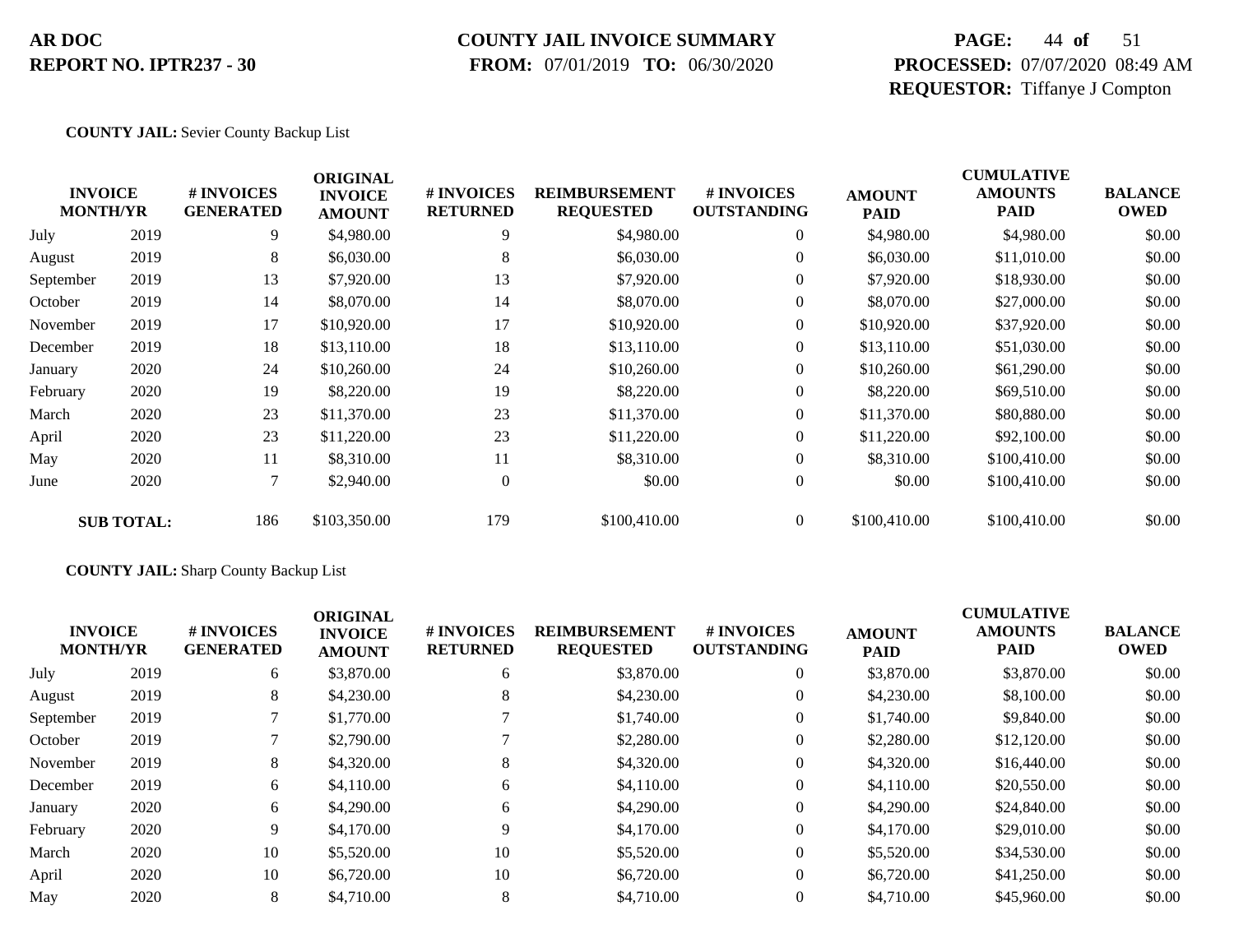**AR DOC**
**REPORT NO. IPTR237 - 30**

**COUNTY JAIL INVOICE SUMMARY**
**FROM:** 07/01/2019 **TO:** 06/30/2020

**PROCESSED:** 07/07/2020 08:49 AM
**REQUESTOR:** Tiffanye J Compton

**COUNTY JAIL:** Sevier County Backup List

| INVOICE MONTH/YR | | # INVOICES GENERATED | ORIGINAL INVOICE AMOUNT | # INVOICES RETURNED | REIMBURSEMENT REQUESTED | # INVOICES OUTSTANDING | AMOUNT PAID | CUMULATIVE AMOUNTS PAID | BALANCE OWED |
|---|---|---|---|---|---|---|---|---|---|
| July | 2019 | 9 | $4,980.00 | 9 | $4,980.00 | 0 | $4,980.00 | $4,980.00 | $0.00 |
| August | 2019 | 8 | $6,030.00 | 8 | $6,030.00 | 0 | $6,030.00 | $11,010.00 | $0.00 |
| September | 2019 | 13 | $7,920.00 | 13 | $7,920.00 | 0 | $7,920.00 | $18,930.00 | $0.00 |
| October | 2019 | 14 | $8,070.00 | 14 | $8,070.00 | 0 | $8,070.00 | $27,000.00 | $0.00 |
| November | 2019 | 17 | $10,920.00 | 17 | $10,920.00 | 0 | $10,920.00 | $37,920.00 | $0.00 |
| December | 2019 | 18 | $13,110.00 | 18 | $13,110.00 | 0 | $13,110.00 | $51,030.00 | $0.00 |
| January | 2020 | 24 | $10,260.00 | 24 | $10,260.00 | 0 | $10,260.00 | $61,290.00 | $0.00 |
| February | 2020 | 19 | $8,220.00 | 19 | $8,220.00 | 0 | $8,220.00 | $69,510.00 | $0.00 |
| March | 2020 | 23 | $11,370.00 | 23 | $11,370.00 | 0 | $11,370.00 | $80,880.00 | $0.00 |
| April | 2020 | 23 | $11,220.00 | 23 | $11,220.00 | 0 | $11,220.00 | $92,100.00 | $0.00 |
| May | 2020 | 11 | $8,310.00 | 11 | $8,310.00 | 0 | $8,310.00 | $100,410.00 | $0.00 |
| June | 2020 | 7 | $2,940.00 | 0 | $0.00 | 0 | $0.00 | $100,410.00 | $0.00 |
| **SUB TOTAL:** | | 186 | $103,350.00 | 179 | $100,410.00 | 0 | $100,410.00 | $100,410.00 | $0.00 |

**COUNTY JAIL:** Sharp County Backup List

| INVOICE MONTH/YR | | # INVOICES GENERATED | ORIGINAL INVOICE AMOUNT | # INVOICES RETURNED | REIMBURSEMENT REQUESTED | # INVOICES OUTSTANDING | AMOUNT PAID | CUMULATIVE AMOUNTS PAID | BALANCE OWED |
|---|---|---|---|---|---|---|---|---|---|
| July | 2019 | 6 | $3,870.00 | 6 | $3,870.00 | 0 | $3,870.00 | $3,870.00 | $0.00 |
| August | 2019 | 8 | $4,230.00 | 8 | $4,230.00 | 0 | $4,230.00 | $8,100.00 | $0.00 |
| September | 2019 | 7 | $1,770.00 | 7 | $1,740.00 | 0 | $1,740.00 | $9,840.00 | $0.00 |
| October | 2019 | 7 | $2,790.00 | 7 | $2,280.00 | 0 | $2,280.00 | $12,120.00 | $0.00 |
| November | 2019 | 8 | $4,320.00 | 8 | $4,320.00 | 0 | $4,320.00 | $16,440.00 | $0.00 |
| December | 2019 | 6 | $4,110.00 | 6 | $4,110.00 | 0 | $4,110.00 | $20,550.00 | $0.00 |
| January | 2020 | 6 | $4,290.00 | 6 | $4,290.00 | 0 | $4,290.00 | $24,840.00 | $0.00 |
| February | 2020 | 9 | $4,170.00 | 9 | $4,170.00 | 0 | $4,170.00 | $29,010.00 | $0.00 |
| March | 2020 | 10 | $5,520.00 | 10 | $5,520.00 | 0 | $5,520.00 | $34,530.00 | $0.00 |
| April | 2020 | 10 | $6,720.00 | 10 | $6,720.00 | 0 | $6,720.00 | $41,250.00 | $0.00 |
| May | 2020 | 8 | $4,710.00 | 8 | $4,710.00 | 0 | $4,710.00 | $45,960.00 | $0.00 |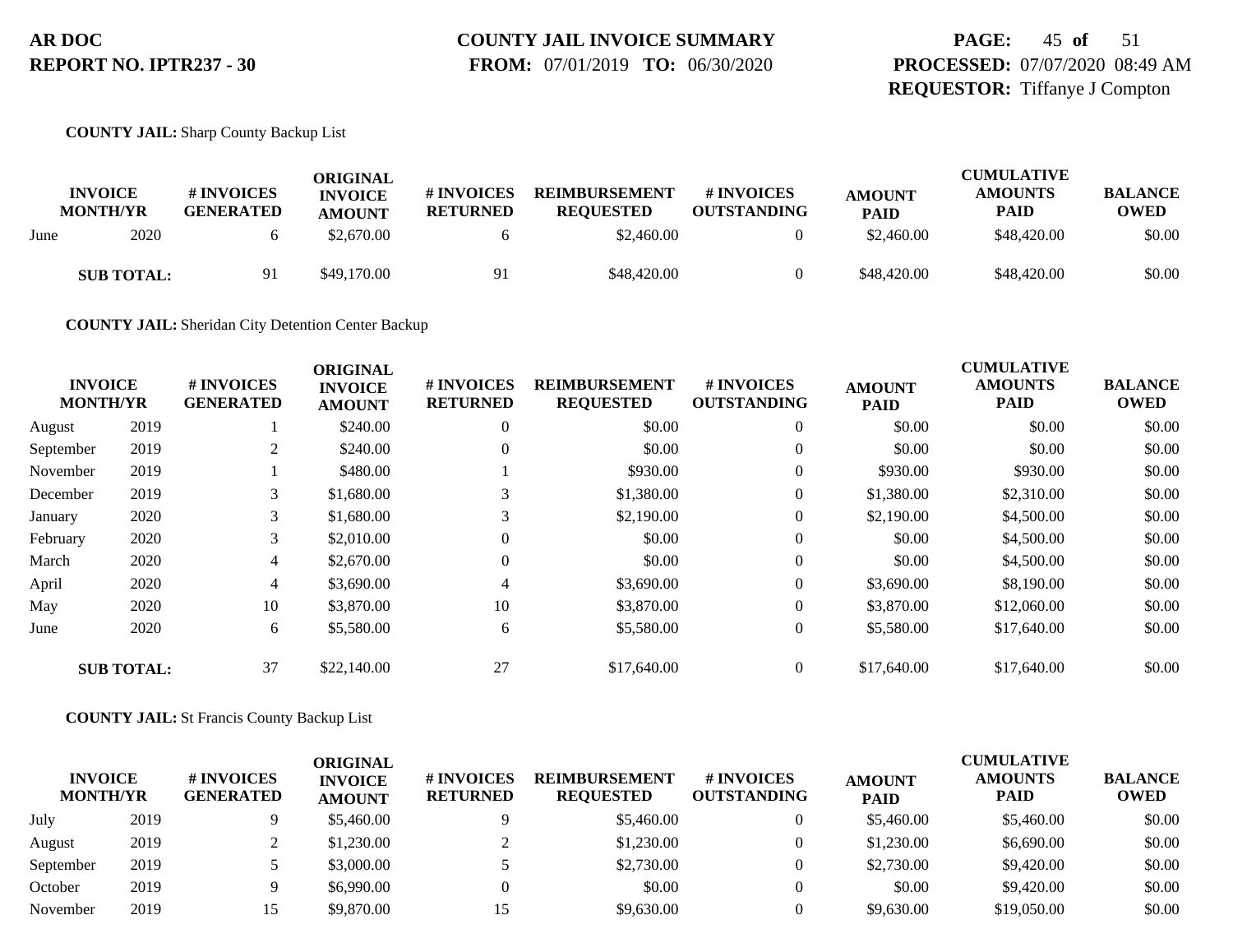**COUNTY JAIL:** Sharp County Backup List

| INVOICE MONTH/YR | | # INVOICES GENERATED | ORIGINAL INVOICE AMOUNT | # INVOICES RETURNED | REIMBURSEMENT REQUESTED | # INVOICES OUTSTANDING | AMOUNT PAID | CUMULATIVE AMOUNTS PAID | BALANCE OWED |
|---|---|---|---|---|---|---|---|---|---|
| June | 2020 | 6 | $2,670.00 | 6 | $2,460.00 | 0 | $2,460.00 | $48,420.00 | $0.00 |
| **SUB TOTAL:** | | 91 | $49,170.00 | 91 | $48,420.00 | 0 | $48,420.00 | $48,420.00 | $0.00 |

**COUNTY JAIL:** Sheridan City Detention Center Backup

| INVOICE MONTH/YR | | # INVOICES GENERATED | ORIGINAL INVOICE AMOUNT | # INVOICES RETURNED | REIMBURSEMENT REQUESTED | # INVOICES OUTSTANDING | AMOUNT PAID | CUMULATIVE AMOUNTS PAID | BALANCE OWED |
|---|---|---|---|---|---|---|---|---|---|
| August | 2019 | 1 | $240.00 | 0 | $0.00 | 0 | $0.00 | $0.00 | $0.00 |
| September | 2019 | 2 | $240.00 | 0 | $0.00 | 0 | $0.00 | $0.00 | $0.00 |
| November | 2019 | 1 | $480.00 | 1 | $930.00 | 0 | $930.00 | $930.00 | $0.00 |
| December | 2019 | 3 | $1,680.00 | 3 | $1,380.00 | 0 | $1,380.00 | $2,310.00 | $0.00 |
| January | 2020 | 3 | $1,680.00 | 3 | $2,190.00 | 0 | $2,190.00 | $4,500.00 | $0.00 |
| February | 2020 | 3 | $2,010.00 | 0 | $0.00 | 0 | $0.00 | $4,500.00 | $0.00 |
| March | 2020 | 4 | $2,670.00 | 0 | $0.00 | 0 | $0.00 | $4,500.00 | $0.00 |
| April | 2020 | 4 | $3,690.00 | 4 | $3,690.00 | 0 | $3,690.00 | $8,190.00 | $0.00 |
| May | 2020 | 10 | $3,870.00 | 10 | $3,870.00 | 0 | $3,870.00 | $12,060.00 | $0.00 |
| June | 2020 | 6 | $5,580.00 | 6 | $5,580.00 | 0 | $5,580.00 | $17,640.00 | $0.00 |
| **SUB TOTAL:** | | 37 | $22,140.00 | 27 | $17,640.00 | 0 | $17,640.00 | $17,640.00 | $0.00 |

**COUNTY JAIL:** St Francis County Backup List

| INVOICE MONTH/YR | | # INVOICES GENERATED | ORIGINAL INVOICE AMOUNT | # INVOICES RETURNED | REIMBURSEMENT REQUESTED | # INVOICES OUTSTANDING | AMOUNT PAID | CUMULATIVE AMOUNTS PAID | BALANCE OWED |
|---|---|---|---|---|---|---|---|---|---|
| July | 2019 | 9 | $5,460.00 | 9 | $5,460.00 | 0 | $5,460.00 | $5,460.00 | $0.00 |
| August | 2019 | 2 | $1,230.00 | 2 | $1,230.00 | 0 | $1,230.00 | $6,690.00 | $0.00 |
| September | 2019 | 5 | $3,000.00 | 5 | $2,730.00 | 0 | $2,730.00 | $9,420.00 | $0.00 |
| October | 2019 | 9 | $6,990.00 | 0 | $0.00 | 0 | $0.00 | $9,420.00 | $0.00 |
| November | 2019 | 15 | $9,870.00 | 15 | $9,630.00 | 0 | $9,630.00 | $19,050.00 | $0.00 |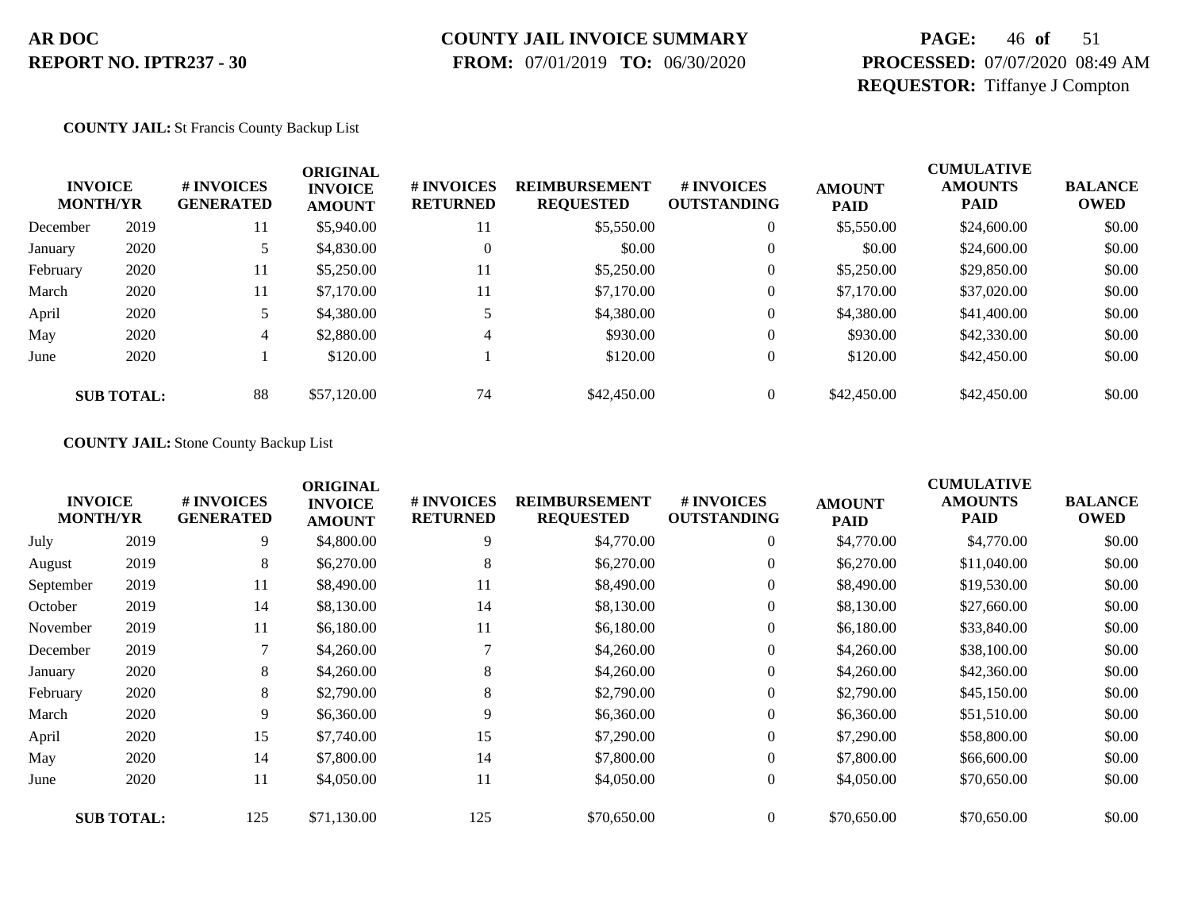**AR DOC**
**REPORT NO. IPTR237 - 30**

**COUNTY JAIL INVOICE SUMMARY**
**FROM:** 07/01/2019 **TO:** 06/30/2020

**PROCESSED:** 07/07/2020 08:49 AM
**REQUESTOR:** Tiffanye J Compton

**COUNTY JAIL:** St Francis County Backup List

| INVOICE MONTH/YR | | # INVOICES GENERATED | ORIGINAL INVOICE AMOUNT | # INVOICES RETURNED | REIMBURSEMENT REQUESTED | # INVOICES OUTSTANDING | AMOUNT PAID | CUMULATIVE AMOUNTS PAID | BALANCE OWED |
|---|---|---|---|---|---|---|---|---|---|
| December | 2019 | 11 | $5,940.00 | 11 | $5,550.00 | 0 | $5,550.00 | $24,600.00 | $0.00 |
| January | 2020 | 5 | $4,830.00 | 0 | $0.00 | 0 | $0.00 | $24,600.00 | $0.00 |
| February | 2020 | 11 | $5,250.00 | 11 | $5,250.00 | 0 | $5,250.00 | $29,850.00 | $0.00 |
| March | 2020 | 11 | $7,170.00 | 11 | $7,170.00 | 0 | $7,170.00 | $37,020.00 | $0.00 |
| April | 2020 | 5 | $4,380.00 | 5 | $4,380.00 | 0 | $4,380.00 | $41,400.00 | $0.00 |
| May | 2020 | 4 | $2,880.00 | 4 | $930.00 | 0 | $930.00 | $42,330.00 | $0.00 |
| June | 2020 | 1 | $120.00 | 1 | $120.00 | 0 | $120.00 | $42,450.00 | $0.00 |
| **SUB TOTAL:** | | 88 | $57,120.00 | 74 | $42,450.00 | 0 | $42,450.00 | $42,450.00 | $0.00 |

**COUNTY JAIL:** Stone County Backup List

| INVOICE MONTH/YR | | # INVOICES GENERATED | ORIGINAL INVOICE AMOUNT | # INVOICES RETURNED | REIMBURSEMENT REQUESTED | # INVOICES OUTSTANDING | AMOUNT PAID | CUMULATIVE AMOUNTS PAID | BALANCE OWED |
|---|---|---|---|---|---|---|---|---|---|
| July | 2019 | 9 | $4,800.00 | 9 | $4,770.00 | 0 | $4,770.00 | $4,770.00 | $0.00 |
| August | 2019 | 8 | $6,270.00 | 8 | $6,270.00 | 0 | $6,270.00 | $11,040.00 | $0.00 |
| September | 2019 | 11 | $8,490.00 | 11 | $8,490.00 | 0 | $8,490.00 | $19,530.00 | $0.00 |
| October | 2019 | 14 | $8,130.00 | 14 | $8,130.00 | 0 | $8,130.00 | $27,660.00 | $0.00 |
| November | 2019 | 11 | $6,180.00 | 11 | $6,180.00 | 0 | $6,180.00 | $33,840.00 | $0.00 |
| December | 2019 | 7 | $4,260.00 | 7 | $4,260.00 | 0 | $4,260.00 | $38,100.00 | $0.00 |
| January | 2020 | 8 | $4,260.00 | 8 | $4,260.00 | 0 | $4,260.00 | $42,360.00 | $0.00 |
| February | 2020 | 8 | $2,790.00 | 8 | $2,790.00 | 0 | $2,790.00 | $45,150.00 | $0.00 |
| March | 2020 | 9 | $6,360.00 | 9 | $6,360.00 | 0 | $6,360.00 | $51,510.00 | $0.00 |
| April | 2020 | 15 | $7,740.00 | 15 | $7,290.00 | 0 | $7,290.00 | $58,800.00 | $0.00 |
| May | 2020 | 14 | $7,800.00 | 14 | $7,800.00 | 0 | $7,800.00 | $66,600.00 | $0.00 |
| June | 2020 | 11 | $4,050.00 | 11 | $4,050.00 | 0 | $4,050.00 | $70,650.00 | $0.00 |
| **SUB TOTAL:** | | 125 | $71,130.00 | 125 | $70,650.00 | 0 | $70,650.00 | $70,650.00 | $0.00 |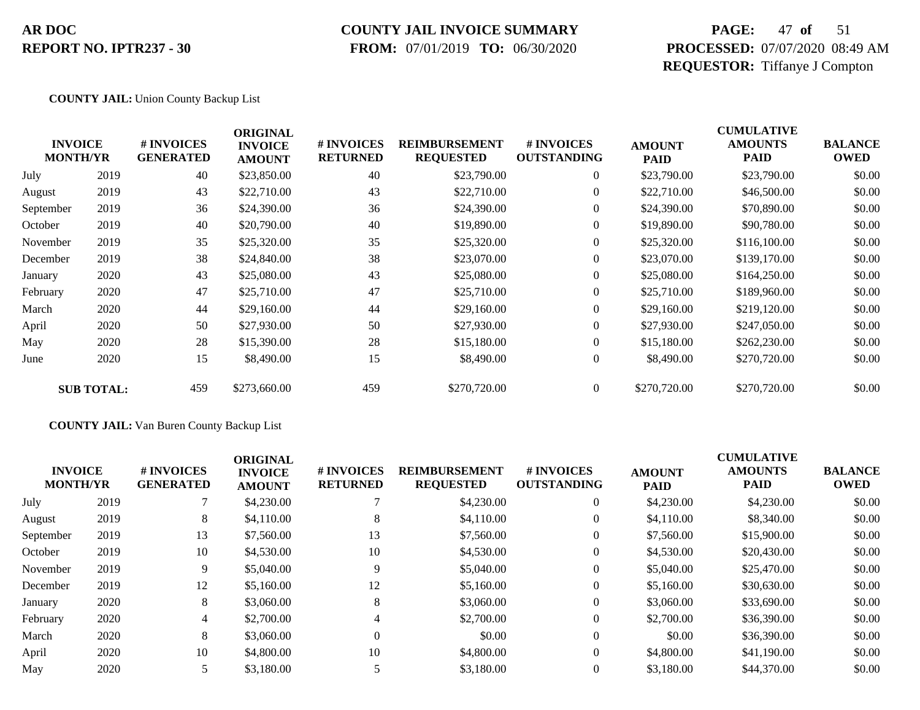**AR DOC**
**REPORT NO. IPTR237 - 30**

**COUNTY JAIL INVOICE SUMMARY**
**FROM:** 07/01/2019 **TO:** 06/30/2020

**PROCESSED:** 07/07/2020 08:49 AM
**REQUESTOR:** Tiffanye J Compton

**COUNTY JAIL:** Union County Backup List

| INVOICE MONTH/YR | | # INVOICES GENERATED | ORIGINAL INVOICE AMOUNT | # INVOICES RETURNED | REIMBURSEMENT REQUESTED | # INVOICES OUTSTANDING | AMOUNT PAID | CUMULATIVE AMOUNTS PAID | BALANCE OWED |
|---|---|---|---|---|---|---|---|---|---|
| July | 2019 | 40 | $23,850.00 | 40 | $23,790.00 | 0 | $23,790.00 | $23,790.00 | $0.00 |
| August | 2019 | 43 | $22,710.00 | 43 | $22,710.00 | 0 | $22,710.00 | $46,500.00 | $0.00 |
| September | 2019 | 36 | $24,390.00 | 36 | $24,390.00 | 0 | $24,390.00 | $70,890.00 | $0.00 |
| October | 2019 | 40 | $20,790.00 | 40 | $19,890.00 | 0 | $19,890.00 | $90,780.00 | $0.00 |
| November | 2019 | 35 | $25,320.00 | 35 | $25,320.00 | 0 | $25,320.00 | $116,100.00 | $0.00 |
| December | 2019 | 38 | $24,840.00 | 38 | $23,070.00 | 0 | $23,070.00 | $139,170.00 | $0.00 |
| January | 2020 | 43 | $25,080.00 | 43 | $25,080.00 | 0 | $25,080.00 | $164,250.00 | $0.00 |
| February | 2020 | 47 | $25,710.00 | 47 | $25,710.00 | 0 | $25,710.00 | $189,960.00 | $0.00 |
| March | 2020 | 44 | $29,160.00 | 44 | $29,160.00 | 0 | $29,160.00 | $219,120.00 | $0.00 |
| April | 2020 | 50 | $27,930.00 | 50 | $27,930.00 | 0 | $27,930.00 | $247,050.00 | $0.00 |
| May | 2020 | 28 | $15,390.00 | 28 | $15,180.00 | 0 | $15,180.00 | $262,230.00 | $0.00 |
| June | 2020 | 15 | $8,490.00 | 15 | $8,490.00 | 0 | $8,490.00 | $270,720.00 | $0.00 |
| **SUB TOTAL:** | | 459 | $273,660.00 | 459 | $270,720.00 | 0 | $270,720.00 | $270,720.00 | $0.00 |

**COUNTY JAIL:** Van Buren County Backup List

| INVOICE MONTH/YR | | # INVOICES GENERATED | ORIGINAL INVOICE AMOUNT | # INVOICES RETURNED | REIMBURSEMENT REQUESTED | # INVOICES OUTSTANDING | AMOUNT PAID | CUMULATIVE AMOUNTS PAID | BALANCE OWED |
|---|---|---|---|---|---|---|---|---|---|
| July | 2019 | 7 | $4,230.00 | 7 | $4,230.00 | 0 | $4,230.00 | $4,230.00 | $0.00 |
| August | 2019 | 8 | $4,110.00 | 8 | $4,110.00 | 0 | $4,110.00 | $8,340.00 | $0.00 |
| September | 2019 | 13 | $7,560.00 | 13 | $7,560.00 | 0 | $7,560.00 | $15,900.00 | $0.00 |
| October | 2019 | 10 | $4,530.00 | 10 | $4,530.00 | 0 | $4,530.00 | $20,430.00 | $0.00 |
| November | 2019 | 9 | $5,040.00 | 9 | $5,040.00 | 0 | $5,040.00 | $25,470.00 | $0.00 |
| December | 2019 | 12 | $5,160.00 | 12 | $5,160.00 | 0 | $5,160.00 | $30,630.00 | $0.00 |
| January | 2020 | 8 | $3,060.00 | 8 | $3,060.00 | 0 | $3,060.00 | $33,690.00 | $0.00 |
| February | 2020 | 4 | $2,700.00 | 4 | $2,700.00 | 0 | $2,700.00 | $36,390.00 | $0.00 |
| March | 2020 | 8 | $3,060.00 | 0 | $0.00 | 0 | $0.00 | $36,390.00 | $0.00 |
| April | 2020 | 10 | $4,800.00 | 10 | $4,800.00 | 0 | $4,800.00 | $41,190.00 | $0.00 |
| May | 2020 | 5 | $3,180.00 | 5 | $3,180.00 | 0 | $3,180.00 | $44,370.00 | $0.00 |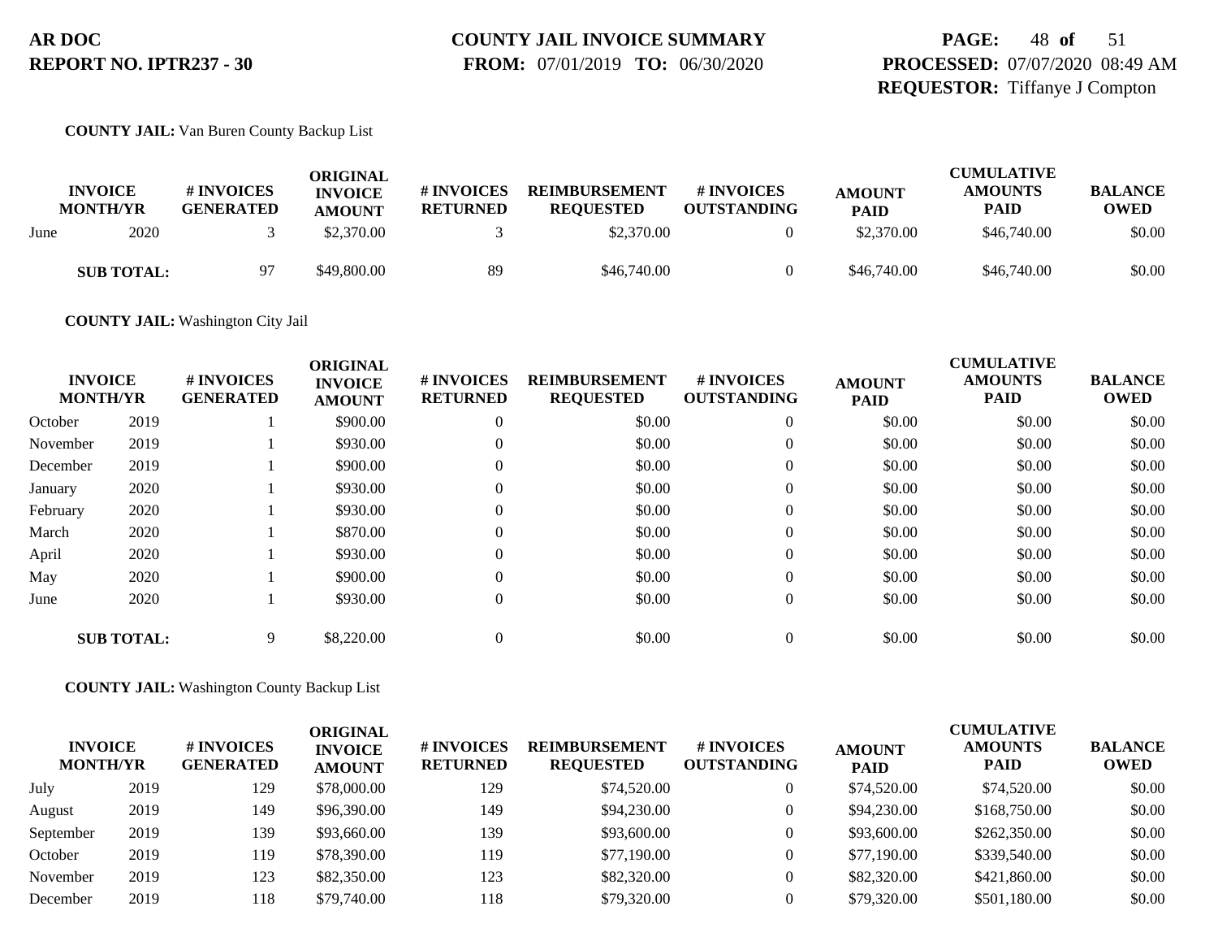**COUNTY JAIL:** Van Buren County Backup List

| INVOICE MONTH/YR | | # INVOICES GENERATED | ORIGINAL INVOICE AMOUNT | # INVOICES RETURNED | REIMBURSEMENT REQUESTED | # INVOICES OUTSTANDING | AMOUNT PAID | CUMULATIVE AMOUNTS PAID | BALANCE OWED |
|---|---|---|---|---|---|---|---|---|---|
| June | 2020 | 3 | $2,370.00 | 3 | $2,370.00 | 0 | $2,370.00 | $46,740.00 | $0.00 |
| **SUB TOTAL:** | | 97 | $49,800.00 | 89 | $46,740.00 | 0 | $46,740.00 | $46,740.00 | $0.00 |

**COUNTY JAIL:** Washington City Jail

| INVOICE MONTH/YR | | # INVOICES GENERATED | ORIGINAL INVOICE AMOUNT | # INVOICES RETURNED | REIMBURSEMENT REQUESTED | # INVOICES OUTSTANDING | AMOUNT PAID | CUMULATIVE AMOUNTS PAID | BALANCE OWED |
|---|---|---|---|---|---|---|---|---|---|
| October | 2019 | 1 | $900.00 | 0 | $0.00 | 0 | $0.00 | $0.00 | $0.00 |
| November | 2019 | 1 | $930.00 | 0 | $0.00 | 0 | $0.00 | $0.00 | $0.00 |
| December | 2019 | 1 | $900.00 | 0 | $0.00 | 0 | $0.00 | $0.00 | $0.00 |
| January | 2020 | 1 | $930.00 | 0 | $0.00 | 0 | $0.00 | $0.00 | $0.00 |
| February | 2020 | 1 | $930.00 | 0 | $0.00 | 0 | $0.00 | $0.00 | $0.00 |
| March | 2020 | 1 | $870.00 | 0 | $0.00 | 0 | $0.00 | $0.00 | $0.00 |
| April | 2020 | 1 | $930.00 | 0 | $0.00 | 0 | $0.00 | $0.00 | $0.00 |
| May | 2020 | 1 | $900.00 | 0 | $0.00 | 0 | $0.00 | $0.00 | $0.00 |
| June | 2020 | 1 | $930.00 | 0 | $0.00 | 0 | $0.00 | $0.00 | $0.00 |
| **SUB TOTAL:** | | 9 | $8,220.00 | 0 | $0.00 | 0 | $0.00 | $0.00 | $0.00 |

**COUNTY JAIL:** Washington County Backup List

| INVOICE MONTH/YR | | # INVOICES GENERATED | ORIGINAL INVOICE AMOUNT | # INVOICES RETURNED | REIMBURSEMENT REQUESTED | # INVOICES OUTSTANDING | AMOUNT PAID | CUMULATIVE AMOUNTS PAID | BALANCE OWED |
|---|---|---|---|---|---|---|---|---|---|
| July | 2019 | 129 | $78,000.00 | 129 | $74,520.00 | 0 | $74,520.00 | $74,520.00 | $0.00 |
| August | 2019 | 149 | $96,390.00 | 149 | $94,230.00 | 0 | $94,230.00 | $168,750.00 | $0.00 |
| September | 2019 | 139 | $93,660.00 | 139 | $93,600.00 | 0 | $93,600.00 | $262,350.00 | $0.00 |
| October | 2019 | 119 | $78,390.00 | 119 | $77,190.00 | 0 | $77,190.00 | $339,540.00 | $0.00 |
| November | 2019 | 123 | $82,350.00 | 123 | $82,320.00 | 0 | $82,320.00 | $421,860.00 | $0.00 |
| December | 2019 | 118 | $79,740.00 | 118 | $79,320.00 | 0 | $79,320.00 | $501,180.00 | $0.00 |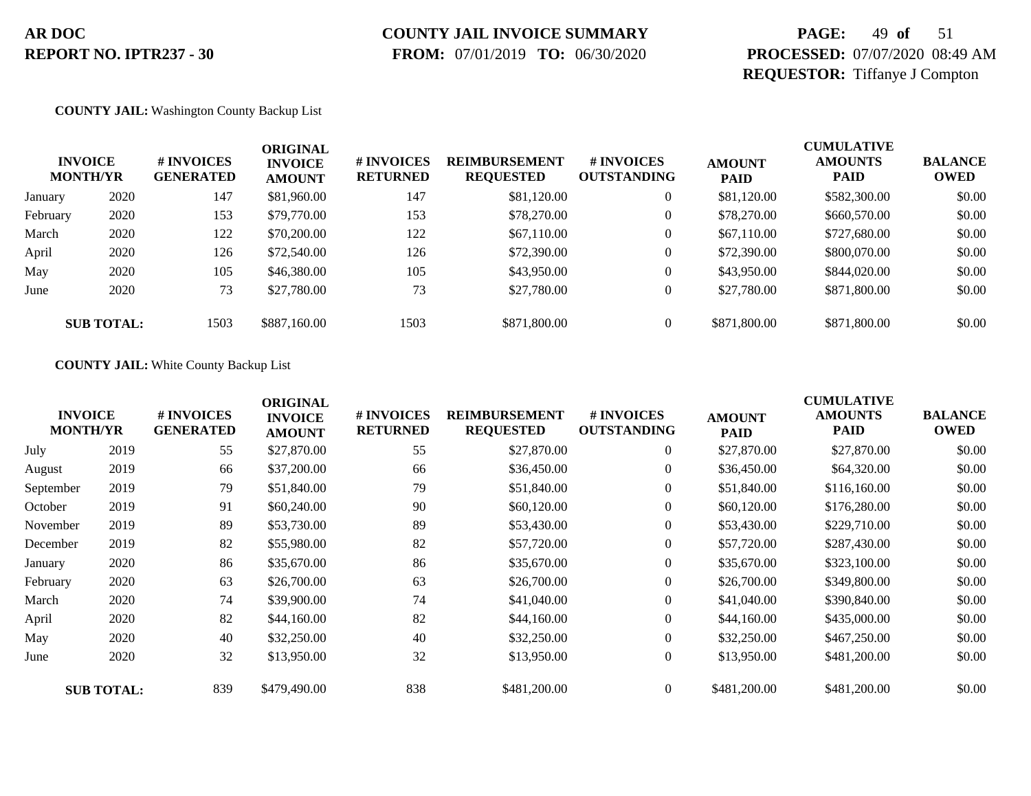**AR DOC**
**REPORT NO. IPTR237 - 30**

**COUNTY JAIL INVOICE SUMMARY**
**FROM:** 07/01/2019 **TO:** 06/30/2020

**PROCESSED:** 07/07/2020 08:49 AM
**REQUESTOR:** Tiffanye J Compton

**COUNTY JAIL:** Washington County Backup List

| INVOICE MONTH/YR | | # INVOICES GENERATED | ORIGINAL INVOICE AMOUNT | # INVOICES RETURNED | REIMBURSEMENT REQUESTED | # INVOICES OUTSTANDING | AMOUNT PAID | CUMULATIVE AMOUNTS PAID | BALANCE OWED |
|---|---|---|---|---|---|---|---|---|---|
| January | 2020 | 147 | $81,960.00 | 147 | $81,120.00 | 0 | $81,120.00 | $582,300.00 | $0.00 |
| February | 2020 | 153 | $79,770.00 | 153 | $78,270.00 | 0 | $78,270.00 | $660,570.00 | $0.00 |
| March | 2020 | 122 | $70,200.00 | 122 | $67,110.00 | 0 | $67,110.00 | $727,680.00 | $0.00 |
| April | 2020 | 126 | $72,540.00 | 126 | $72,390.00 | 0 | $72,390.00 | $800,070.00 | $0.00 |
| May | 2020 | 105 | $46,380.00 | 105 | $43,950.00 | 0 | $43,950.00 | $844,020.00 | $0.00 |
| June | 2020 | 73 | $27,780.00 | 73 | $27,780.00 | 0 | $27,780.00 | $871,800.00 | $0.00 |
| **SUB TOTAL:** | | 1503 | $887,160.00 | 1503 | $871,800.00 | 0 | $871,800.00 | $871,800.00 | $0.00 |

**COUNTY JAIL:** White County Backup List

| INVOICE MONTH/YR | | # INVOICES GENERATED | ORIGINAL INVOICE AMOUNT | # INVOICES RETURNED | REIMBURSEMENT REQUESTED | # INVOICES OUTSTANDING | AMOUNT PAID | CUMULATIVE AMOUNTS PAID | BALANCE OWED |
|---|---|---|---|---|---|---|---|---|---|
| July | 2019 | 55 | $27,870.00 | 55 | $27,870.00 | 0 | $27,870.00 | $27,870.00 | $0.00 |
| August | 2019 | 66 | $37,200.00 | 66 | $36,450.00 | 0 | $36,450.00 | $64,320.00 | $0.00 |
| September | 2019 | 79 | $51,840.00 | 79 | $51,840.00 | 0 | $51,840.00 | $116,160.00 | $0.00 |
| October | 2019 | 91 | $60,240.00 | 90 | $60,120.00 | 0 | $60,120.00 | $176,280.00 | $0.00 |
| November | 2019 | 89 | $53,730.00 | 89 | $53,430.00 | 0 | $53,430.00 | $229,710.00 | $0.00 |
| December | 2019 | 82 | $55,980.00 | 82 | $57,720.00 | 0 | $57,720.00 | $287,430.00 | $0.00 |
| January | 2020 | 86 | $35,670.00 | 86 | $35,670.00 | 0 | $35,670.00 | $323,100.00 | $0.00 |
| February | 2020 | 63 | $26,700.00 | 63 | $26,700.00 | 0 | $26,700.00 | $349,800.00 | $0.00 |
| March | 2020 | 74 | $39,900.00 | 74 | $41,040.00 | 0 | $41,040.00 | $390,840.00 | $0.00 |
| April | 2020 | 82 | $44,160.00 | 82 | $44,160.00 | 0 | $44,160.00 | $435,000.00 | $0.00 |
| May | 2020 | 40 | $32,250.00 | 40 | $32,250.00 | 0 | $32,250.00 | $467,250.00 | $0.00 |
| June | 2020 | 32 | $13,950.00 | 32 | $13,950.00 | 0 | $13,950.00 | $481,200.00 | $0.00 |
| **SUB TOTAL:** | | 839 | $479,490.00 | 838 | $481,200.00 | 0 | $481,200.00 | $481,200.00 | $0.00 |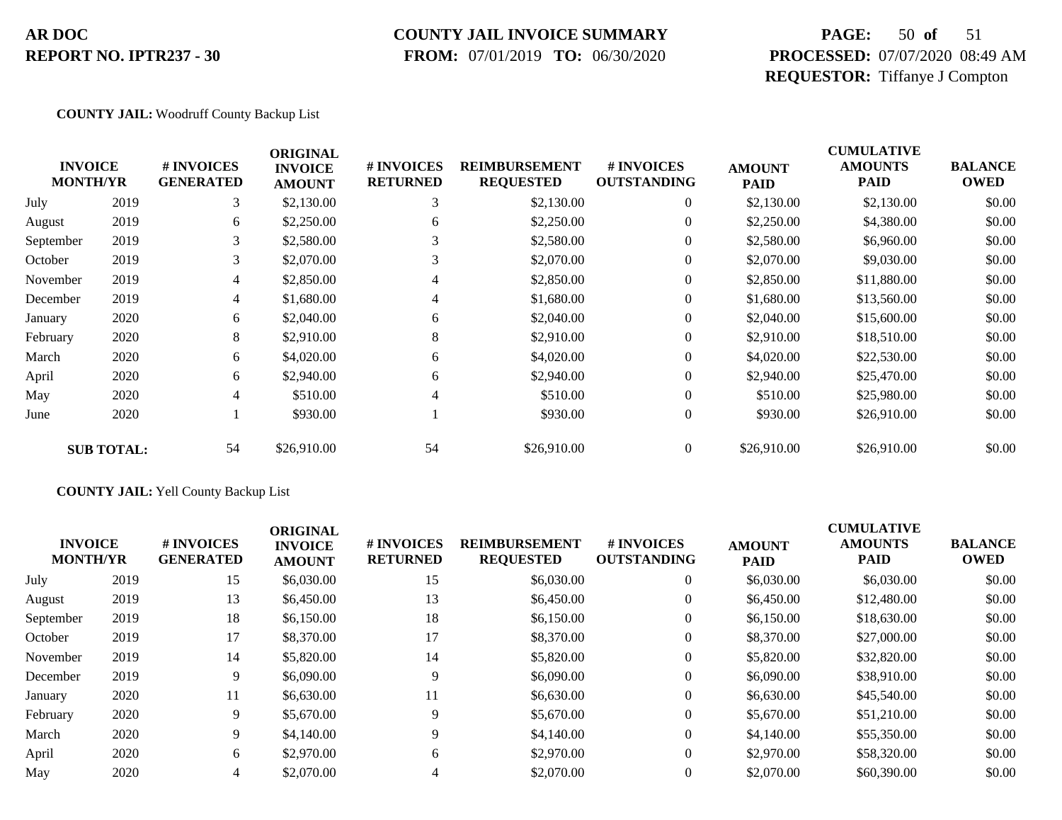**COUNTY JAIL:** Woodruff County Backup List

| INVOICE MONTH/YR | | # INVOICES GENERATED | ORIGINAL INVOICE AMOUNT | # INVOICES RETURNED | REIMBURSEMENT REQUESTED | # INVOICES OUTSTANDING | AMOUNT PAID | CUMULATIVE AMOUNTS PAID | BALANCE OWED |
|---|---|---|---|---|---|---|---|---|---|
| July | 2019 | 3 | $2,130.00 | 3 | $2,130.00 | 0 | $2,130.00 | $2,130.00 | $0.00 |
| August | 2019 | 6 | $2,250.00 | 6 | $2,250.00 | 0 | $2,250.00 | $4,380.00 | $0.00 |
| September | 2019 | 3 | $2,580.00 | 3 | $2,580.00 | 0 | $2,580.00 | $6,960.00 | $0.00 |
| October | 2019 | 3 | $2,070.00 | 3 | $2,070.00 | 0 | $2,070.00 | $9,030.00 | $0.00 |
| November | 2019 | 4 | $2,850.00 | 4 | $2,850.00 | 0 | $2,850.00 | $11,880.00 | $0.00 |
| December | 2019 | 4 | $1,680.00 | 4 | $1,680.00 | 0 | $1,680.00 | $13,560.00 | $0.00 |
| January | 2020 | 6 | $2,040.00 | 6 | $2,040.00 | 0 | $2,040.00 | $15,600.00 | $0.00 |
| February | 2020 | 8 | $2,910.00 | 8 | $2,910.00 | 0 | $2,910.00 | $18,510.00 | $0.00 |
| March | 2020 | 6 | $4,020.00 | 6 | $4,020.00 | 0 | $4,020.00 | $22,530.00 | $0.00 |
| April | 2020 | 6 | $2,940.00 | 6 | $2,940.00 | 0 | $2,940.00 | $25,470.00 | $0.00 |
| May | 2020 | 4 | $510.00 | 4 | $510.00 | 0 | $510.00 | $25,980.00 | $0.00 |
| June | 2020 | 1 | $930.00 | 1 | $930.00 | 0 | $930.00 | $26,910.00 | $0.00 |
| **SUB TOTAL:** | | 54 | $26,910.00 | 54 | $26,910.00 | 0 | $26,910.00 | $26,910.00 | $0.00 |

**COUNTY JAIL:** Yell County Backup List

| INVOICE MONTH/YR | | # INVOICES GENERATED | ORIGINAL INVOICE AMOUNT | # INVOICES RETURNED | REIMBURSEMENT REQUESTED | # INVOICES OUTSTANDING | AMOUNT PAID | CUMULATIVE AMOUNTS PAID | BALANCE OWED |
|---|---|---|---|---|---|---|---|---|---|
| July | 2019 | 15 | $6,030.00 | 15 | $6,030.00 | 0 | $6,030.00 | $6,030.00 | $0.00 |
| August | 2019 | 13 | $6,450.00 | 13 | $6,450.00 | 0 | $6,450.00 | $12,480.00 | $0.00 |
| September | 2019 | 18 | $6,150.00 | 18 | $6,150.00 | 0 | $6,150.00 | $18,630.00 | $0.00 |
| October | 2019 | 17 | $8,370.00 | 17 | $8,370.00 | 0 | $8,370.00 | $27,000.00 | $0.00 |
| November | 2019 | 14 | $5,820.00 | 14 | $5,820.00 | 0 | $5,820.00 | $32,820.00 | $0.00 |
| December | 2019 | 9 | $6,090.00 | 9 | $6,090.00 | 0 | $6,090.00 | $38,910.00 | $0.00 |
| January | 2020 | 11 | $6,630.00 | 11 | $6,630.00 | 0 | $6,630.00 | $45,540.00 | $0.00 |
| February | 2020 | 9 | $5,670.00 | 9 | $5,670.00 | 0 | $5,670.00 | $51,210.00 | $0.00 |
| March | 2020 | 9 | $4,140.00 | 9 | $4,140.00 | 0 | $4,140.00 | $55,350.00 | $0.00 |
| April | 2020 | 6 | $2,970.00 | 6 | $2,970.00 | 0 | $2,970.00 | $58,320.00 | $0.00 |
| May | 2020 | 4 | $2,070.00 | 4 | $2,070.00 | 0 | $2,070.00 | $60,390.00 | $0.00 |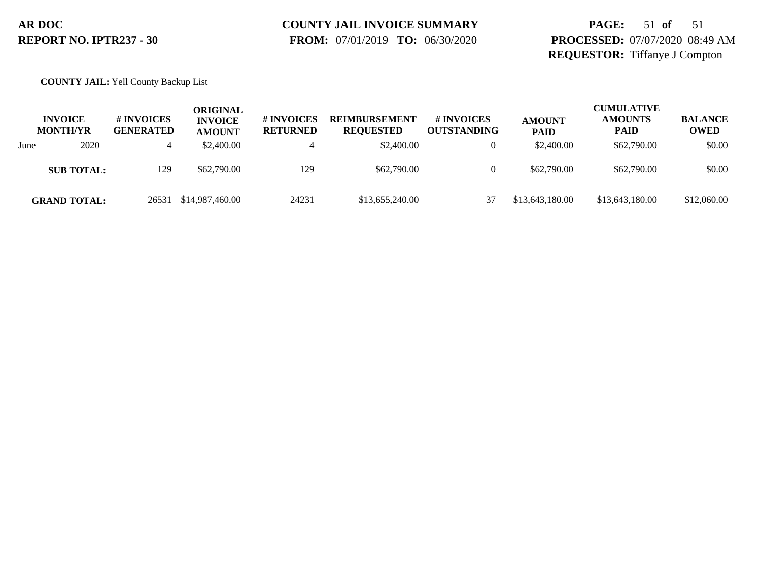**AR DOC**
**REPORT NO. IPTR237 - 30**

**COUNTY JAIL INVOICE SUMMARY**
**FROM:** 07/01/2019 **TO:** 06/30/2020

**PROCESSED:** 07/07/2020 08:49 AM
**REQUESTOR:** Tiffanye J Compton

**COUNTY JAIL:** Yell County Backup List

| INVOICE MONTH/YR | | # INVOICES GENERATED | ORIGINAL INVOICE AMOUNT | # INVOICES RETURNED | REIMBURSEMENT REQUESTED | # INVOICES OUTSTANDING | AMOUNT PAID | CUMULATIVE AMOUNTS PAID | BALANCE OWED |
|---|---|---|---|---|---|---|---|---|---|
| June | 2020 | 4 | $2,400.00 | 4 | $2,400.00 | 0 | $2,400.00 | $62,790.00 | $0.00 |
| **SUB TOTAL:** | | 129 | $62,790.00 | 129 | $62,790.00 | 0 | $62,790.00 | $62,790.00 | $0.00 |
| **GRAND TOTAL:** | | 26531 | $14,987,460.00 | 24231 | $13,655,240.00 | 37 | $13,643,180.00 | $13,643,180.00 | $12,060.00 |